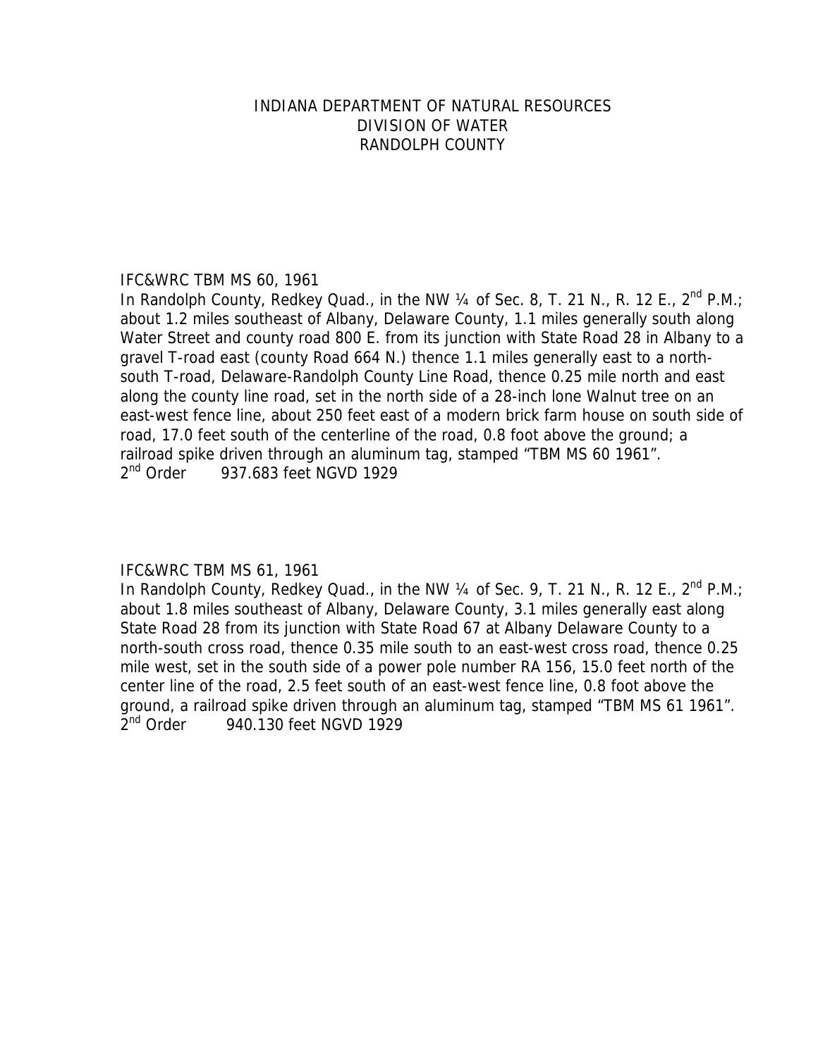# INDIANA DEPARTMENT OF NATURAL RESOURCES
## DIVISION OF WATER
## RANDOLPH COUNTY

IFC&WRC TBM MS 60, 1961

In Randolph County, Redkey Quad., in the NW ¼ of Sec. 8, T. 21 N., R. 12 E., 2nd P.M.; about 1.2 miles southeast of Albany, Delaware County, 1.1 miles generally south along Water Street and county road 800 E. from its junction with State Road 28 in Albany to a gravel T-road east (county Road 664 N.) thence 1.1 miles generally east to a north-south T-road, Delaware-Randolph County Line Road, thence 0.25 mile north and east along the county line road, set in the north side of a 28-inch lone Walnut tree on an east-west fence line, about 250 feet east of a modern brick farm house on south side of road, 17.0 feet south of the centerline of the road, 0.8 foot above the ground; a railroad spike driven through an aluminum tag, stamped "TBM MS 60 1961".

2nd Order 937.683 feet NGVD 1929

IFC&WRC TBM MS 61, 1961

In Randolph County, Redkey Quad., in the NW ¼ of Sec. 9, T. 21 N., R. 12 E., 2nd P.M.; about 1.8 miles southeast of Albany, Delaware County, 3.1 miles generally east along State Road 28 from its junction with State Road 67 at Albany Delaware County to a north-south cross road, thence 0.35 mile south to an east-west cross road, thence 0.25 mile west, set in the south side of a power pole number RA 156, 15.0 feet north of the center line of the road, 2.5 feet south of an east-west fence line, 0.8 foot above the ground, a railroad spike driven through an aluminum tag, stamped "TBM MS 61 1961".

2nd Order 940.130 feet NGVD 1929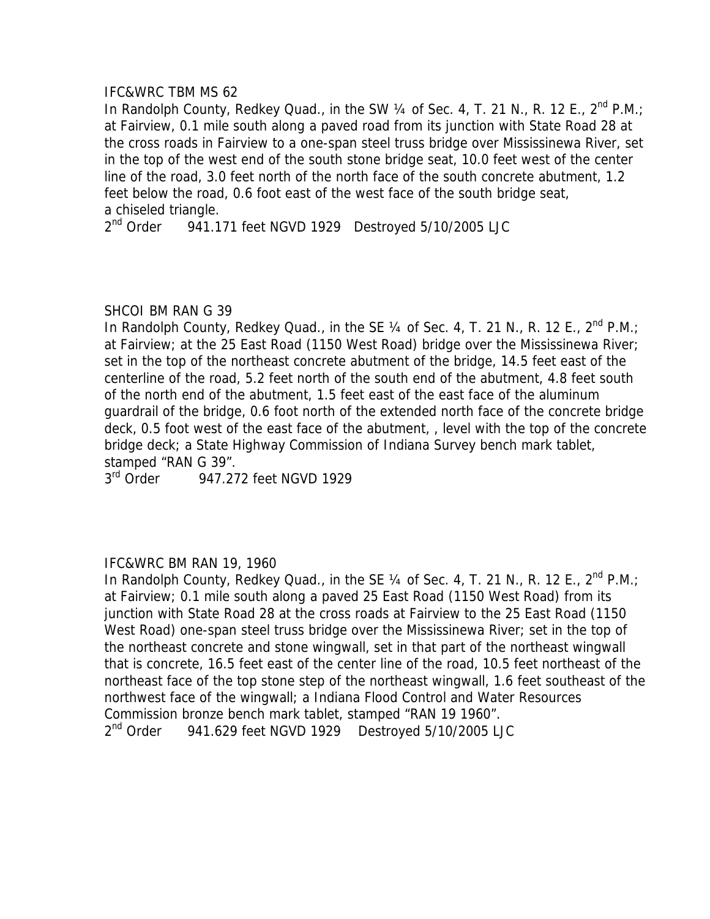IFC&WRC TBM MS 62

In Randolph County, Redkey Quad., in the SW ¼ of Sec. 4, T. 21 N., R. 12 E., 2nd P.M.; at Fairview, 0.1 mile south along a paved road from its junction with State Road 28 at the cross roads in Fairview to a one-span steel truss bridge over Mississinewa River, set in the top of the west end of the south stone bridge seat, 10.0 feet west of the center line of the road, 3.0 feet north of the north face of the south concrete abutment, 1.2 feet below the road, 0.6 foot east of the west face of the south bridge seat, a chiseled triangle.

2nd Order 941.171 feet NGVD 1929 Destroyed 5/10/2005 LJC

SHCOI BM RAN G 39

In Randolph County, Redkey Quad., in the SE ¼ of Sec. 4, T. 21 N., R. 12 E., 2nd P.M.; at Fairview; at the 25 East Road (1150 West Road) bridge over the Mississinewa River; set in the top of the northeast concrete abutment of the bridge, 14.5 feet east of the centerline of the road, 5.2 feet north of the south end of the abutment, 4.8 feet south of the north end of the abutment, 1.5 feet east of the east face of the aluminum guardrail of the bridge, 0.6 foot north of the extended north face of the concrete bridge deck, 0.5 foot west of the east face of the abutment, , level with the top of the concrete bridge deck; a State Highway Commission of Indiana Survey bench mark tablet, stamped "RAN G 39".

3rd Order 947.272 feet NGVD 1929

IFC&WRC BM RAN 19, 1960

In Randolph County, Redkey Quad., in the SE ¼ of Sec. 4, T. 21 N., R. 12 E., 2nd P.M.; at Fairview; 0.1 mile south along a paved 25 East Road (1150 West Road) from its junction with State Road 28 at the cross roads at Fairview to the 25 East Road (1150 West Road) one-span steel truss bridge over the Mississinewa River; set in the top of the northeast concrete and stone wingwall, set in that part of the northeast wingwall that is concrete, 16.5 feet east of the center line of the road, 10.5 feet northeast of the northeast face of the top stone step of the northeast wingwall, 1.6 feet southeast of the northwest face of the wingwall; a Indiana Flood Control and Water Resources Commission bronze bench mark tablet, stamped "RAN 19 1960".

2nd Order 941.629 feet NGVD 1929 Destroyed 5/10/2005 LJC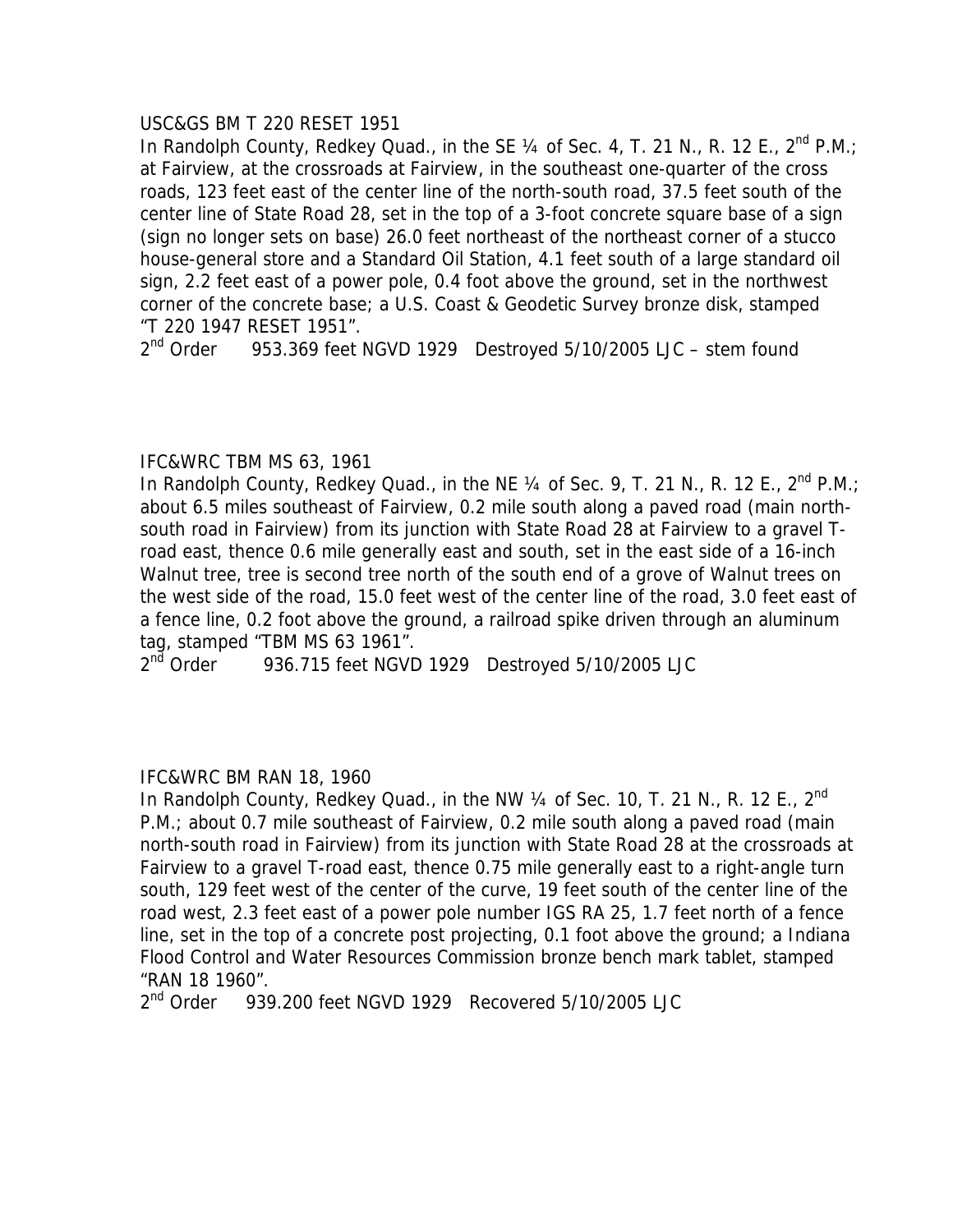USC&GS BM T 220 RESET 1951

In Randolph County, Redkey Quad., in the SE ¼ of Sec. 4, T. 21 N., R. 12 E., 2nd P.M.; at Fairview, at the crossroads at Fairview, in the southeast one-quarter of the cross roads, 123 feet east of the center line of the north-south road, 37.5 feet south of the center line of State Road 28, set in the top of a 3-foot concrete square base of a sign (sign no longer sets on base) 26.0 feet northeast of the northeast corner of a stucco house-general store and a Standard Oil Station, 4.1 feet south of a large standard oil sign, 2.2 feet east of a power pole, 0.4 foot above the ground, set in the northwest corner of the concrete base; a U.S. Coast & Geodetic Survey bronze disk, stamped "T 220 1947 RESET 1951".

2nd Order    953.369 feet NGVD 1929   Destroyed 5/10/2005 LJC – stem found

IFC&WRC TBM MS 63, 1961

In Randolph County, Redkey Quad., in the NE ¼ of Sec. 9, T. 21 N., R. 12 E., 2nd P.M.; about 6.5 miles southeast of Fairview, 0.2 mile south along a paved road (main north-south road in Fairview) from its junction with State Road 28 at Fairview to a gravel T-road east, thence 0.6 mile generally east and south, set in the east side of a 16-inch Walnut tree, tree is second tree north of the south end of a grove of Walnut trees on the west side of the road, 15.0 feet west of the center line of the road, 3.0 feet east of a fence line, 0.2 foot above the ground, a railroad spike driven through an aluminum tag, stamped "TBM MS 63 1961".

2nd Order    936.715 feet NGVD 1929   Destroyed 5/10/2005 LJC

IFC&WRC BM RAN 18, 1960

In Randolph County, Redkey Quad., in the NW ¼ of Sec. 10, T. 21 N., R. 12 E., 2nd P.M.; about 0.7 mile southeast of Fairview, 0.2 mile south along a paved road (main north-south road in Fairview) from its junction with State Road 28 at the crossroads at Fairview to a gravel T-road east, thence 0.75 mile generally east to a right-angle turn south, 129 feet west of the center of the curve, 19 feet south of the center line of the road west, 2.3 feet east of a power pole number IGS RA 25, 1.7 feet north of a fence line, set in the top of a concrete post projecting, 0.1 foot above the ground; a Indiana Flood Control and Water Resources Commission bronze bench mark tablet, stamped "RAN 18 1960".

2nd Order    939.200 feet NGVD 1929   Recovered 5/10/2005 LJC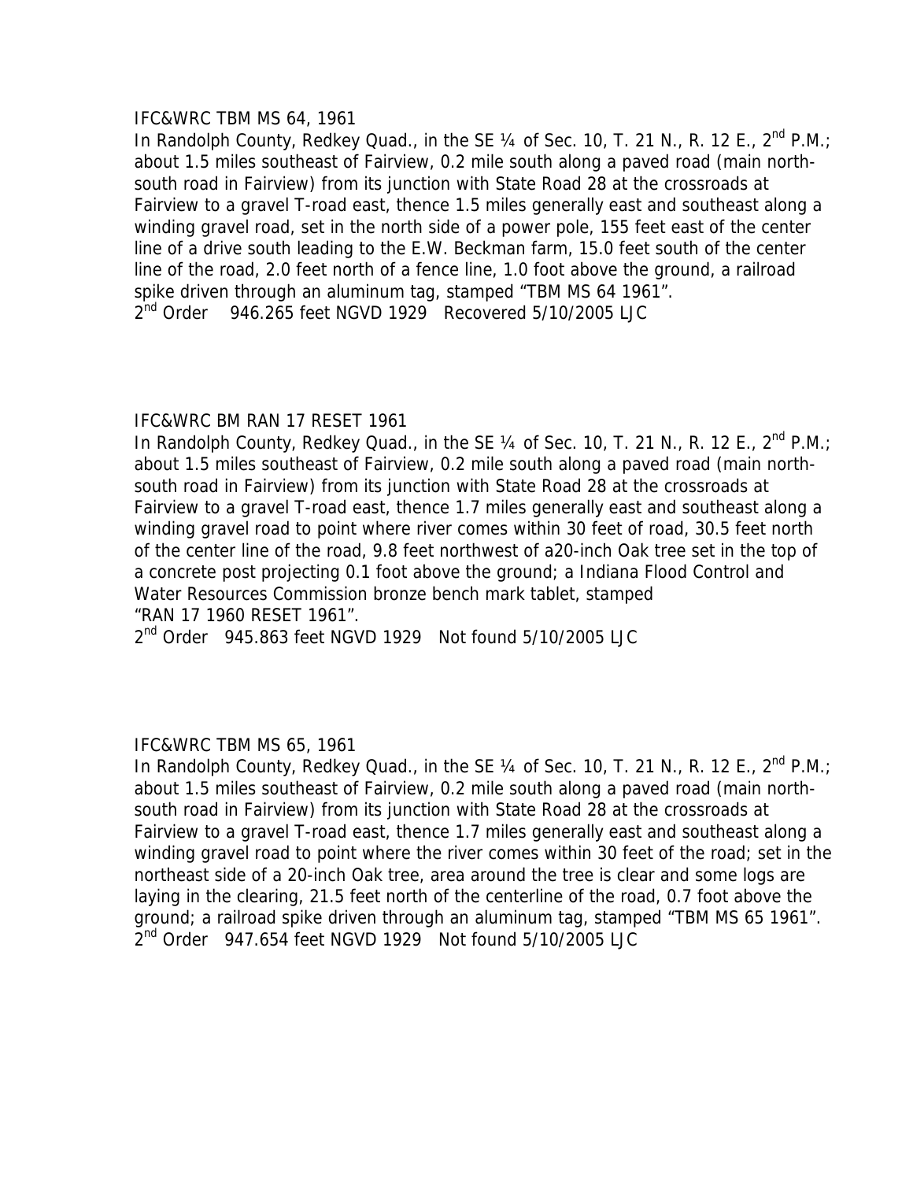IFC&WRC TBM MS 64, 1961

In Randolph County, Redkey Quad., in the SE ¼ of Sec. 10, T. 21 N., R. 12 E., 2nd P.M.; about 1.5 miles southeast of Fairview, 0.2 mile south along a paved road (main north-south road in Fairview) from its junction with State Road 28 at the crossroads at Fairview to a gravel T-road east, thence 1.5 miles generally east and southeast along a winding gravel road, set in the north side of a power pole, 155 feet east of the center line of a drive south leading to the E.W. Beckman farm, 15.0 feet south of the center line of the road, 2.0 feet north of a fence line, 1.0 foot above the ground, a railroad spike driven through an aluminum tag, stamped "TBM MS 64 1961".

2nd Order 946.265 feet NGVD 1929 Recovered 5/10/2005 LJC

IFC&WRC BM RAN 17 RESET 1961

In Randolph County, Redkey Quad., in the SE ¼ of Sec. 10, T. 21 N., R. 12 E., 2nd P.M.; about 1.5 miles southeast of Fairview, 0.2 mile south along a paved road (main north-south road in Fairview) from its junction with State Road 28 at the crossroads at Fairview to a gravel T-road east, thence 1.7 miles generally east and southeast along a winding gravel road to point where river comes within 30 feet of road, 30.5 feet north of the center line of the road, 9.8 feet northwest of a20-inch Oak tree set in the top of a concrete post projecting 0.1 foot above the ground; a Indiana Flood Control and Water Resources Commission bronze bench mark tablet, stamped "RAN 17 1960 RESET 1961".

2nd Order 945.863 feet NGVD 1929 Not found 5/10/2005 LJC

IFC&WRC TBM MS 65, 1961

In Randolph County, Redkey Quad., in the SE ¼ of Sec. 10, T. 21 N., R. 12 E., 2nd P.M.; about 1.5 miles southeast of Fairview, 0.2 mile south along a paved road (main north-south road in Fairview) from its junction with State Road 28 at the crossroads at Fairview to a gravel T-road east, thence 1.7 miles generally east and southeast along a winding gravel road to point where the river comes within 30 feet of the road; set in the northeast side of a 20-inch Oak tree, area around the tree is clear and some logs are laying in the clearing, 21.5 feet north of the centerline of the road, 0.7 foot above the ground; a railroad spike driven through an aluminum tag, stamped "TBM MS 65 1961".

2nd Order 947.654 feet NGVD 1929 Not found 5/10/2005 LJC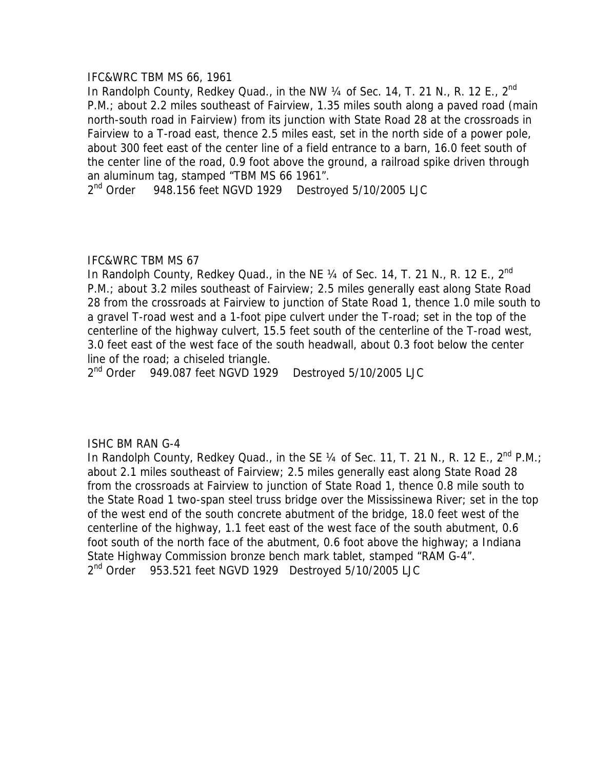IFC&WRC TBM MS 66, 1961

In Randolph County, Redkey Quad., in the NW ¼ of Sec. 14, T. 21 N., R. 12 E., 2nd P.M.; about 2.2 miles southeast of Fairview, 1.35 miles south along a paved road (main north-south road in Fairview) from its junction with State Road 28 at the crossroads in Fairview to a T-road east, thence 2.5 miles east, set in the north side of a power pole, about 300 feet east of the center line of a field entrance to a barn, 16.0 feet south of the center line of the road, 0.9 foot above the ground, a railroad spike driven through an aluminum tag, stamped "TBM MS 66 1961".

2nd Order 948.156 feet NGVD 1929 Destroyed 5/10/2005 LJC

IFC&WRC TBM MS 67

In Randolph County, Redkey Quad., in the NE ¼ of Sec. 14, T. 21 N., R. 12 E., 2nd P.M.; about 3.2 miles southeast of Fairview; 2.5 miles generally east along State Road 28 from the crossroads at Fairview to junction of State Road 1, thence 1.0 mile south to a gravel T-road west and a 1-foot pipe culvert under the T-road; set in the top of the centerline of the highway culvert, 15.5 feet south of the centerline of the T-road west, 3.0 feet east of the west face of the south headwall, about 0.3 foot below the center line of the road; a chiseled triangle.

2nd Order 949.087 feet NGVD 1929 Destroyed 5/10/2005 LJC

ISHC BM RAN G-4

In Randolph County, Redkey Quad., in the SE ¼ of Sec. 11, T. 21 N., R. 12 E., 2nd P.M.; about 2.1 miles southeast of Fairview; 2.5 miles generally east along State Road 28 from the crossroads at Fairview to junction of State Road 1, thence 0.8 mile south to the State Road 1 two-span steel truss bridge over the Mississinewa River; set in the top of the west end of the south concrete abutment of the bridge, 18.0 feet west of the centerline of the highway, 1.1 feet east of the west face of the south abutment, 0.6 foot south of the north face of the abutment, 0.6 foot above the highway; a Indiana State Highway Commission bronze bench mark tablet, stamped "RAM G-4".

2nd Order 953.521 feet NGVD 1929 Destroyed 5/10/2005 LJC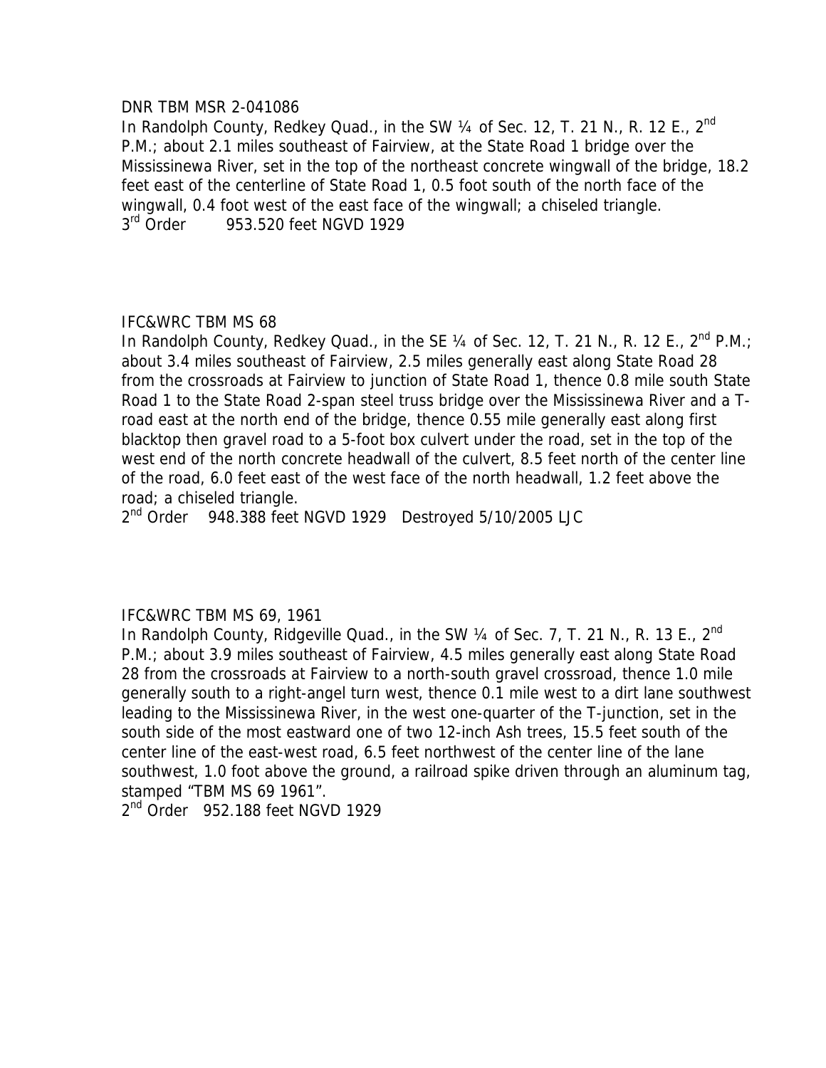DNR TBM MSR 2-041086

In Randolph County, Redkey Quad., in the SW ¼ of Sec. 12, T. 21 N., R. 12 E., 2nd P.M.; about 2.1 miles southeast of Fairview, at the State Road 1 bridge over the Mississinewa River, set in the top of the northeast concrete wingwall of the bridge, 18.2 feet east of the centerline of State Road 1, 0.5 foot south of the north face of the wingwall, 0.4 foot west of the east face of the wingwall; a chiseled triangle.

3rd Order 953.520 feet NGVD 1929

IFC&WRC TBM MS 68

In Randolph County, Redkey Quad., in the SE ¼ of Sec. 12, T. 21 N., R. 12 E., 2nd P.M.; about 3.4 miles southeast of Fairview, 2.5 miles generally east along State Road 28 from the crossroads at Fairview to junction of State Road 1, thence 0.8 mile south State Road 1 to the State Road 2-span steel truss bridge over the Mississinewa River and a T-road east at the north end of the bridge, thence 0.55 mile generally east along first blacktop then gravel road to a 5-foot box culvert under the road, set in the top of the west end of the north concrete headwall of the culvert, 8.5 feet north of the center line of the road, 6.0 feet east of the west face of the north headwall, 1.2 feet above the road; a chiseled triangle.

2nd Order 948.388 feet NGVD 1929 Destroyed 5/10/2005 LJC

IFC&WRC TBM MS 69, 1961

In Randolph County, Ridgeville Quad., in the SW ¼ of Sec. 7, T. 21 N., R. 13 E., 2nd P.M.; about 3.9 miles southeast of Fairview, 4.5 miles generally east along State Road 28 from the crossroads at Fairview to a north-south gravel crossroad, thence 1.0 mile generally south to a right-angel turn west, thence 0.1 mile west to a dirt lane southwest leading to the Mississinewa River, in the west one-quarter of the T-junction, set in the south side of the most eastward one of two 12-inch Ash trees, 15.5 feet south of the center line of the east-west road, 6.5 feet northwest of the center line of the lane southwest, 1.0 foot above the ground, a railroad spike driven through an aluminum tag, stamped "TBM MS 69 1961".

2nd Order 952.188 feet NGVD 1929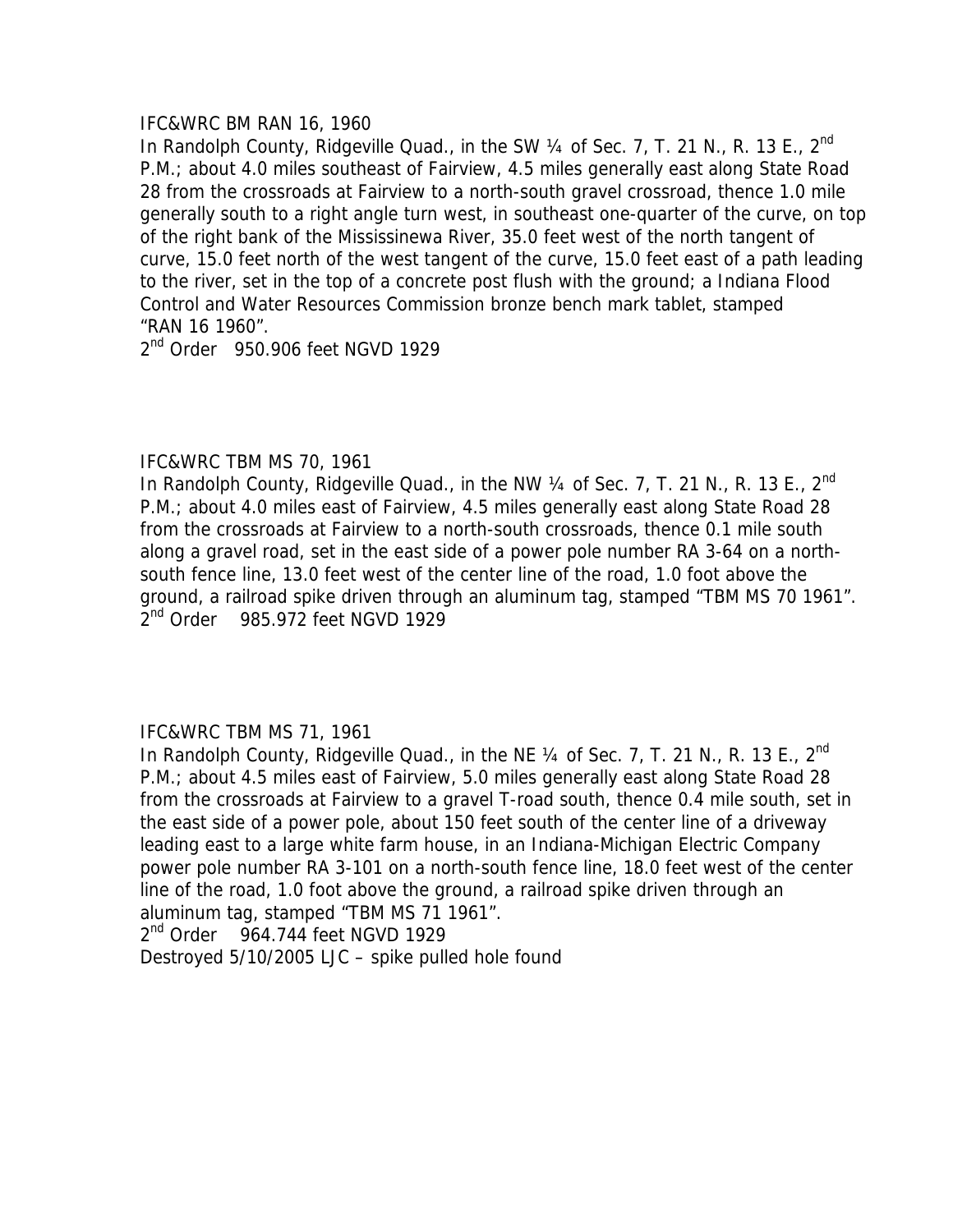IFC&WRC BM RAN 16, 1960

In Randolph County, Ridgeville Quad., in the SW ¼ of Sec. 7, T. 21 N., R. 13 E., 2nd P.M.; about 4.0 miles southeast of Fairview, 4.5 miles generally east along State Road 28 from the crossroads at Fairview to a north-south gravel crossroad, thence 1.0 mile generally south to a right angle turn west, in southeast one-quarter of the curve, on top of the right bank of the Mississinewa River, 35.0 feet west of the north tangent of curve, 15.0 feet north of the west tangent of the curve, 15.0 feet east of a path leading to the river, set in the top of a concrete post flush with the ground; a Indiana Flood Control and Water Resources Commission bronze bench mark tablet, stamped "RAN 16 1960".

2nd Order 950.906 feet NGVD 1929

IFC&WRC TBM MS 70, 1961

In Randolph County, Ridgeville Quad., in the NW ¼ of Sec. 7, T. 21 N., R. 13 E., 2nd P.M.; about 4.0 miles east of Fairview, 4.5 miles generally east along State Road 28 from the crossroads at Fairview to a north-south crossroads, thence 0.1 mile south along a gravel road, set in the east side of a power pole number RA 3-64 on a north-south fence line, 13.0 feet west of the center line of the road, 1.0 foot above the ground, a railroad spike driven through an aluminum tag, stamped "TBM MS 70 1961".

2nd Order 985.972 feet NGVD 1929

IFC&WRC TBM MS 71, 1961

In Randolph County, Ridgeville Quad., in the NE ¼ of Sec. 7, T. 21 N., R. 13 E., 2nd P.M.; about 4.5 miles east of Fairview, 5.0 miles generally east along State Road 28 from the crossroads at Fairview to a gravel T-road south, thence 0.4 mile south, set in the east side of a power pole, about 150 feet south of the center line of a driveway leading east to a large white farm house, in an Indiana-Michigan Electric Company power pole number RA 3-101 on a north-south fence line, 18.0 feet west of the center line of the road, 1.0 foot above the ground, a railroad spike driven through an aluminum tag, stamped "TBM MS 71 1961".

2nd Order 964.744 feet NGVD 1929

Destroyed 5/10/2005 LJC – spike pulled hole found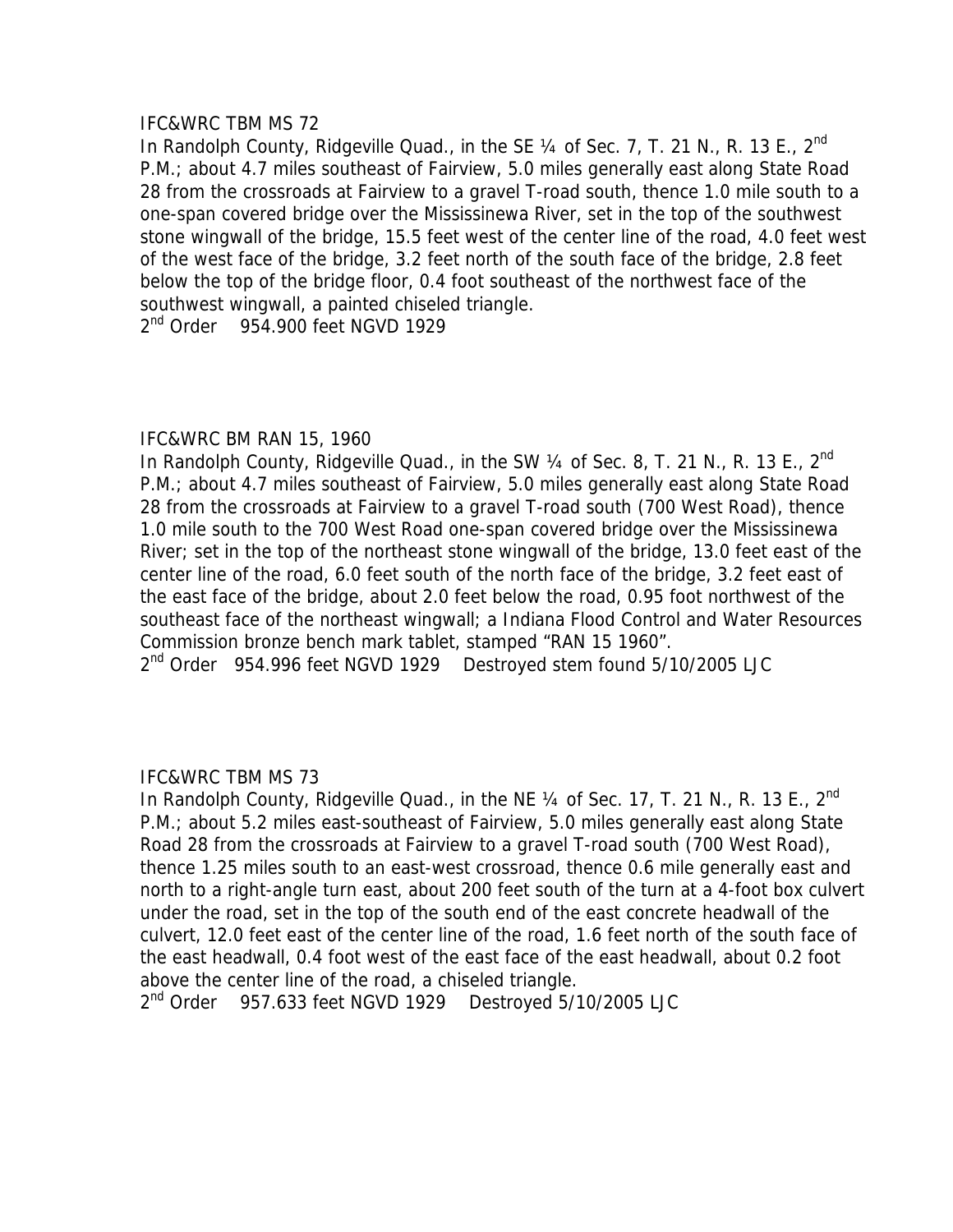IFC&WRC TBM MS 72

In Randolph County, Ridgeville Quad., in the SE ¼ of Sec. 7, T. 21 N., R. 13 E., 2nd P.M.; about 4.7 miles southeast of Fairview, 5.0 miles generally east along State Road 28 from the crossroads at Fairview to a gravel T-road south, thence 1.0 mile south to a one-span covered bridge over the Mississinewa River, set in the top of the southwest stone wingwall of the bridge, 15.5 feet west of the center line of the road, 4.0 feet west of the west face of the bridge, 3.2 feet north of the south face of the bridge, 2.8 feet below the top of the bridge floor, 0.4 foot southeast of the northwest face of the southwest wingwall, a painted chiseled triangle.

2nd Order 954.900 feet NGVD 1929

IFC&WRC BM RAN 15, 1960

In Randolph County, Ridgeville Quad., in the SW ¼ of Sec. 8, T. 21 N., R. 13 E., 2nd P.M.; about 4.7 miles southeast of Fairview, 5.0 miles generally east along State Road 28 from the crossroads at Fairview to a gravel T-road south (700 West Road), thence 1.0 mile south to the 700 West Road one-span covered bridge over the Mississinewa River; set in the top of the northeast stone wingwall of the bridge, 13.0 feet east of the center line of the road, 6.0 feet south of the north face of the bridge, 3.2 feet east of the east face of the bridge, about 2.0 feet below the road, 0.95 foot northwest of the southeast face of the northeast wingwall; a Indiana Flood Control and Water Resources Commission bronze bench mark tablet, stamped "RAN 15 1960".

2nd Order 954.996 feet NGVD 1929 Destroyed stem found 5/10/2005 LJC

IFC&WRC TBM MS 73

In Randolph County, Ridgeville Quad., in the NE ¼ of Sec. 17, T. 21 N., R. 13 E., 2nd P.M.; about 5.2 miles east-southeast of Fairview, 5.0 miles generally east along State Road 28 from the crossroads at Fairview to a gravel T-road south (700 West Road), thence 1.25 miles south to an east-west crossroad, thence 0.6 mile generally east and north to a right-angle turn east, about 200 feet south of the turn at a 4-foot box culvert under the road, set in the top of the south end of the east concrete headwall of the culvert, 12.0 feet east of the center line of the road, 1.6 feet north of the south face of the east headwall, 0.4 foot west of the east face of the east headwall, about 0.2 foot above the center line of the road, a chiseled triangle.

2nd Order 957.633 feet NGVD 1929 Destroyed 5/10/2005 LJC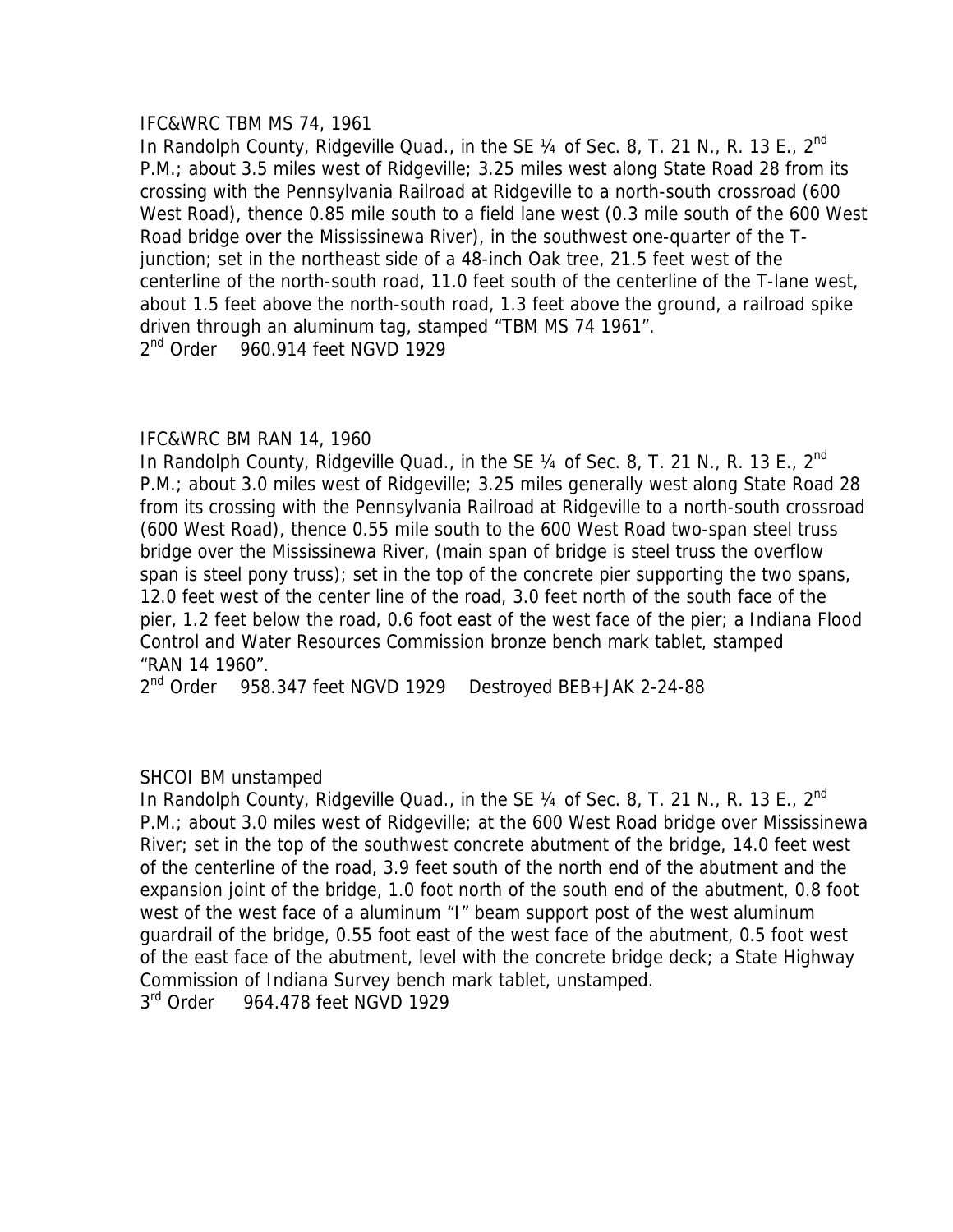IFC&WRC TBM MS 74, 1961

In Randolph County, Ridgeville Quad., in the SE ¼ of Sec. 8, T. 21 N., R. 13 E., 2nd P.M.; about 3.5 miles west of Ridgeville; 3.25 miles west along State Road 28 from its crossing with the Pennsylvania Railroad at Ridgeville to a north-south crossroad (600 West Road), thence 0.85 mile south to a field lane west (0.3 mile south of the 600 West Road bridge over the Mississinewa River), in the southwest one-quarter of the T-junction; set in the northeast side of a 48-inch Oak tree, 21.5 feet west of the centerline of the north-south road, 11.0 feet south of the centerline of the T-lane west, about 1.5 feet above the north-south road, 1.3 feet above the ground, a railroad spike driven through an aluminum tag, stamped "TBM MS 74 1961".

2nd Order 960.914 feet NGVD 1929

IFC&WRC BM RAN 14, 1960

In Randolph County, Ridgeville Quad., in the SE ¼ of Sec. 8, T. 21 N., R. 13 E., 2nd P.M.; about 3.0 miles west of Ridgeville; 3.25 miles generally west along State Road 28 from its crossing with the Pennsylvania Railroad at Ridgeville to a north-south crossroad (600 West Road), thence 0.55 mile south to the 600 West Road two-span steel truss bridge over the Mississinewa River, (main span of bridge is steel truss the overflow span is steel pony truss); set in the top of the concrete pier supporting the two spans, 12.0 feet west of the center line of the road, 3.0 feet north of the south face of the pier, 1.2 feet below the road, 0.6 foot east of the west face of the pier; a Indiana Flood Control and Water Resources Commission bronze bench mark tablet, stamped "RAN 14 1960".

2nd Order 958.347 feet NGVD 1929 Destroyed BEB+JAK 2-24-88

SHCOI BM unstamped

In Randolph County, Ridgeville Quad., in the SE ¼ of Sec. 8, T. 21 N., R. 13 E., 2nd P.M.; about 3.0 miles west of Ridgeville; at the 600 West Road bridge over Mississinewa River; set in the top of the southwest concrete abutment of the bridge, 14.0 feet west of the centerline of the road, 3.9 feet south of the north end of the abutment and the expansion joint of the bridge, 1.0 foot north of the south end of the abutment, 0.8 foot west of the west face of a aluminum "I" beam support post of the west aluminum guardrail of the bridge, 0.55 foot east of the west face of the abutment, 0.5 foot west of the east face of the abutment, level with the concrete bridge deck; a State Highway Commission of Indiana Survey bench mark tablet, unstamped.

3rd Order 964.478 feet NGVD 1929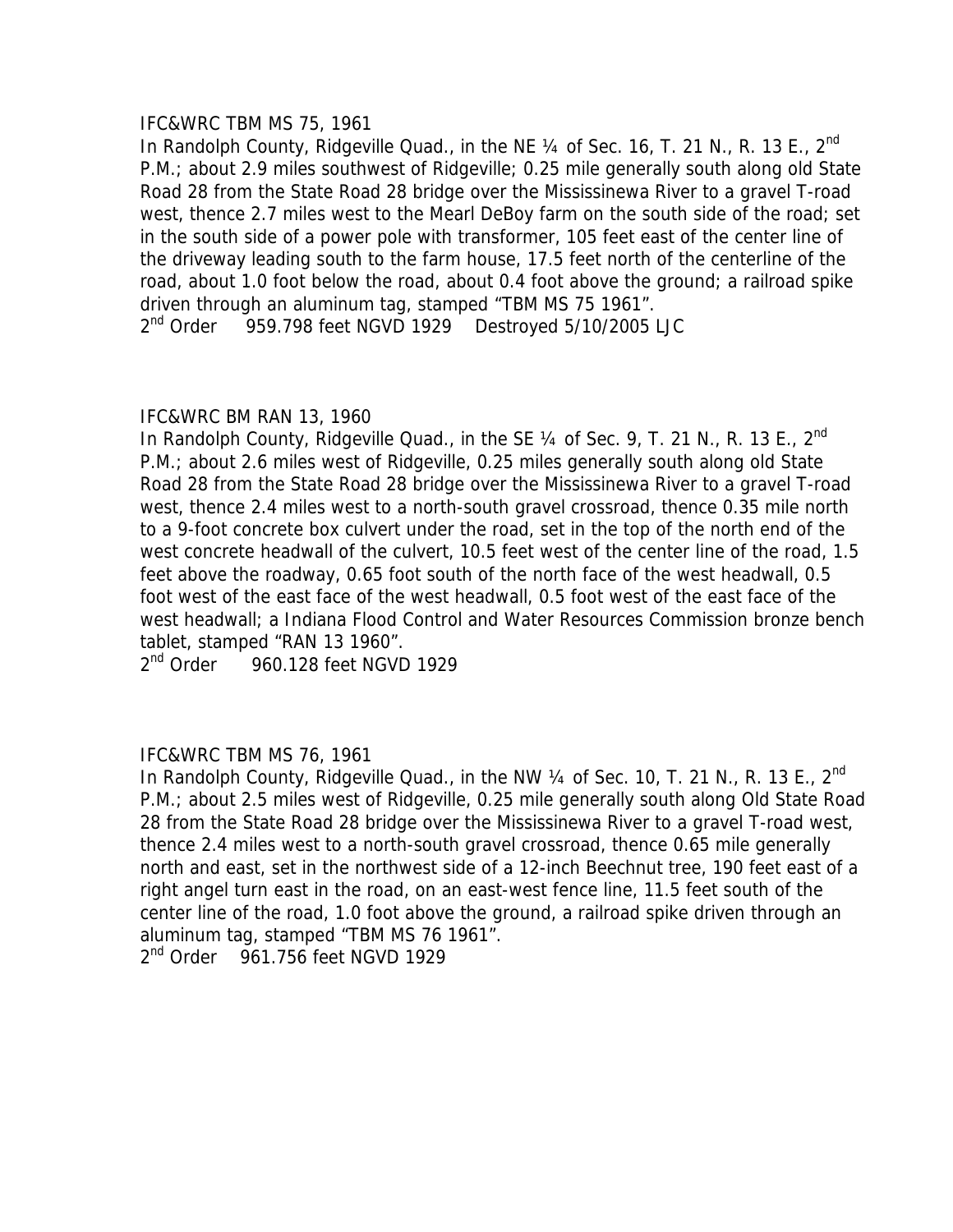IFC&WRC TBM MS 75, 1961

In Randolph County, Ridgeville Quad., in the NE ¼ of Sec. 16, T. 21 N., R. 13 E., 2nd P.M.; about 2.9 miles southwest of Ridgeville; 0.25 mile generally south along old State Road 28 from the State Road 28 bridge over the Mississinewa River to a gravel T-road west, thence 2.7 miles west to the Mearl DeBoy farm on the south side of the road; set in the south side of a power pole with transformer, 105 feet east of the center line of the driveway leading south to the farm house, 17.5 feet north of the centerline of the road, about 1.0 foot below the road, about 0.4 foot above the ground; a railroad spike driven through an aluminum tag, stamped "TBM MS 75 1961".

2nd Order 959.798 feet NGVD 1929 Destroyed 5/10/2005 LJC

IFC&WRC BM RAN 13, 1960

In Randolph County, Ridgeville Quad., in the SE ¼ of Sec. 9, T. 21 N., R. 13 E., 2nd P.M.; about 2.6 miles west of Ridgeville, 0.25 miles generally south along old State Road 28 from the State Road 28 bridge over the Mississinewa River to a gravel T-road west, thence 2.4 miles west to a north-south gravel crossroad, thence 0.35 mile north to a 9-foot concrete box culvert under the road, set in the top of the north end of the west concrete headwall of the culvert, 10.5 feet west of the center line of the road, 1.5 feet above the roadway, 0.65 foot south of the north face of the west headwall, 0.5 foot west of the east face of the west headwall, 0.5 foot west of the east face of the west headwall; a Indiana Flood Control and Water Resources Commission bronze bench tablet, stamped "RAN 13 1960".

2nd Order 960.128 feet NGVD 1929

IFC&WRC TBM MS 76, 1961

In Randolph County, Ridgeville Quad., in the NW ¼ of Sec. 10, T. 21 N., R. 13 E., 2nd P.M.; about 2.5 miles west of Ridgeville, 0.25 mile generally south along Old State Road 28 from the State Road 28 bridge over the Mississinewa River to a gravel T-road west, thence 2.4 miles west to a north-south gravel crossroad, thence 0.65 mile generally north and east, set in the northwest side of a 12-inch Beechnut tree, 190 feet east of a right angel turn east in the road, on an east-west fence line, 11.5 feet south of the center line of the road, 1.0 foot above the ground, a railroad spike driven through an aluminum tag, stamped "TBM MS 76 1961".

2nd Order 961.756 feet NGVD 1929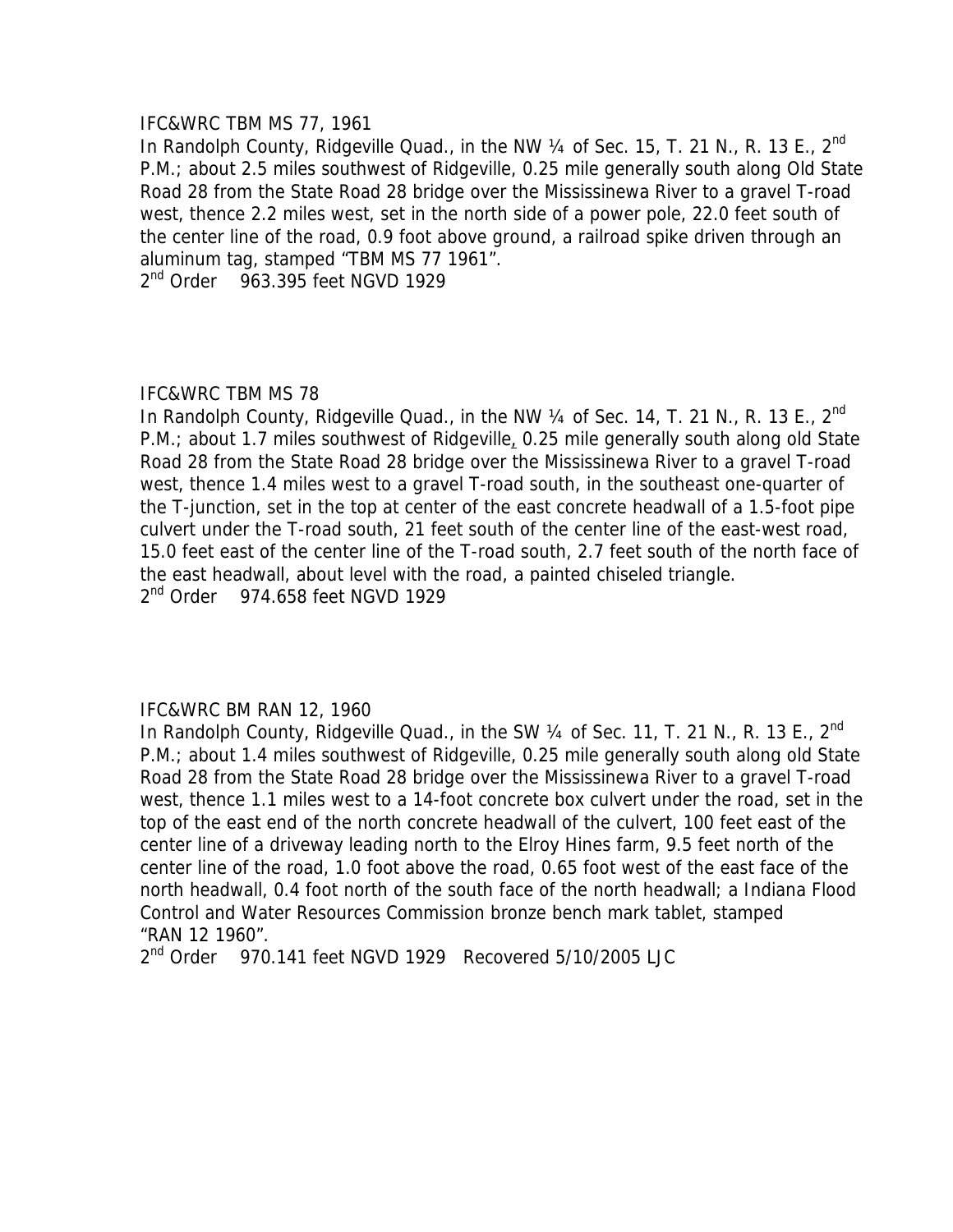IFC&WRC TBM MS 77, 1961

In Randolph County, Ridgeville Quad., in the NW ¼ of Sec. 15, T. 21 N., R. 13 E., 2nd P.M.; about 2.5 miles southwest of Ridgeville, 0.25 mile generally south along Old State Road 28 from the State Road 28 bridge over the Mississinewa River to a gravel T-road west, thence 2.2 miles west, set in the north side of a power pole, 22.0 feet south of the center line of the road, 0.9 foot above ground, a railroad spike driven through an aluminum tag, stamped "TBM MS 77 1961".

2nd Order 963.395 feet NGVD 1929

IFC&WRC TBM MS 78

In Randolph County, Ridgeville Quad., in the NW ¼ of Sec. 14, T. 21 N., R. 13 E., 2nd P.M.; about 1.7 miles southwest of Ridgeville, 0.25 mile generally south along old State Road 28 from the State Road 28 bridge over the Mississinewa River to a gravel T-road west, thence 1.4 miles west to a gravel T-road south, in the southeast one-quarter of the T-junction, set in the top at center of the east concrete headwall of a 1.5-foot pipe culvert under the T-road south, 21 feet south of the center line of the east-west road, 15.0 feet east of the center line of the T-road south, 2.7 feet south of the north face of the east headwall, about level with the road, a painted chiseled triangle.

2nd Order 974.658 feet NGVD 1929

IFC&WRC BM RAN 12, 1960

In Randolph County, Ridgeville Quad., in the SW ¼ of Sec. 11, T. 21 N., R. 13 E., 2nd P.M.; about 1.4 miles southwest of Ridgeville, 0.25 mile generally south along old State Road 28 from the State Road 28 bridge over the Mississinewa River to a gravel T-road west, thence 1.1 miles west to a 14-foot concrete box culvert under the road, set in the top of the east end of the north concrete headwall of the culvert, 100 feet east of the center line of a driveway leading north to the Elroy Hines farm, 9.5 feet north of the center line of the road, 1.0 foot above the road, 0.65 foot west of the east face of the north headwall, 0.4 foot north of the south face of the north headwall; a Indiana Flood Control and Water Resources Commission bronze bench mark tablet, stamped "RAN 12 1960".

2nd Order 970.141 feet NGVD 1929 Recovered 5/10/2005 LJC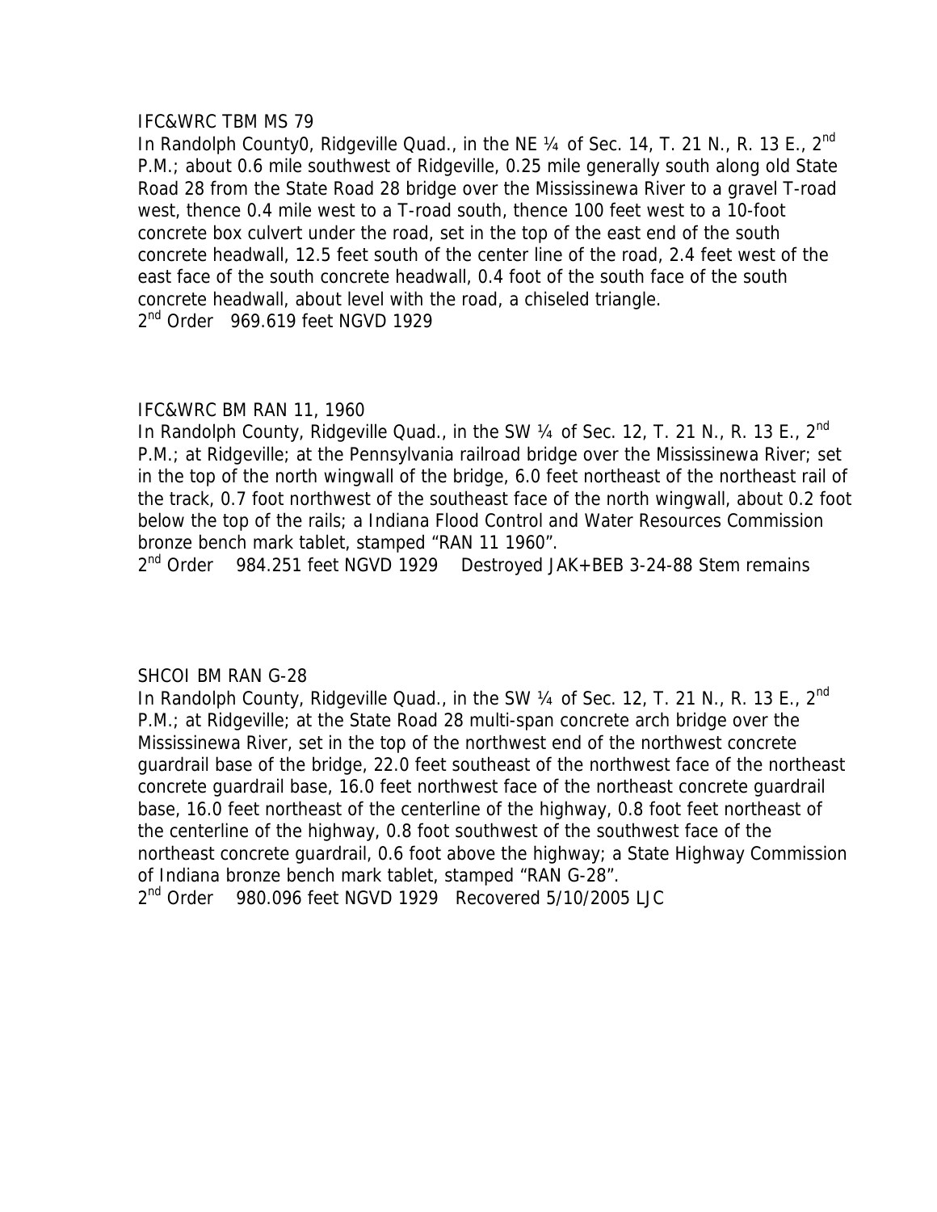IFC&WRC TBM MS 79

In Randolph County0, Ridgeville Quad., in the NE ¼ of Sec. 14, T. 21 N., R. 13 E., 2nd P.M.; about 0.6 mile southwest of Ridgeville, 0.25 mile generally south along old State Road 28 from the State Road 28 bridge over the Mississinewa River to a gravel T-road west, thence 0.4 mile west to a T-road south, thence 100 feet west to a 10-foot concrete box culvert under the road, set in the top of the east end of the south concrete headwall, 12.5 feet south of the center line of the road, 2.4 feet west of the east face of the south concrete headwall, 0.4 foot of the south face of the south concrete headwall, about level with the road, a chiseled triangle.

2nd Order 969.619 feet NGVD 1929

IFC&WRC BM RAN 11, 1960

In Randolph County, Ridgeville Quad., in the SW ¼ of Sec. 12, T. 21 N., R. 13 E., 2nd P.M.; at Ridgeville; at the Pennsylvania railroad bridge over the Mississinewa River; set in the top of the north wingwall of the bridge, 6.0 feet northeast of the northeast rail of the track, 0.7 foot northwest of the southeast face of the north wingwall, about 0.2 foot below the top of the rails; a Indiana Flood Control and Water Resources Commission bronze bench mark tablet, stamped "RAN 11 1960".

2nd Order 984.251 feet NGVD 1929 Destroyed JAK+BEB 3-24-88 Stem remains

SHCOI BM RAN G-28

In Randolph County, Ridgeville Quad., in the SW ¼ of Sec. 12, T. 21 N., R. 13 E., 2nd P.M.; at Ridgeville; at the State Road 28 multi-span concrete arch bridge over the Mississinewa River, set in the top of the northwest end of the northwest concrete guardrail base of the bridge, 22.0 feet southeast of the northwest face of the northeast concrete guardrail base, 16.0 feet northwest face of the northeast concrete guardrail base, 16.0 feet northeast of the centerline of the highway, 0.8 foot feet northeast of the centerline of the highway, 0.8 foot southwest of the southwest face of the northeast concrete guardrail, 0.6 foot above the highway; a State Highway Commission of Indiana bronze bench mark tablet, stamped "RAN G-28".

2nd Order 980.096 feet NGVD 1929 Recovered 5/10/2005 LJC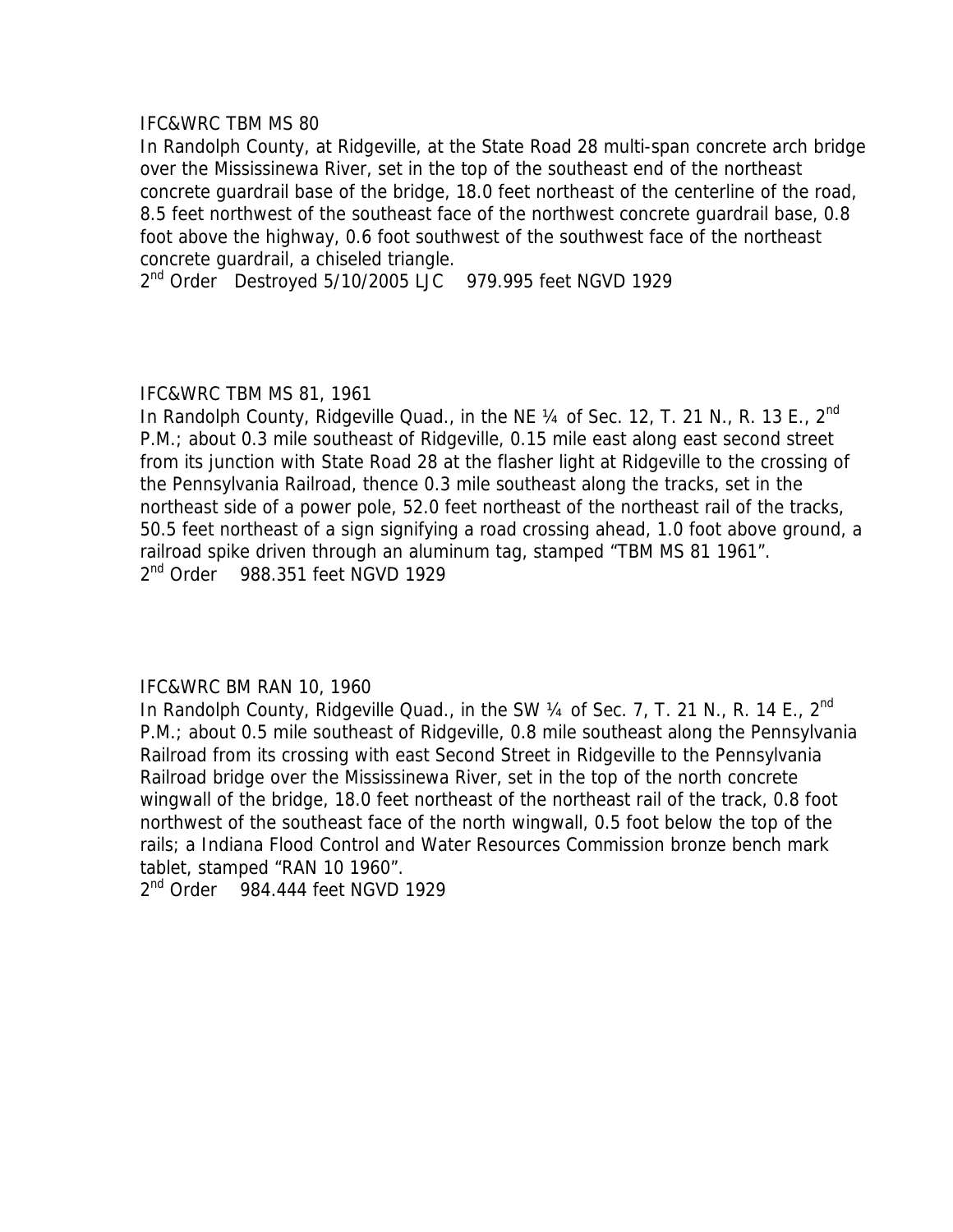IFC&WRC TBM MS 80

In Randolph County, at Ridgeville, at the State Road 28 multi-span concrete arch bridge over the Mississinewa River, set in the top of the southeast end of the northeast concrete guardrail base of the bridge, 18.0 feet northeast of the centerline of the road, 8.5 feet northwest of the southeast face of the northwest concrete guardrail base, 0.8 foot above the highway, 0.6 foot southwest of the southwest face of the northeast concrete guardrail, a chiseled triangle.

2nd Order Destroyed 5/10/2005 LJC 979.995 feet NGVD 1929

IFC&WRC TBM MS 81, 1961

In Randolph County, Ridgeville Quad., in the NE ¼ of Sec. 12, T. 21 N., R. 13 E., 2nd P.M.; about 0.3 mile southeast of Ridgeville, 0.15 mile east along east second street from its junction with State Road 28 at the flasher light at Ridgeville to the crossing of the Pennsylvania Railroad, thence 0.3 mile southeast along the tracks, set in the northeast side of a power pole, 52.0 feet northeast of the northeast rail of the tracks, 50.5 feet northeast of a sign signifying a road crossing ahead, 1.0 foot above ground, a railroad spike driven through an aluminum tag, stamped "TBM MS 81 1961".

2nd Order 988.351 feet NGVD 1929

IFC&WRC BM RAN 10, 1960

In Randolph County, Ridgeville Quad., in the SW ¼ of Sec. 7, T. 21 N., R. 14 E., 2nd P.M.; about 0.5 mile southeast of Ridgeville, 0.8 mile southeast along the Pennsylvania Railroad from its crossing with east Second Street in Ridgeville to the Pennsylvania Railroad bridge over the Mississinewa River, set in the top of the north concrete wingwall of the bridge, 18.0 feet northeast of the northeast rail of the track, 0.8 foot northwest of the southeast face of the north wingwall, 0.5 foot below the top of the rails; a Indiana Flood Control and Water Resources Commission bronze bench mark tablet, stamped "RAN 10 1960".

2nd Order 984.444 feet NGVD 1929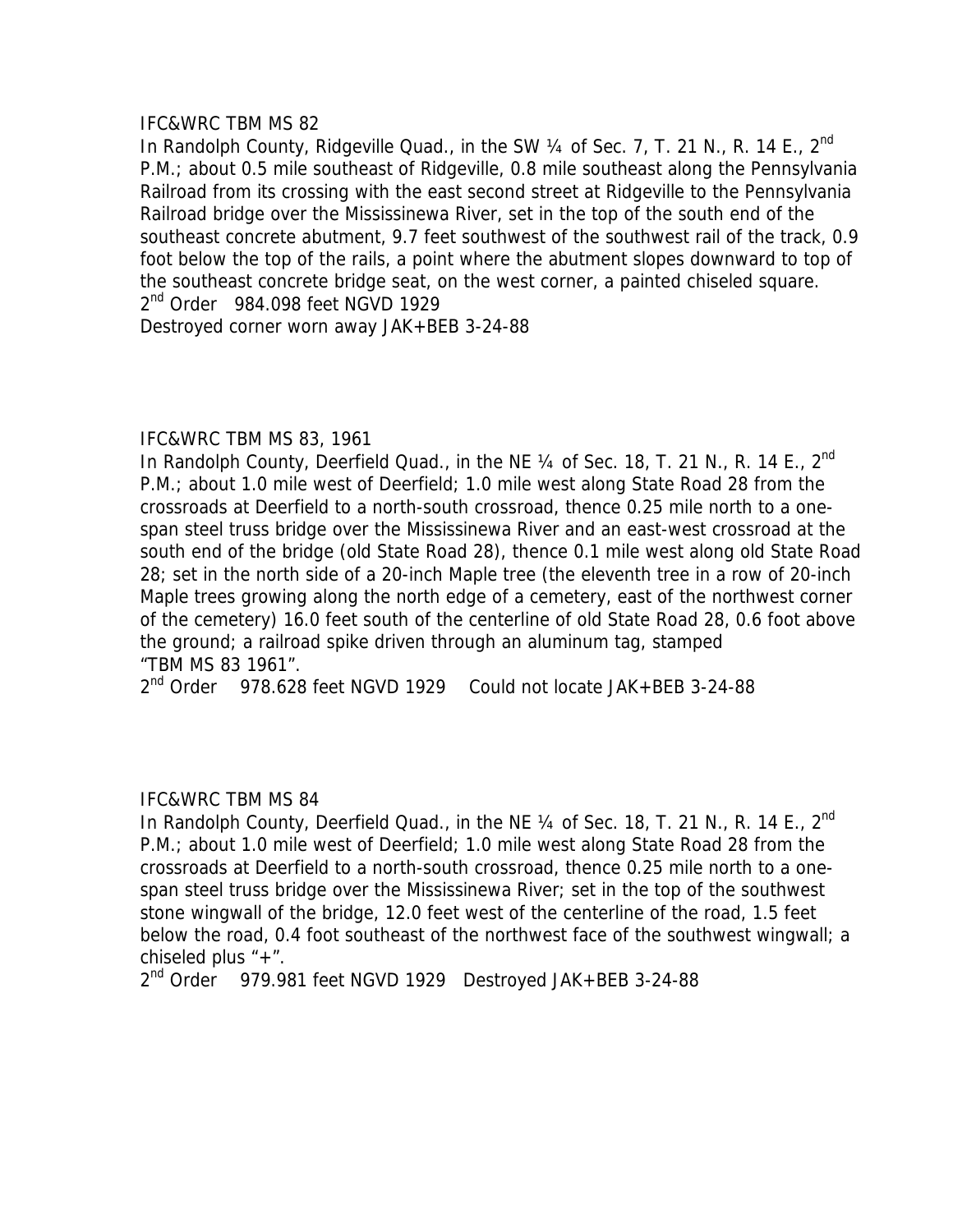IFC&WRC TBM MS 82

In Randolph County, Ridgeville Quad., in the SW ¼ of Sec. 7, T. 21 N., R. 14 E., 2nd P.M.; about 0.5 mile southeast of Ridgeville, 0.8 mile southeast along the Pennsylvania Railroad from its crossing with the east second street at Ridgeville to the Pennsylvania Railroad bridge over the Mississinewa River, set in the top of the south end of the southeast concrete abutment, 9.7 feet southwest of the southwest rail of the track, 0.9 foot below the top of the rails, a point where the abutment slopes downward to top of the southeast concrete bridge seat, on the west corner, a painted chiseled square.

2nd Order 984.098 feet NGVD 1929

Destroyed corner worn away JAK+BEB 3-24-88

IFC&WRC TBM MS 83, 1961

In Randolph County, Deerfield Quad., in the NE ¼ of Sec. 18, T. 21 N., R. 14 E., 2nd P.M.; about 1.0 mile west of Deerfield; 1.0 mile west along State Road 28 from the crossroads at Deerfield to a north-south crossroad, thence 0.25 mile north to a one-span steel truss bridge over the Mississinewa River and an east-west crossroad at the south end of the bridge (old State Road 28), thence 0.1 mile west along old State Road 28; set in the north side of a 20-inch Maple tree (the eleventh tree in a row of 20-inch Maple trees growing along the north edge of a cemetery, east of the northwest corner of the cemetery) 16.0 feet south of the centerline of old State Road 28, 0.6 foot above the ground; a railroad spike driven through an aluminum tag, stamped "TBM MS 83 1961".

2nd Order 978.628 feet NGVD 1929 Could not locate JAK+BEB 3-24-88

IFC&WRC TBM MS 84

In Randolph County, Deerfield Quad., in the NE ¼ of Sec. 18, T. 21 N., R. 14 E., 2nd P.M.; about 1.0 mile west of Deerfield; 1.0 mile west along State Road 28 from the crossroads at Deerfield to a north-south crossroad, thence 0.25 mile north to a one-span steel truss bridge over the Mississinewa River; set in the top of the southwest stone wingwall of the bridge, 12.0 feet west of the centerline of the road, 1.5 feet below the road, 0.4 foot southeast of the northwest face of the southwest wingwall; a chiseled plus "+".

2nd Order 979.981 feet NGVD 1929 Destroyed JAK+BEB 3-24-88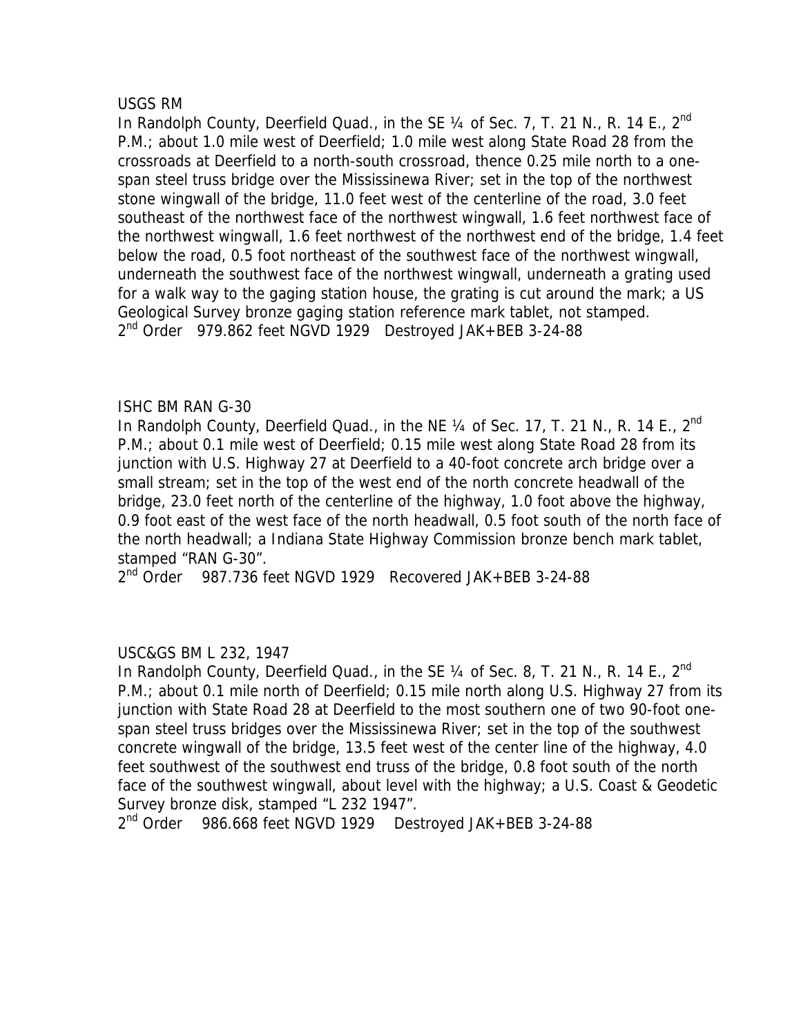USGS RM

In Randolph County, Deerfield Quad., in the SE ¼ of Sec. 7, T. 21 N., R. 14 E., 2nd P.M.; about 1.0 mile west of Deerfield; 1.0 mile west along State Road 28 from the crossroads at Deerfield to a north-south crossroad, thence 0.25 mile north to a one-span steel truss bridge over the Mississinewa River; set in the top of the northwest stone wingwall of the bridge, 11.0 feet west of the centerline of the road, 3.0 feet southeast of the northwest face of the northwest wingwall, 1.6 feet northwest face of the northwest wingwall, 1.6 feet northwest of the northwest end of the bridge, 1.4 feet below the road, 0.5 foot northeast of the southwest face of the northwest wingwall, underneath the southwest face of the northwest wingwall, underneath a grating used for a walk way to the gaging station house, the grating is cut around the mark; a US Geological Survey bronze gaging station reference mark tablet, not stamped.
2nd Order 979.862 feet NGVD 1929 Destroyed JAK+BEB 3-24-88

ISHC BM RAN G-30

In Randolph County, Deerfield Quad., in the NE ¼ of Sec. 17, T. 21 N., R. 14 E., 2nd P.M.; about 0.1 mile west of Deerfield; 0.15 mile west along State Road 28 from its junction with U.S. Highway 27 at Deerfield to a 40-foot concrete arch bridge over a small stream; set in the top of the west end of the north concrete headwall of the bridge, 23.0 feet north of the centerline of the highway, 1.0 foot above the highway, 0.9 foot east of the west face of the north headwall, 0.5 foot south of the north face of the north headwall; a Indiana State Highway Commission bronze bench mark tablet, stamped "RAN G-30".
2nd Order 987.736 feet NGVD 1929 Recovered JAK+BEB 3-24-88

USC&GS BM L 232, 1947

In Randolph County, Deerfield Quad., in the SE ¼ of Sec. 8, T. 21 N., R. 14 E., 2nd P.M.; about 0.1 mile north of Deerfield; 0.15 mile north along U.S. Highway 27 from its junction with State Road 28 at Deerfield to the most southern one of two 90-foot one-span steel truss bridges over the Mississinewa River; set in the top of the southwest concrete wingwall of the bridge, 13.5 feet west of the center line of the highway, 4.0 feet southwest of the southwest end truss of the bridge, 0.8 foot south of the north face of the southwest wingwall, about level with the highway; a U.S. Coast & Geodetic Survey bronze disk, stamped "L 232 1947".
2nd Order 986.668 feet NGVD 1929 Destroyed JAK+BEB 3-24-88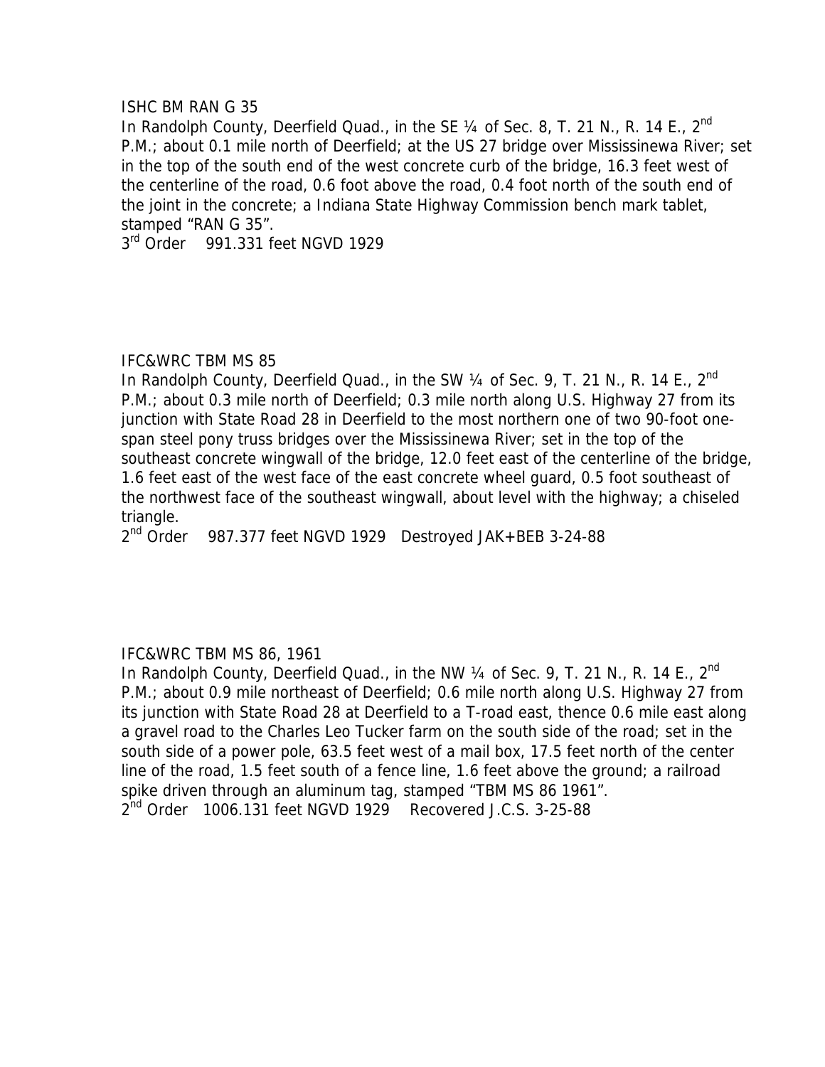ISHC BM RAN G 35

In Randolph County, Deerfield Quad., in the SE ¼ of Sec. 8, T. 21 N., R. 14 E., 2nd P.M.; about 0.1 mile north of Deerfield; at the US 27 bridge over Mississinewa River; set in the top of the south end of the west concrete curb of the bridge, 16.3 feet west of the centerline of the road, 0.6 foot above the road, 0.4 foot north of the south end of the joint in the concrete; a Indiana State Highway Commission bench mark tablet, stamped "RAN G 35".

3rd Order 991.331 feet NGVD 1929

IFC&WRC TBM MS 85

In Randolph County, Deerfield Quad., in the SW ¼ of Sec. 9, T. 21 N., R. 14 E., 2nd P.M.; about 0.3 mile north of Deerfield; 0.3 mile north along U.S. Highway 27 from its junction with State Road 28 in Deerfield to the most northern one of two 90-foot one-span steel pony truss bridges over the Mississinewa River; set in the top of the southeast concrete wingwall of the bridge, 12.0 feet east of the centerline of the bridge, 1.6 feet east of the west face of the east concrete wheel guard, 0.5 foot southeast of the northwest face of the southeast wingwall, about level with the highway; a chiseled triangle.

2nd Order 987.377 feet NGVD 1929 Destroyed JAK+BEB 3-24-88

IFC&WRC TBM MS 86, 1961

In Randolph County, Deerfield Quad., in the NW ¼ of Sec. 9, T. 21 N., R. 14 E., 2nd P.M.; about 0.9 mile northeast of Deerfield; 0.6 mile north along U.S. Highway 27 from its junction with State Road 28 at Deerfield to a T-road east, thence 0.6 mile east along a gravel road to the Charles Leo Tucker farm on the south side of the road; set in the south side of a power pole, 63.5 feet west of a mail box, 17.5 feet north of the center line of the road, 1.5 feet south of a fence line, 1.6 feet above the ground; a railroad spike driven through an aluminum tag, stamped "TBM MS 86 1961".

2nd Order 1006.131 feet NGVD 1929 Recovered J.C.S. 3-25-88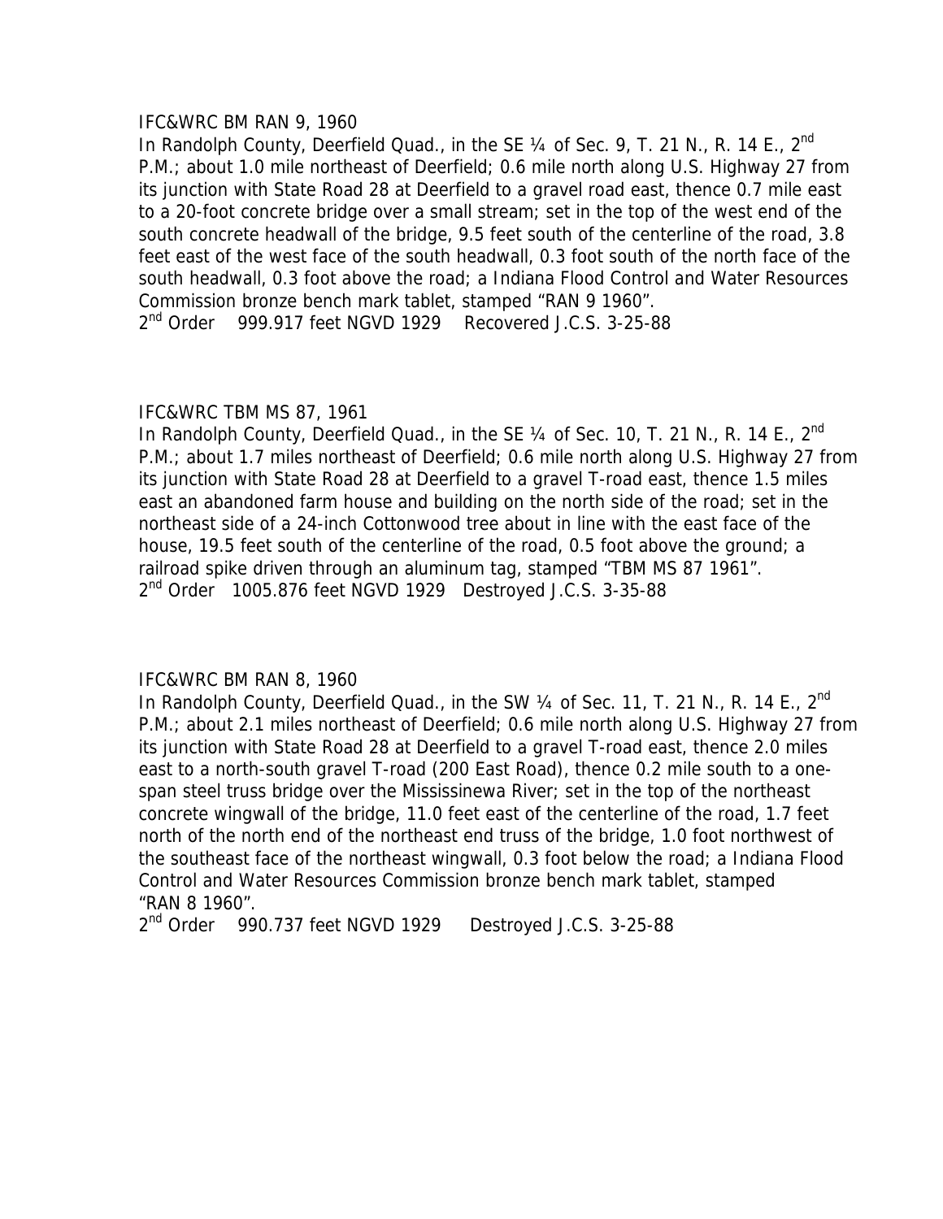IFC&WRC BM RAN 9, 1960

In Randolph County, Deerfield Quad., in the SE ¼ of Sec. 9, T. 21 N., R. 14 E., 2nd P.M.; about 1.0 mile northeast of Deerfield; 0.6 mile north along U.S. Highway 27 from its junction with State Road 28 at Deerfield to a gravel road east, thence 0.7 mile east to a 20-foot concrete bridge over a small stream; set in the top of the west end of the south concrete headwall of the bridge, 9.5 feet south of the centerline of the road, 3.8 feet east of the west face of the south headwall, 0.3 foot south of the north face of the south headwall, 0.3 foot above the road; a Indiana Flood Control and Water Resources Commission bronze bench mark tablet, stamped "RAN 9 1960".

2nd Order 999.917 feet NGVD 1929 Recovered J.C.S. 3-25-88

IFC&WRC TBM MS 87, 1961

In Randolph County, Deerfield Quad., in the SE ¼ of Sec. 10, T. 21 N., R. 14 E., 2nd P.M.; about 1.7 miles northeast of Deerfield; 0.6 mile north along U.S. Highway 27 from its junction with State Road 28 at Deerfield to a gravel T-road east, thence 1.5 miles east an abandoned farm house and building on the north side of the road; set in the northeast side of a 24-inch Cottonwood tree about in line with the east face of the house, 19.5 feet south of the centerline of the road, 0.5 foot above the ground; a railroad spike driven through an aluminum tag, stamped "TBM MS 87 1961".

2nd Order 1005.876 feet NGVD 1929 Destroyed J.C.S. 3-35-88

IFC&WRC BM RAN 8, 1960

In Randolph County, Deerfield Quad., in the SW ¼ of Sec. 11, T. 21 N., R. 14 E., 2nd P.M.; about 2.1 miles northeast of Deerfield; 0.6 mile north along U.S. Highway 27 from its junction with State Road 28 at Deerfield to a gravel T-road east, thence 2.0 miles east to a north-south gravel T-road (200 East Road), thence 0.2 mile south to a one-span steel truss bridge over the Mississinewa River; set in the top of the northeast concrete wingwall of the bridge, 11.0 feet east of the centerline of the road, 1.7 feet north of the north end of the northeast end truss of the bridge, 1.0 foot northwest of the southeast face of the northeast wingwall, 0.3 foot below the road; a Indiana Flood Control and Water Resources Commission bronze bench mark tablet, stamped "RAN 8 1960".

2nd Order 990.737 feet NGVD 1929 Destroyed J.C.S. 3-25-88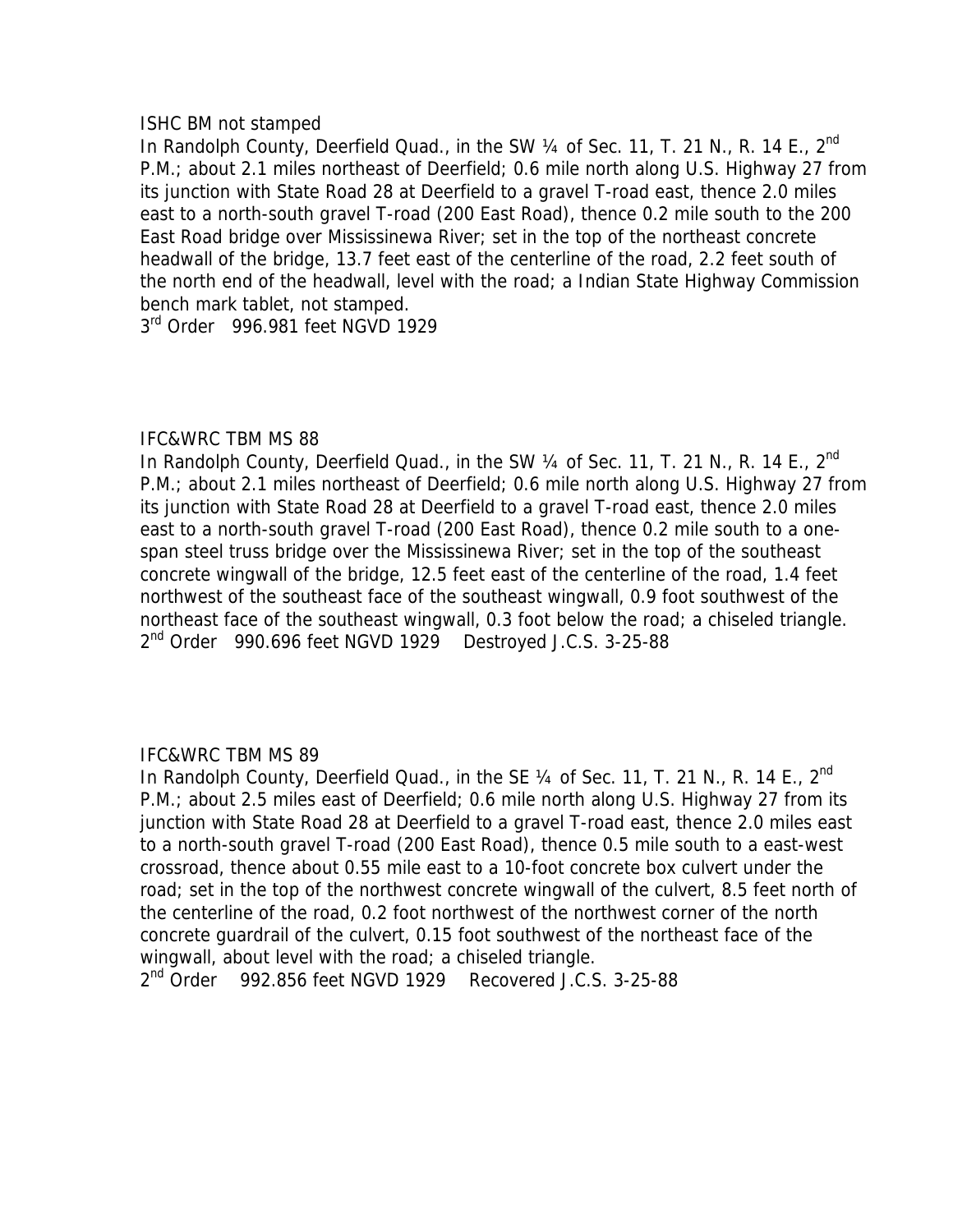ISHC BM not stamped

In Randolph County, Deerfield Quad., in the SW ¼ of Sec. 11, T. 21 N., R. 14 E., 2nd P.M.; about 2.1 miles northeast of Deerfield; 0.6 mile north along U.S. Highway 27 from its junction with State Road 28 at Deerfield to a gravel T-road east, thence 2.0 miles east to a north-south gravel T-road (200 East Road), thence 0.2 mile south to the 200 East Road bridge over Mississinewa River; set in the top of the northeast concrete headwall of the bridge, 13.7 feet east of the centerline of the road, 2.2 feet south of the north end of the headwall, level with the road; a Indian State Highway Commission bench mark tablet, not stamped.

3rd Order 996.981 feet NGVD 1929

IFC&WRC TBM MS 88

In Randolph County, Deerfield Quad., in the SW ¼ of Sec. 11, T. 21 N., R. 14 E., 2nd P.M.; about 2.1 miles northeast of Deerfield; 0.6 mile north along U.S. Highway 27 from its junction with State Road 28 at Deerfield to a gravel T-road east, thence 2.0 miles east to a north-south gravel T-road (200 East Road), thence 0.2 mile south to a one-span steel truss bridge over the Mississinewa River; set in the top of the southeast concrete wingwall of the bridge, 12.5 feet east of the centerline of the road, 1.4 feet northwest of the southeast face of the southeast wingwall, 0.9 foot southwest of the northeast face of the southeast wingwall, 0.3 foot below the road; a chiseled triangle.

2nd Order 990.696 feet NGVD 1929 Destroyed J.C.S. 3-25-88

IFC&WRC TBM MS 89

In Randolph County, Deerfield Quad., in the SE ¼ of Sec. 11, T. 21 N., R. 14 E., 2nd P.M.; about 2.5 miles east of Deerfield; 0.6 mile north along U.S. Highway 27 from its junction with State Road 28 at Deerfield to a gravel T-road east, thence 2.0 miles east to a north-south gravel T-road (200 East Road), thence 0.5 mile south to a east-west crossroad, thence about 0.55 mile east to a 10-foot concrete box culvert under the road; set in the top of the northwest concrete wingwall of the culvert, 8.5 feet north of the centerline of the road, 0.2 foot northwest of the northwest corner of the north concrete guardrail of the culvert, 0.15 foot southwest of the northeast face of the wingwall, about level with the road; a chiseled triangle.

2nd Order 992.856 feet NGVD 1929 Recovered J.C.S. 3-25-88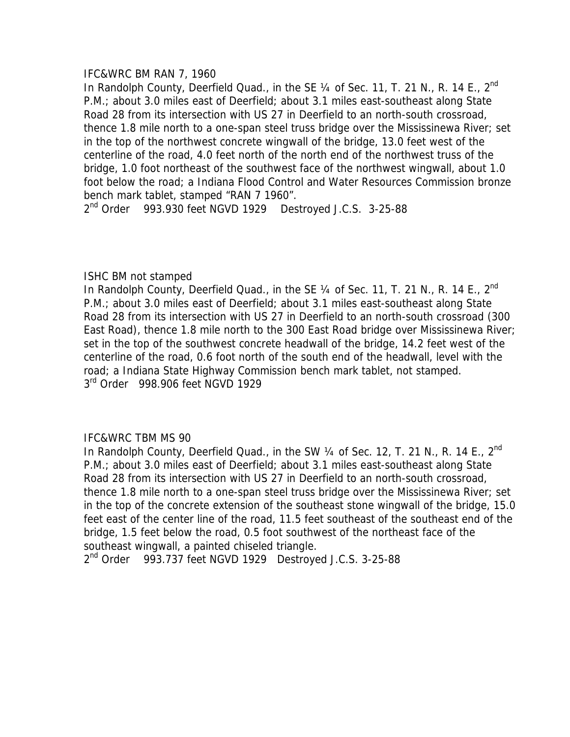IFC&WRC BM RAN 7, 1960

In Randolph County, Deerfield Quad., in the SE ¼ of Sec. 11, T. 21 N., R. 14 E., 2nd P.M.; about 3.0 miles east of Deerfield; about 3.1 miles east-southeast along State Road 28 from its intersection with US 27 in Deerfield to an north-south crossroad, thence 1.8 mile north to a one-span steel truss bridge over the Mississinewa River; set in the top of the northwest concrete wingwall of the bridge, 13.0 feet west of the centerline of the road, 4.0 feet north of the north end of the northwest truss of the bridge, 1.0 foot northeast of the southwest face of the northwest wingwall, about 1.0 foot below the road; a Indiana Flood Control and Water Resources Commission bronze bench mark tablet, stamped "RAN 7 1960".

2nd Order  993.930 feet NGVD 1929  Destroyed J.C.S. 3-25-88

ISHC BM not stamped

In Randolph County, Deerfield Quad., in the SE ¼ of Sec. 11, T. 21 N., R. 14 E., 2nd P.M.; about 3.0 miles east of Deerfield; about 3.1 miles east-southeast along State Road 28 from its intersection with US 27 in Deerfield to an north-south crossroad (300 East Road), thence 1.8 mile north to the 300 East Road bridge over Mississinewa River; set in the top of the southwest concrete headwall of the bridge, 14.2 feet west of the centerline of the road, 0.6 foot north of the south end of the headwall, level with the road; a Indiana State Highway Commission bench mark tablet, not stamped.

3rd Order  998.906 feet NGVD 1929

IFC&WRC TBM MS 90

In Randolph County, Deerfield Quad., in the SW ¼ of Sec. 12, T. 21 N., R. 14 E., 2nd P.M.; about 3.0 miles east of Deerfield; about 3.1 miles east-southeast along State Road 28 from its intersection with US 27 in Deerfield to an north-south crossroad, thence 1.8 mile north to a one-span steel truss bridge over the Mississinewa River; set in the top of the concrete extension of the southeast stone wingwall of the bridge, 15.0 feet east of the center line of the road, 11.5 feet southeast of the southeast end of the bridge, 1.5 feet below the road, 0.5 foot southwest of the northeast face of the southeast wingwall, a painted chiseled triangle.

2nd Order  993.737 feet NGVD 1929  Destroyed J.C.S. 3-25-88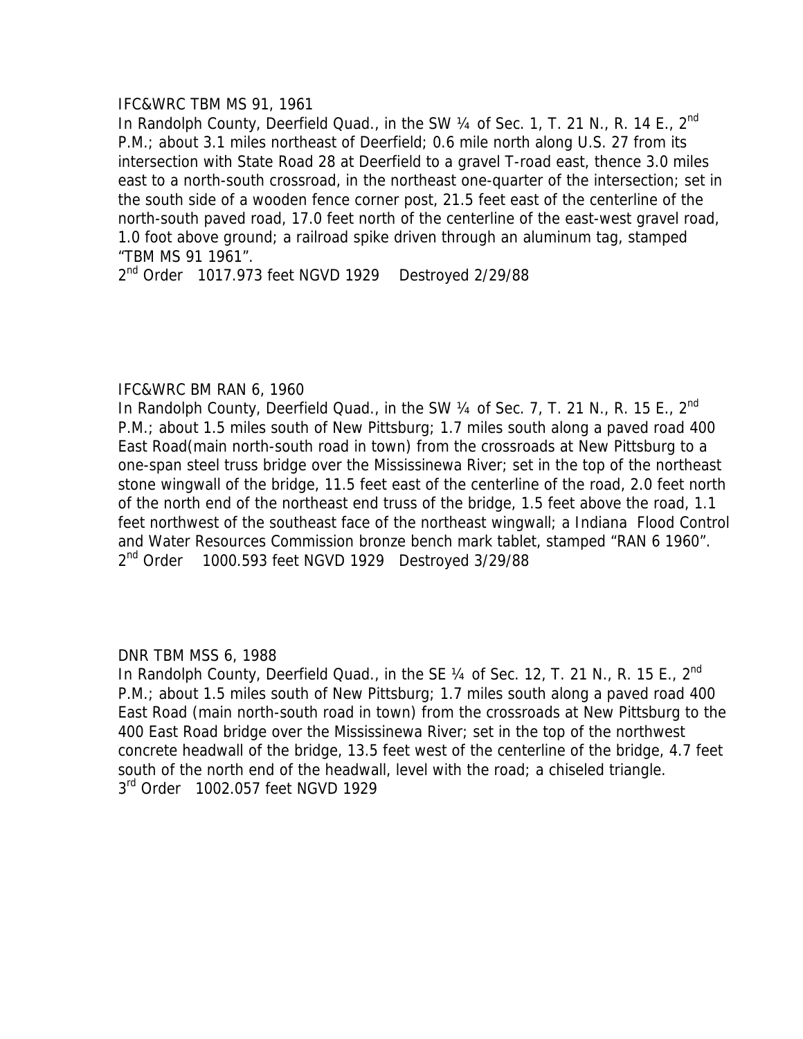IFC&WRC TBM MS 91, 1961

In Randolph County, Deerfield Quad., in the SW ¼ of Sec. 1, T. 21 N., R. 14 E., 2nd P.M.; about 3.1 miles northeast of Deerfield; 0.6 mile north along U.S. 27 from its intersection with State Road 28 at Deerfield to a gravel T-road east, thence 3.0 miles east to a north-south crossroad, in the northeast one-quarter of the intersection; set in the south side of a wooden fence corner post, 21.5 feet east of the centerline of the north-south paved road, 17.0 feet north of the centerline of the east-west gravel road, 1.0 foot above ground; a railroad spike driven through an aluminum tag, stamped "TBM MS 91 1961".

2nd Order 1017.973 feet NGVD 1929 Destroyed 2/29/88

IFC&WRC BM RAN 6, 1960

In Randolph County, Deerfield Quad., in the SW ¼ of Sec. 7, T. 21 N., R. 15 E., 2nd P.M.; about 1.5 miles south of New Pittsburg; 1.7 miles south along a paved road 400 East Road(main north-south road in town) from the crossroads at New Pittsburg to a one-span steel truss bridge over the Mississinewa River; set in the top of the northeast stone wingwall of the bridge, 11.5 feet east of the centerline of the road, 2.0 feet north of the north end of the northeast end truss of the bridge, 1.5 feet above the road, 1.1 feet northwest of the southeast face of the northeast wingwall; a Indiana Flood Control and Water Resources Commission bronze bench mark tablet, stamped "RAN 6 1960".

2nd Order 1000.593 feet NGVD 1929 Destroyed 3/29/88

DNR TBM MSS 6, 1988

In Randolph County, Deerfield Quad., in the SE ¼ of Sec. 12, T. 21 N., R. 15 E., 2nd P.M.; about 1.5 miles south of New Pittsburg; 1.7 miles south along a paved road 400 East Road (main north-south road in town) from the crossroads at New Pittsburg to the 400 East Road bridge over the Mississinewa River; set in the top of the northwest concrete headwall of the bridge, 13.5 feet west of the centerline of the bridge, 4.7 feet south of the north end of the headwall, level with the road; a chiseled triangle.

3rd Order 1002.057 feet NGVD 1929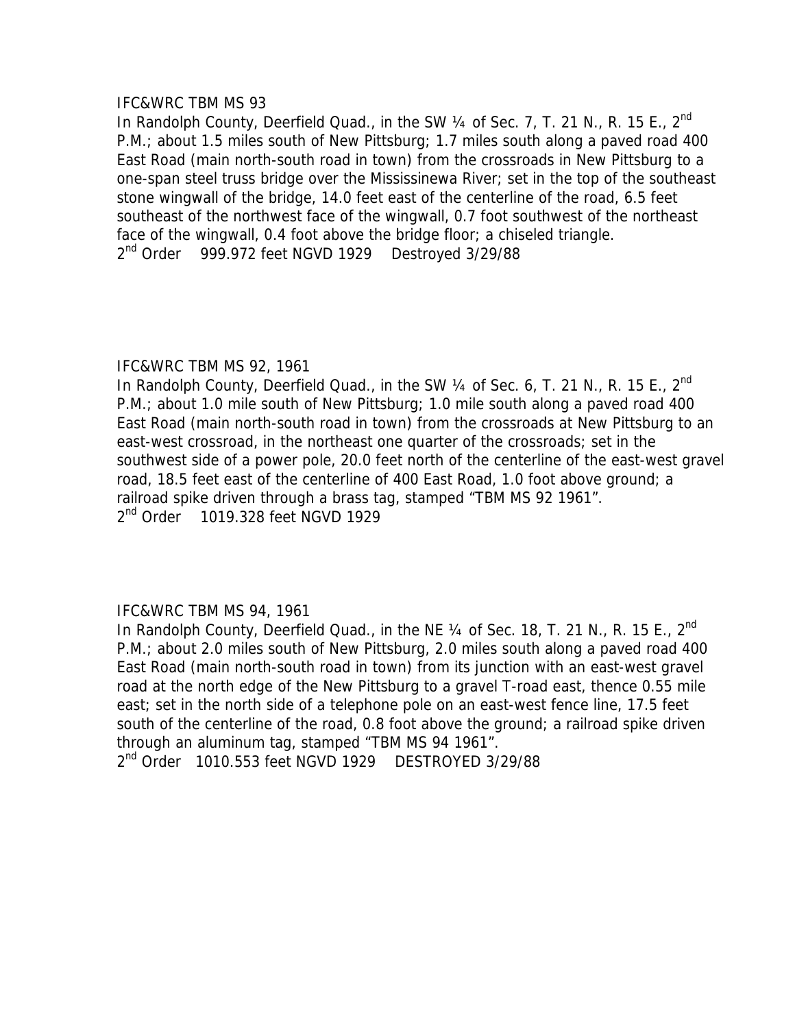IFC&WRC TBM MS 93

In Randolph County, Deerfield Quad., in the SW ¼ of Sec. 7, T. 21 N., R. 15 E., 2nd P.M.; about 1.5 miles south of New Pittsburg; 1.7 miles south along a paved road 400 East Road (main north-south road in town) from the crossroads in New Pittsburg to a one-span steel truss bridge over the Mississinewa River; set in the top of the southeast stone wingwall of the bridge, 14.0 feet east of the centerline of the road, 6.5 feet southeast of the northwest face of the wingwall, 0.7 foot southwest of the northeast face of the wingwall, 0.4 foot above the bridge floor; a chiseled triangle.

2nd Order    999.972 feet NGVD 1929    Destroyed 3/29/88

IFC&WRC TBM MS 92, 1961

In Randolph County, Deerfield Quad., in the SW ¼ of Sec. 6, T. 21 N., R. 15 E., 2nd P.M.; about 1.0 mile south of New Pittsburg; 1.0 mile south along a paved road 400 East Road (main north-south road in town) from the crossroads at New Pittsburg to an east-west crossroad, in the northeast one quarter of the crossroads; set in the southwest side of a power pole, 20.0 feet north of the centerline of the east-west gravel road, 18.5 feet east of the centerline of 400 East Road, 1.0 foot above ground; a railroad spike driven through a brass tag, stamped "TBM MS 92 1961".

2nd Order    1019.328 feet NGVD 1929

IFC&WRC TBM MS 94, 1961

In Randolph County, Deerfield Quad., in the NE ¼ of Sec. 18, T. 21 N., R. 15 E., 2nd P.M.; about 2.0 miles south of New Pittsburg, 2.0 miles south along a paved road 400 East Road (main north-south road in town) from its junction with an east-west gravel road at the north edge of the New Pittsburg to a gravel T-road east, thence 0.55 mile east; set in the north side of a telephone pole on an east-west fence line, 17.5 feet south of the centerline of the road, 0.8 foot above the ground; a railroad spike driven through an aluminum tag, stamped "TBM MS 94 1961".

2nd Order   1010.553 feet NGVD 1929    DESTROYED 3/29/88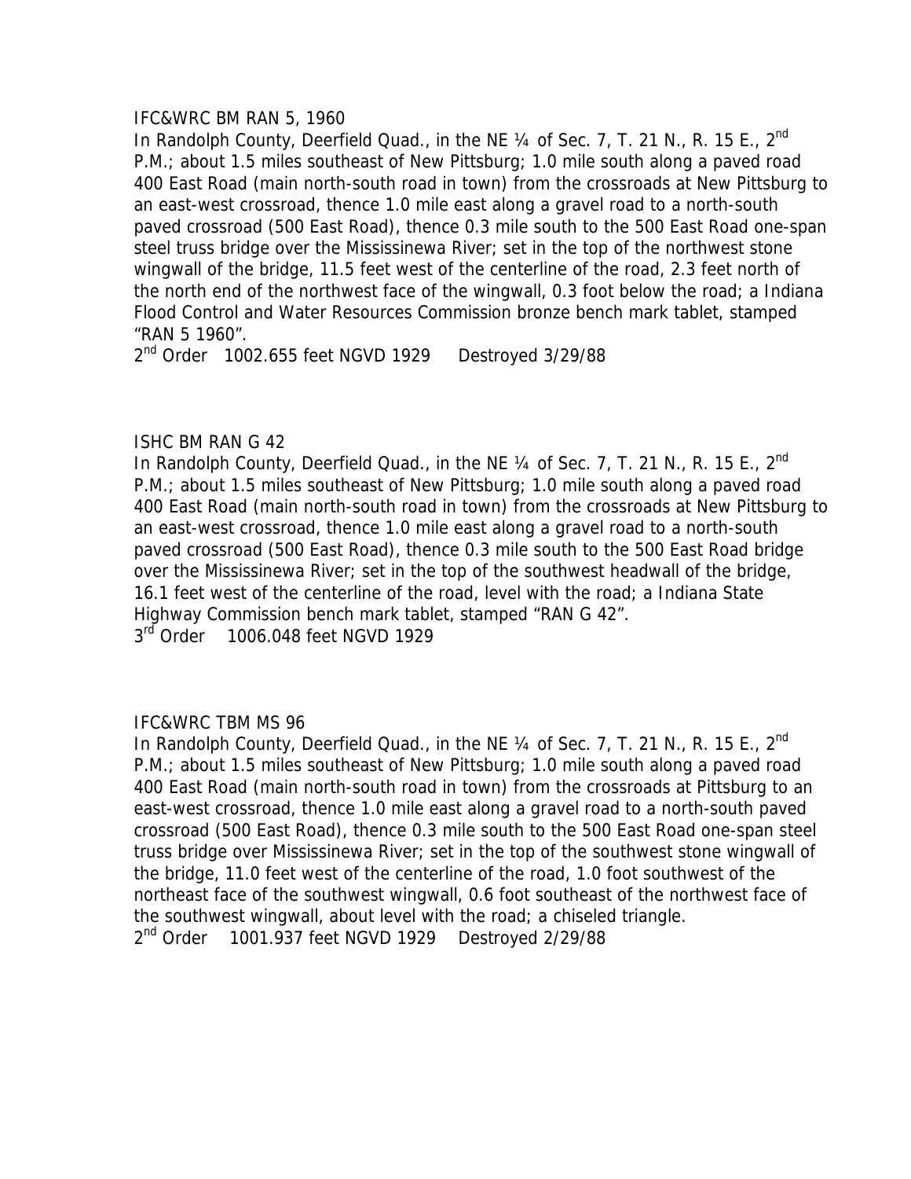IFC&WRC BM RAN 5, 1960

In Randolph County, Deerfield Quad., in the NE ¼ of Sec. 7, T. 21 N., R. 15 E., 2nd P.M.; about 1.5 miles southeast of New Pittsburg; 1.0 mile south along a paved road 400 East Road (main north-south road in town) from the crossroads at New Pittsburg to an east-west crossroad, thence 1.0 mile east along a gravel road to a north-south paved crossroad (500 East Road), thence 0.3 mile south to the 500 East Road one-span steel truss bridge over the Mississinewa River; set in the top of the northwest stone wingwall of the bridge, 11.5 feet west of the centerline of the road, 2.3 feet north of the north end of the northwest face of the wingwall, 0.3 foot below the road; a Indiana Flood Control and Water Resources Commission bronze bench mark tablet, stamped "RAN 5 1960".

2nd Order 1002.655 feet NGVD 1929 Destroyed 3/29/88

ISHC BM RAN G 42

In Randolph County, Deerfield Quad., in the NE ¼ of Sec. 7, T. 21 N., R. 15 E., 2nd P.M.; about 1.5 miles southeast of New Pittsburg; 1.0 mile south along a paved road 400 East Road (main north-south road in town) from the crossroads at New Pittsburg to an east-west crossroad, thence 1.0 mile east along a gravel road to a north-south paved crossroad (500 East Road), thence 0.3 mile south to the 500 East Road bridge over the Mississinewa River; set in the top of the southwest headwall of the bridge, 16.1 feet west of the centerline of the road, level with the road; a Indiana State Highway Commission bench mark tablet, stamped "RAN G 42".

3rd Order 1006.048 feet NGVD 1929

IFC&WRC TBM MS 96

In Randolph County, Deerfield Quad., in the NE ¼ of Sec. 7, T. 21 N., R. 15 E., 2nd P.M.; about 1.5 miles southeast of New Pittsburg; 1.0 mile south along a paved road 400 East Road (main north-south road in town) from the crossroads at Pittsburg to an east-west crossroad, thence 1.0 mile east along a gravel road to a north-south paved crossroad (500 East Road), thence 0.3 mile south to the 500 East Road one-span steel truss bridge over Mississinewa River; set in the top of the southwest stone wingwall of the bridge, 11.0 feet west of the centerline of the road, 1.0 foot southwest of the northeast face of the southwest wingwall, 0.6 foot southeast of the northwest face of the southwest wingwall, about level with the road; a chiseled triangle.

2nd Order 1001.937 feet NGVD 1929 Destroyed 2/29/88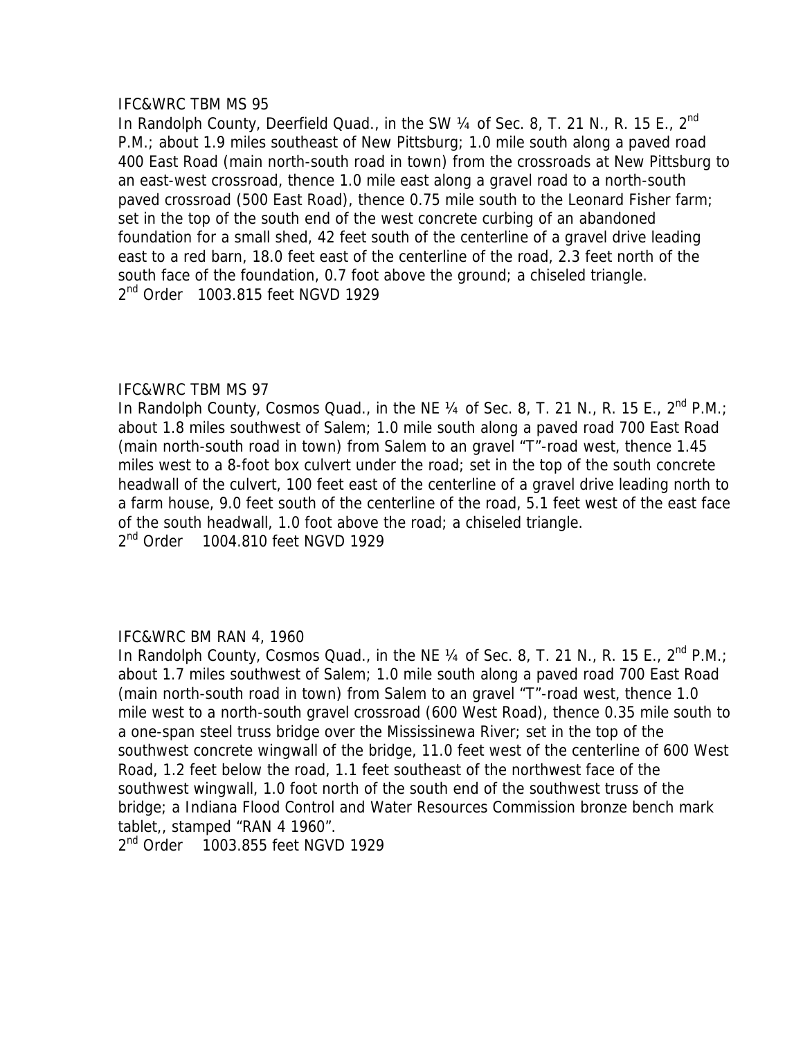IFC&WRC TBM MS 95

In Randolph County, Deerfield Quad., in the SW ¼ of Sec. 8, T. 21 N., R. 15 E., 2nd P.M.; about 1.9 miles southeast of New Pittsburg; 1.0 mile south along a paved road 400 East Road (main north-south road in town) from the crossroads at New Pittsburg to an east-west crossroad, thence 1.0 mile east along a gravel road to a north-south paved crossroad (500 East Road), thence 0.75 mile south to the Leonard Fisher farm; set in the top of the south end of the west concrete curbing of an abandoned foundation for a small shed, 42 feet south of the centerline of a gravel drive leading east to a red barn, 18.0 feet east of the centerline of the road, 2.3 feet north of the south face of the foundation, 0.7 foot above the ground; a chiseled triangle.

2nd Order 1003.815 feet NGVD 1929

IFC&WRC TBM MS 97

In Randolph County, Cosmos Quad., in the NE ¼ of Sec. 8, T. 21 N., R. 15 E., 2nd P.M.; about 1.8 miles southwest of Salem; 1.0 mile south along a paved road 700 East Road (main north-south road in town) from Salem to an gravel "T"-road west, thence 1.45 miles west to a 8-foot box culvert under the road; set in the top of the south concrete headwall of the culvert, 100 feet east of the centerline of a gravel drive leading north to a farm house, 9.0 feet south of the centerline of the road, 5.1 feet west of the east face of the south headwall, 1.0 foot above the road; a chiseled triangle.

2nd Order 1004.810 feet NGVD 1929

IFC&WRC BM RAN 4, 1960

In Randolph County, Cosmos Quad., in the NE ¼ of Sec. 8, T. 21 N., R. 15 E., 2nd P.M.; about 1.7 miles southwest of Salem; 1.0 mile south along a paved road 700 East Road (main north-south road in town) from Salem to an gravel "T"-road west, thence 1.0 mile west to a north-south gravel crossroad (600 West Road), thence 0.35 mile south to a one-span steel truss bridge over the Mississinewa River; set in the top of the southwest concrete wingwall of the bridge, 11.0 feet west of the centerline of 600 West Road, 1.2 feet below the road, 1.1 feet southeast of the northwest face of the southwest wingwall, 1.0 foot north of the south end of the southwest truss of the bridge; a Indiana Flood Control and Water Resources Commission bronze bench mark tablet,, stamped "RAN 4 1960".

2nd Order 1003.855 feet NGVD 1929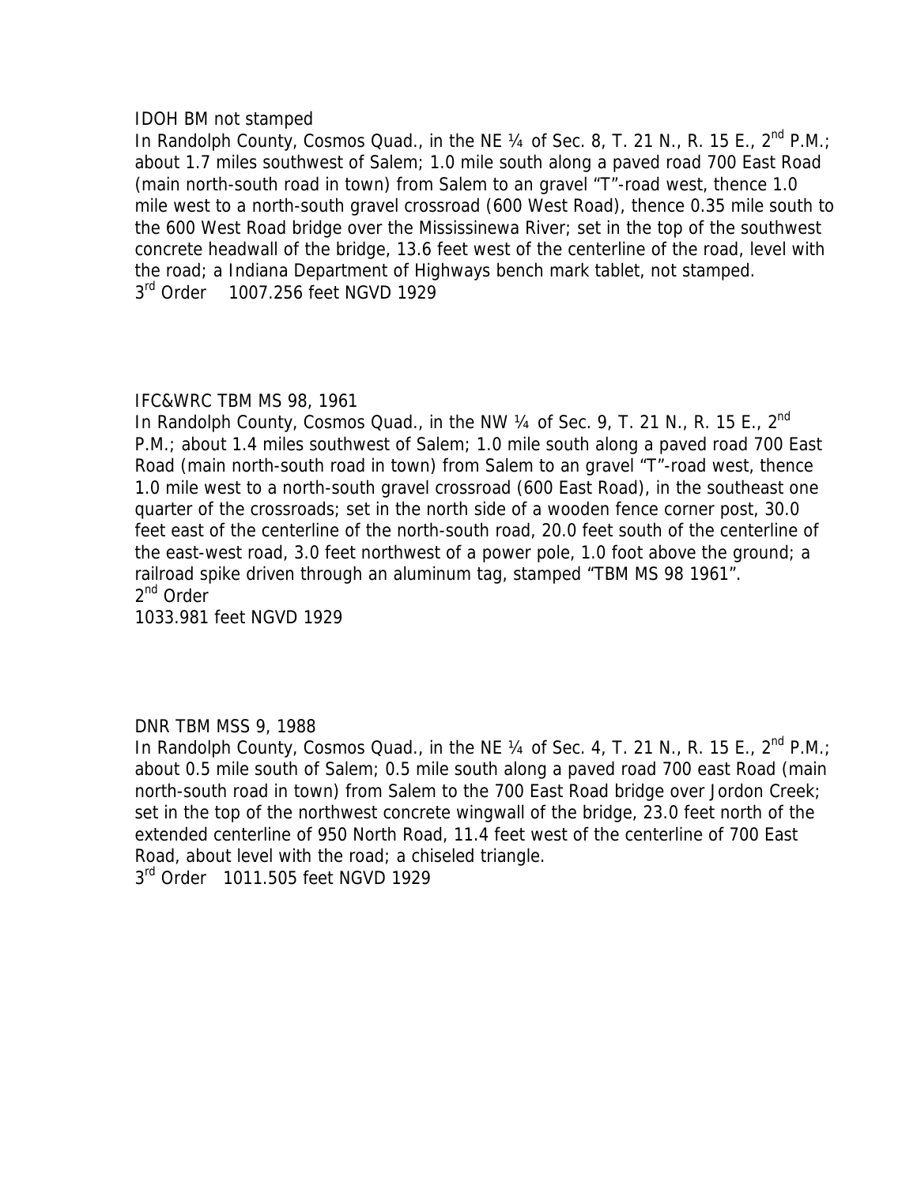IDOH BM not stamped

In Randolph County, Cosmos Quad., in the NE ¼ of Sec. 8, T. 21 N., R. 15 E., 2nd P.M.; about 1.7 miles southwest of Salem; 1.0 mile south along a paved road 700 East Road (main north-south road in town) from Salem to an gravel "T"-road west, thence 1.0 mile west to a north-south gravel crossroad (600 West Road), thence 0.35 mile south to the 600 West Road bridge over the Mississinewa River; set in the top of the southwest concrete headwall of the bridge, 13.6 feet west of the centerline of the road, level with the road; a Indiana Department of Highways bench mark tablet, not stamped.

3rd Order 1007.256 feet NGVD 1929

IFC&WRC TBM MS 98, 1961

In Randolph County, Cosmos Quad., in the NW ¼ of Sec. 9, T. 21 N., R. 15 E., 2nd P.M.; about 1.4 miles southwest of Salem; 1.0 mile south along a paved road 700 East Road (main north-south road in town) from Salem to an gravel "T"-road west, thence 1.0 mile west to a north-south gravel crossroad (600 East Road), in the southeast one quarter of the crossroads; set in the north side of a wooden fence corner post, 30.0 feet east of the centerline of the north-south road, 20.0 feet south of the centerline of the east-west road, 3.0 feet northwest of a power pole, 1.0 foot above the ground; a railroad spike driven through an aluminum tag, stamped "TBM MS 98 1961".

2nd Order

1033.981 feet NGVD 1929

DNR TBM MSS 9, 1988

In Randolph County, Cosmos Quad., in the NE ¼ of Sec. 4, T. 21 N., R. 15 E., 2nd P.M.; about 0.5 mile south of Salem; 0.5 mile south along a paved road 700 east Road (main north-south road in town) from Salem to the 700 East Road bridge over Jordon Creek; set in the top of the northwest concrete wingwall of the bridge, 23.0 feet north of the extended centerline of 950 North Road, 11.4 feet west of the centerline of 700 East Road, about level with the road; a chiseled triangle.

3rd Order 1011.505 feet NGVD 1929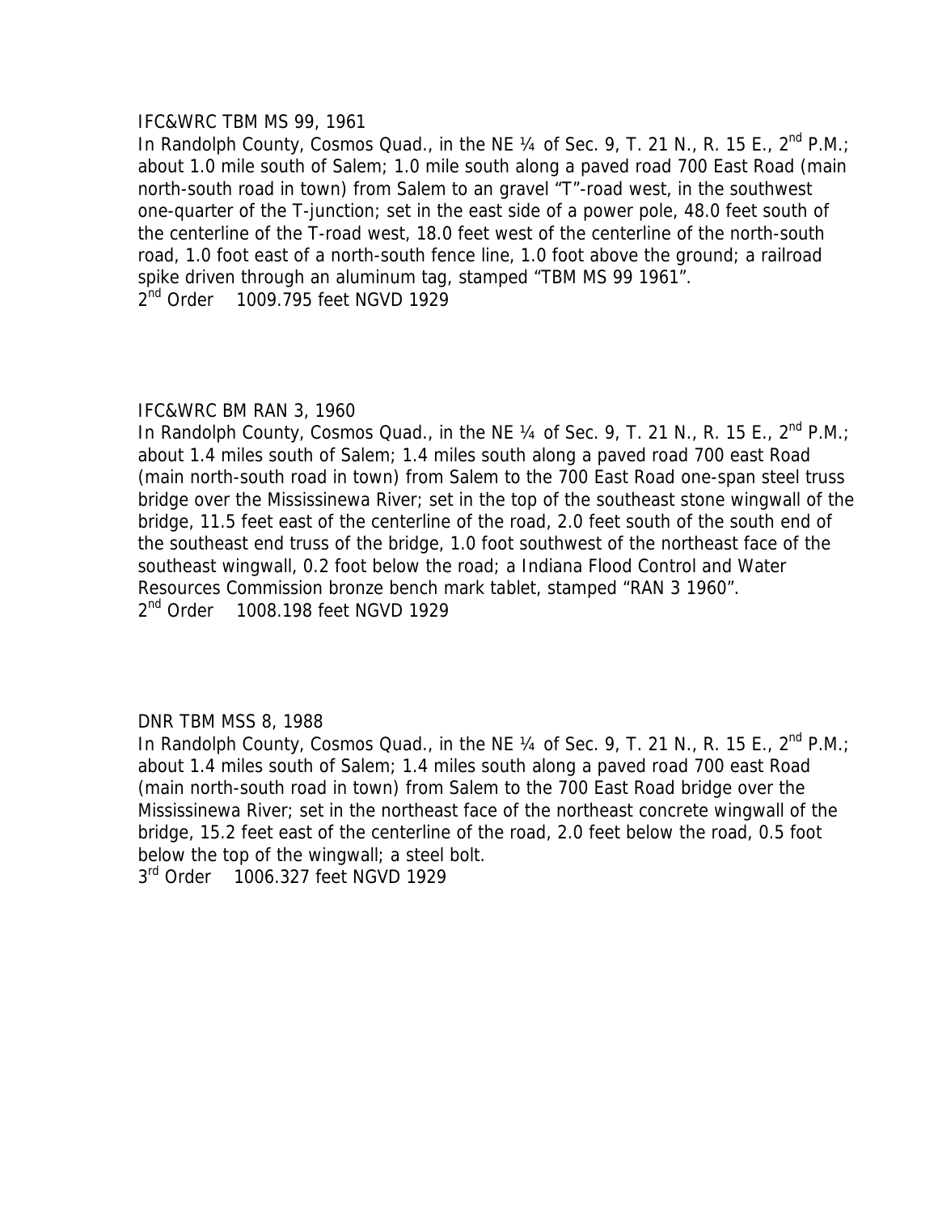IFC&WRC TBM MS 99, 1961

In Randolph County, Cosmos Quad., in the NE ¼ of Sec. 9, T. 21 N., R. 15 E., 2nd P.M.; about 1.0 mile south of Salem; 1.0 mile south along a paved road 700 East Road (main north-south road in town) from Salem to an gravel "T"-road west, in the southwest one-quarter of the T-junction; set in the east side of a power pole, 48.0 feet south of the centerline of the T-road west, 18.0 feet west of the centerline of the north-south road, 1.0 foot east of a north-south fence line, 1.0 foot above the ground; a railroad spike driven through an aluminum tag, stamped "TBM MS 99 1961".

2nd Order    1009.795 feet NGVD 1929

IFC&WRC BM RAN 3, 1960

In Randolph County, Cosmos Quad., in the NE ¼ of Sec. 9, T. 21 N., R. 15 E., 2nd P.M.; about 1.4 miles south of Salem; 1.4 miles south along a paved road 700 east Road (main north-south road in town) from Salem to the 700 East Road one-span steel truss bridge over the Mississinewa River; set in the top of the southeast stone wingwall of the bridge, 11.5 feet east of the centerline of the road, 2.0 feet south of the south end of the southeast end truss of the bridge, 1.0 foot southwest of the northeast face of the southeast wingwall, 0.2 foot below the road; a Indiana Flood Control and Water Resources Commission bronze bench mark tablet, stamped "RAN 3 1960".

2nd Order    1008.198 feet NGVD 1929

DNR TBM MSS 8, 1988

In Randolph County, Cosmos Quad., in the NE ¼ of Sec. 9, T. 21 N., R. 15 E., 2nd P.M.; about 1.4 miles south of Salem; 1.4 miles south along a paved road 700 east Road (main north-south road in town) from Salem to the 700 East Road bridge over the Mississinewa River; set in the northeast face of the northeast concrete wingwall of the bridge, 15.2 feet east of the centerline of the road, 2.0 feet below the road, 0.5 foot below the top of the wingwall; a steel bolt.

3rd Order    1006.327 feet NGVD 1929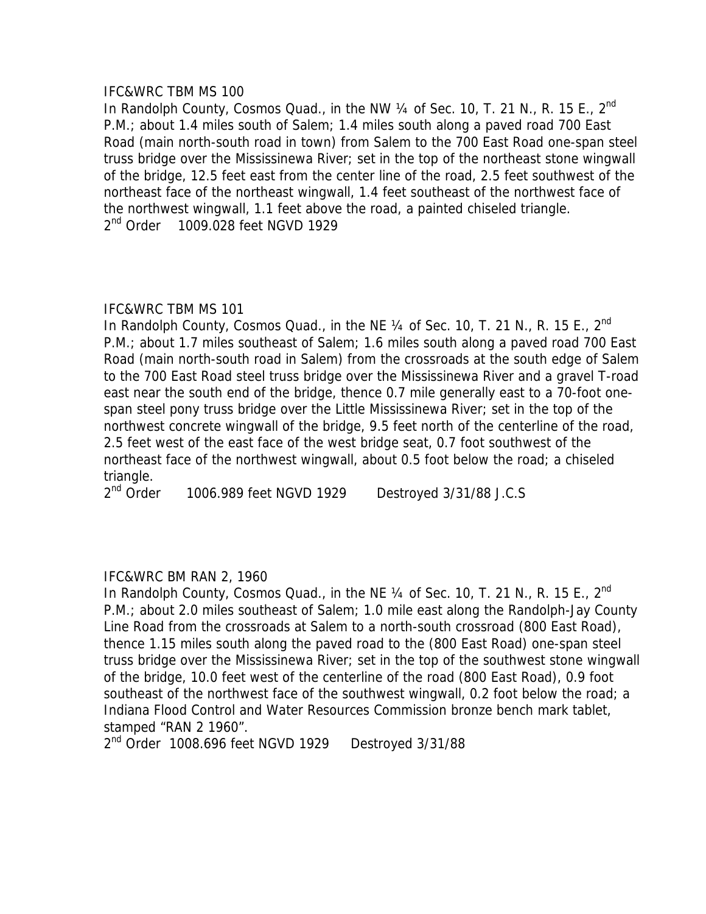IFC&WRC TBM MS 100

In Randolph County, Cosmos Quad., in the NW ¼ of Sec. 10, T. 21 N., R. 15 E., 2nd P.M.; about 1.4 miles south of Salem; 1.4 miles south along a paved road 700 East Road (main north-south road in town) from Salem to the 700 East Road one-span steel truss bridge over the Mississinewa River; set in the top of the northeast stone wingwall of the bridge, 12.5 feet east from the center line of the road, 2.5 feet southwest of the northeast face of the northeast wingwall, 1.4 feet southeast of the northwest face of the northwest wingwall, 1.1 feet above the road, a painted chiseled triangle.

2nd Order    1009.028 feet NGVD 1929

IFC&WRC TBM MS 101

In Randolph County, Cosmos Quad., in the NE ¼ of Sec. 10, T. 21 N., R. 15 E., 2nd P.M.; about 1.7 miles southeast of Salem; 1.6 miles south along a paved road 700 East Road (main north-south road in Salem) from the crossroads at the south edge of Salem to the 700 East Road steel truss bridge over the Mississinewa River and a gravel T-road east near the south end of the bridge, thence 0.7 mile generally east to a 70-foot one-span steel pony truss bridge over the Little Mississinewa River; set in the top of the northwest concrete wingwall of the bridge, 9.5 feet north of the centerline of the road, 2.5 feet west of the east face of the west bridge seat, 0.7 foot southwest of the northeast face of the northwest wingwall, about 0.5 foot below the road; a chiseled triangle.

2nd Order    1006.989 feet NGVD 1929    Destroyed 3/31/88 J.C.S

IFC&WRC BM RAN 2, 1960

In Randolph County, Cosmos Quad., in the NE ¼ of Sec. 10, T. 21 N., R. 15 E., 2nd P.M.; about 2.0 miles southeast of Salem; 1.0 mile east along the Randolph-Jay County Line Road from the crossroads at Salem to a north-south crossroad (800 East Road), thence 1.15 miles south along the paved road to the (800 East Road) one-span steel truss bridge over the Mississinewa River; set in the top of the southwest stone wingwall of the bridge, 10.0 feet west of the centerline of the road (800 East Road), 0.9 foot southeast of the northwest face of the southwest wingwall, 0.2 foot below the road; a Indiana Flood Control and Water Resources Commission bronze bench mark tablet, stamped "RAN 2 1960".

2nd Order  1008.696 feet NGVD 1929    Destroyed 3/31/88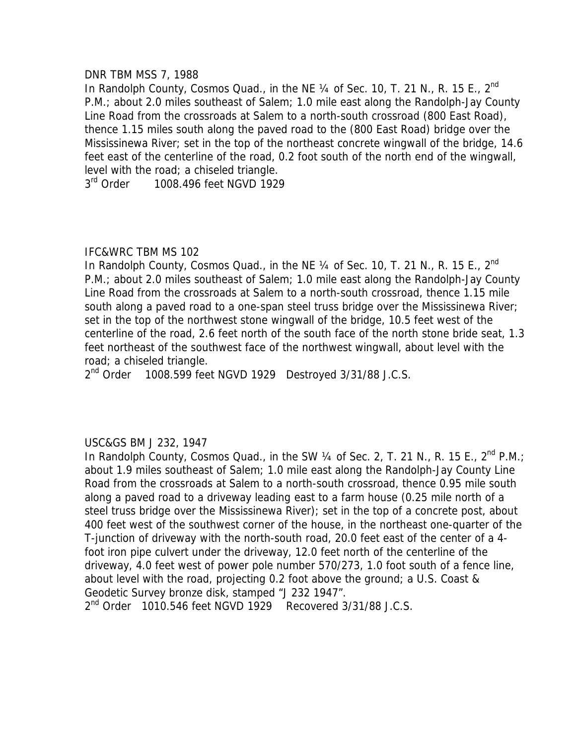DNR TBM MSS 7, 1988

In Randolph County, Cosmos Quad., in the NE ¼ of Sec. 10, T. 21 N., R. 15 E., 2nd P.M.; about 2.0 miles southeast of Salem; 1.0 mile east along the Randolph-Jay County Line Road from the crossroads at Salem to a north-south crossroad (800 East Road), thence 1.15 miles south along the paved road to the (800 East Road) bridge over the Mississinewa River; set in the top of the northeast concrete wingwall of the bridge, 14.6 feet east of the centerline of the road, 0.2 foot south of the north end of the wingwall, level with the road; a chiseled triangle.

3rd Order 1008.496 feet NGVD 1929

IFC&WRC TBM MS 102

In Randolph County, Cosmos Quad., in the NE ¼ of Sec. 10, T. 21 N., R. 15 E., 2nd P.M.; about 2.0 miles southeast of Salem; 1.0 mile east along the Randolph-Jay County Line Road from the crossroads at Salem to a north-south crossroad, thence 1.15 mile south along a paved road to a one-span steel truss bridge over the Mississinewa River; set in the top of the northwest stone wingwall of the bridge, 10.5 feet west of the centerline of the road, 2.6 feet north of the south face of the north stone bride seat, 1.3 feet northeast of the southwest face of the northwest wingwall, about level with the road; a chiseled triangle.

2nd Order 1008.599 feet NGVD 1929 Destroyed 3/31/88 J.C.S.

USC&GS BM J 232, 1947

In Randolph County, Cosmos Quad., in the SW ¼ of Sec. 2, T. 21 N., R. 15 E., 2nd P.M.; about 1.9 miles southeast of Salem; 1.0 mile east along the Randolph-Jay County Line Road from the crossroads at Salem to a north-south crossroad, thence 0.95 mile south along a paved road to a driveway leading east to a farm house (0.25 mile north of a steel truss bridge over the Mississinewa River); set in the top of a concrete post, about 400 feet west of the southwest corner of the house, in the northeast one-quarter of the T-junction of driveway with the north-south road, 20.0 feet east of the center of a 4-foot iron pipe culvert under the driveway, 12.0 feet north of the centerline of the driveway, 4.0 feet west of power pole number 570/273, 1.0 foot south of a fence line, about level with the road, projecting 0.2 foot above the ground; a U.S. Coast & Geodetic Survey bronze disk, stamped "J 232 1947".

2nd Order 1010.546 feet NGVD 1929 Recovered 3/31/88 J.C.S.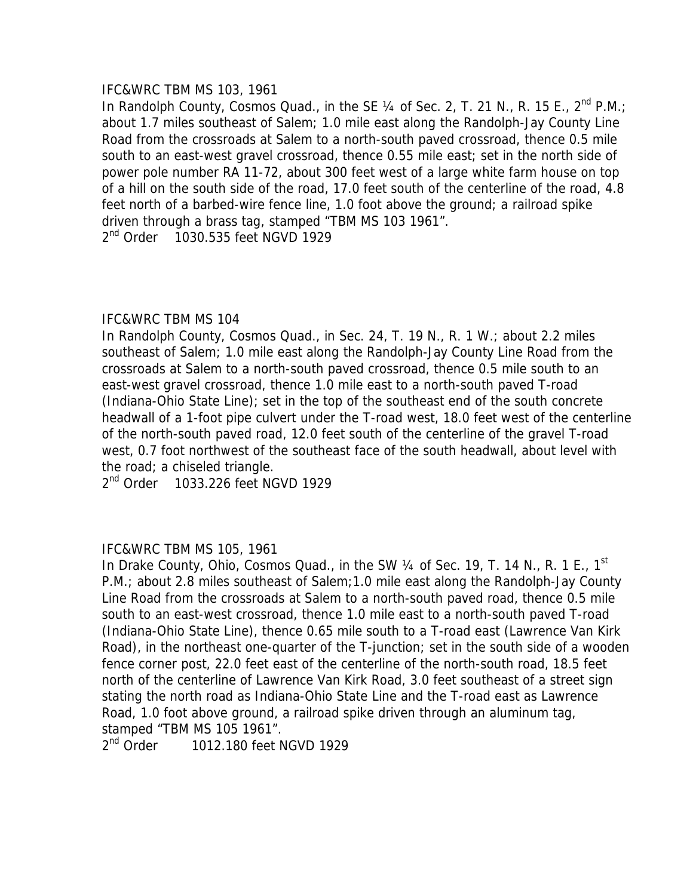IFC&WRC TBM MS 103, 1961

In Randolph County, Cosmos Quad., in the SE ¼ of Sec. 2, T. 21 N., R. 15 E., 2nd P.M.; about 1.7 miles southeast of Salem; 1.0 mile east along the Randolph-Jay County Line Road from the crossroads at Salem to a north-south paved crossroad, thence 0.5 mile south to an east-west gravel crossroad, thence 0.55 mile east; set in the north side of power pole number RA 11-72, about 300 feet west of a large white farm house on top of a hill on the south side of the road, 17.0 feet south of the centerline of the road, 4.8 feet north of a barbed-wire fence line, 1.0 foot above the ground; a railroad spike driven through a brass tag, stamped "TBM MS 103 1961".

2nd Order 1030.535 feet NGVD 1929

IFC&WRC TBM MS 104

In Randolph County, Cosmos Quad., in Sec. 24, T. 19 N., R. 1 W.; about 2.2 miles southeast of Salem; 1.0 mile east along the Randolph-Jay County Line Road from the crossroads at Salem to a north-south paved crossroad, thence 0.5 mile south to an east-west gravel crossroad, thence 1.0 mile east to a north-south paved T-road (Indiana-Ohio State Line); set in the top of the southeast end of the south concrete headwall of a 1-foot pipe culvert under the T-road west, 18.0 feet west of the centerline of the north-south paved road, 12.0 feet south of the centerline of the gravel T-road west, 0.7 foot northwest of the southeast face of the south headwall, about level with the road; a chiseled triangle.

2nd Order 1033.226 feet NGVD 1929

IFC&WRC TBM MS 105, 1961

In Drake County, Ohio, Cosmos Quad., in the SW ¼ of Sec. 19, T. 14 N., R. 1 E., 1st P.M.; about 2.8 miles southeast of Salem;1.0 mile east along the Randolph-Jay County Line Road from the crossroads at Salem to a north-south paved road, thence 0.5 mile south to an east-west crossroad, thence 1.0 mile east to a north-south paved T-road (Indiana-Ohio State Line), thence 0.65 mile south to a T-road east (Lawrence Van Kirk Road), in the northeast one-quarter of the T-junction; set in the south side of a wooden fence corner post, 22.0 feet east of the centerline of the north-south road, 18.5 feet north of the centerline of Lawrence Van Kirk Road, 3.0 feet southeast of a street sign stating the north road as Indiana-Ohio State Line and the T-road east as Lawrence Road, 1.0 foot above ground, a railroad spike driven through an aluminum tag, stamped "TBM MS 105 1961".

2nd Order 1012.180 feet NGVD 1929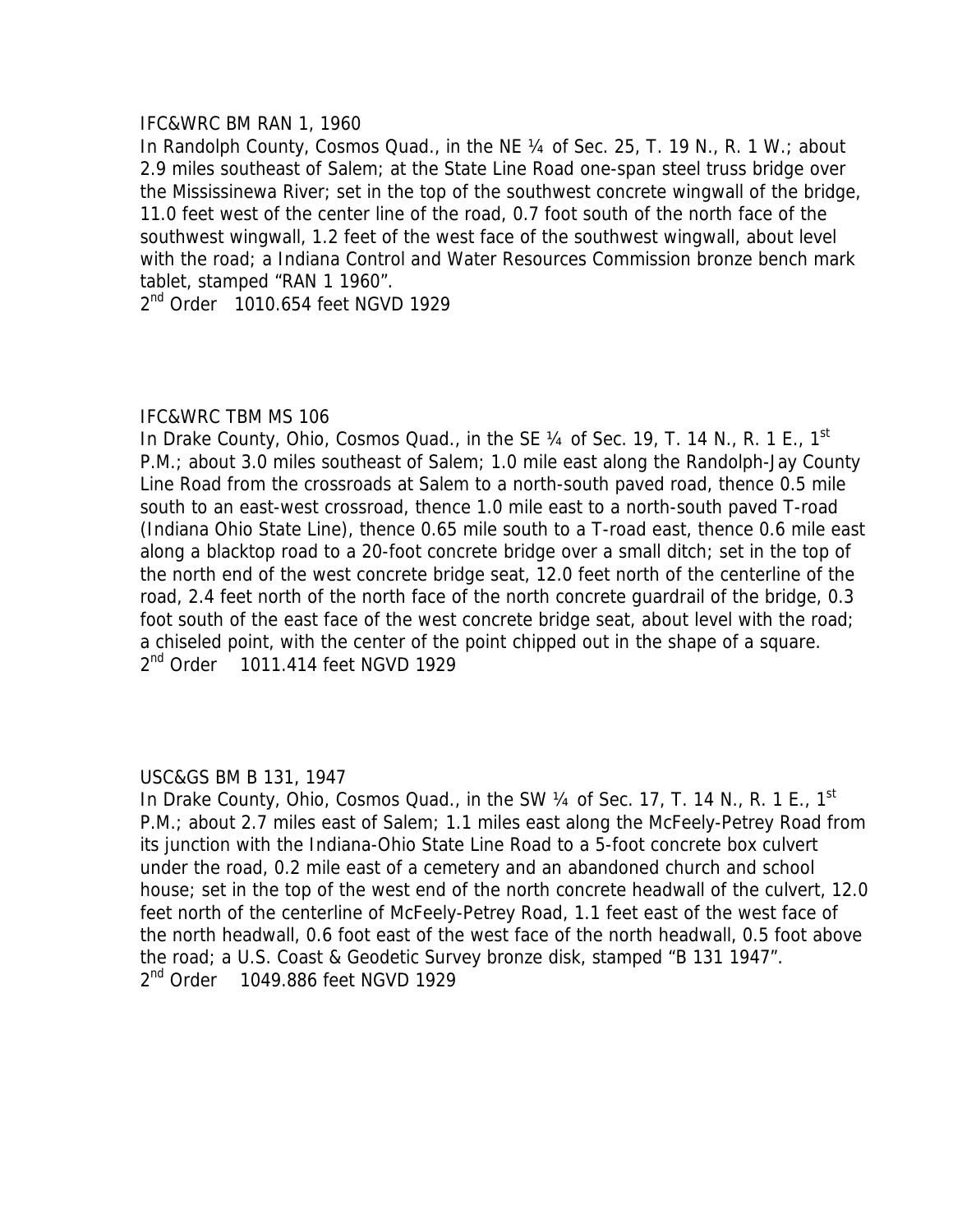IFC&WRC BM RAN 1, 1960
In Randolph County, Cosmos Quad., in the NE ¼ of Sec. 25, T. 19 N., R. 1 W.; about 2.9 miles southeast of Salem; at the State Line Road one-span steel truss bridge over the Mississinewa River; set in the top of the southwest concrete wingwall of the bridge, 11.0 feet west of the center line of the road, 0.7 foot south of the north face of the southwest wingwall, 1.2 feet of the west face of the southwest wingwall, about level with the road; a Indiana Control and Water Resources Commission bronze bench mark tablet, stamped "RAN 1 1960".
2nd Order   1010.654 feet NGVD 1929

IFC&WRC TBM MS 106
In Drake County, Ohio, Cosmos Quad., in the SE ¼ of Sec. 19, T. 14 N., R. 1 E., 1st P.M.; about 3.0 miles southeast of Salem; 1.0 mile east along the Randolph-Jay County Line Road from the crossroads at Salem to a north-south paved road, thence 0.5 mile south to an east-west crossroad, thence 1.0 mile east to a north-south paved T-road (Indiana Ohio State Line), thence 0.65 mile south to a T-road east, thence 0.6 mile east along a blacktop road to a 20-foot concrete bridge over a small ditch; set in the top of the north end of the west concrete bridge seat, 12.0 feet north of the centerline of the road, 2.4 feet north of the north face of the north concrete guardrail of the bridge, 0.3 foot south of the east face of the west concrete bridge seat, about level with the road; a chiseled point, with the center of the point chipped out in the shape of a square.
2nd Order   1011.414 feet NGVD 1929

USC&GS BM B 131, 1947
In Drake County, Ohio, Cosmos Quad., in the SW ¼ of Sec. 17, T. 14 N., R. 1 E., 1st P.M.; about 2.7 miles east of Salem; 1.1 miles east along the McFeely-Petrey Road from its junction with the Indiana-Ohio State Line Road to a 5-foot concrete box culvert under the road, 0.2 mile east of a cemetery and an abandoned church and school house; set in the top of the west end of the north concrete headwall of the culvert, 12.0 feet north of the centerline of McFeely-Petrey Road, 1.1 feet east of the west face of the north headwall, 0.6 foot east of the west face of the north headwall, 0.5 foot above the road; a U.S. Coast & Geodetic Survey bronze disk, stamped "B 131 1947".
2nd Order   1049.886 feet NGVD 1929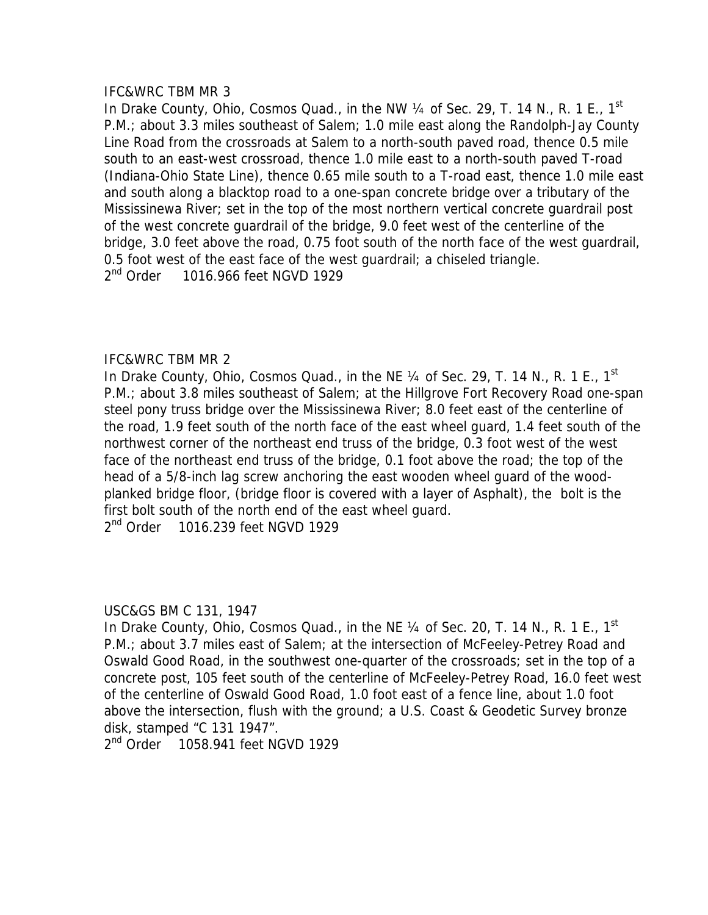IFC&WRC TBM MR 3

In Drake County, Ohio, Cosmos Quad., in the NW ¼ of Sec. 29, T. 14 N., R. 1 E., 1st P.M.; about 3.3 miles southeast of Salem; 1.0 mile east along the Randolph-Jay County Line Road from the crossroads at Salem to a north-south paved road, thence 0.5 mile south to an east-west crossroad, thence 1.0 mile east to a north-south paved T-road (Indiana-Ohio State Line), thence 0.65 mile south to a T-road east, thence 1.0 mile east and south along a blacktop road to a one-span concrete bridge over a tributary of the Mississinewa River; set in the top of the most northern vertical concrete guardrail post of the west concrete guardrail of the bridge, 9.0 feet west of the centerline of the bridge, 3.0 feet above the road, 0.75 foot south of the north face of the west guardrail, 0.5 foot west of the east face of the west guardrail; a chiseled triangle.

2nd Order     1016.966 feet NGVD 1929

IFC&WRC TBM MR 2

In Drake County, Ohio, Cosmos Quad., in the NE ¼ of Sec. 29, T. 14 N., R. 1 E., 1st P.M.; about 3.8 miles southeast of Salem; at the Hillgrove Fort Recovery Road one-span steel pony truss bridge over the Mississinewa River; 8.0 feet east of the centerline of the road, 1.9 feet south of the north face of the east wheel guard, 1.4 feet south of the northwest corner of the northeast end truss of the bridge, 0.3 foot west of the west face of the northeast end truss of the bridge, 0.1 foot above the road; the top of the head of a 5/8-inch lag screw anchoring the east wooden wheel guard of the wood-planked bridge floor, (bridge floor is covered with a layer of Asphalt), the bolt is the first bolt south of the north end of the east wheel guard.

2nd Order     1016.239 feet NGVD 1929

USC&GS BM C 131, 1947

In Drake County, Ohio, Cosmos Quad., in the NE ¼ of Sec. 20, T. 14 N., R. 1 E., 1st P.M.; about 3.7 miles east of Salem; at the intersection of McFeeley-Petrey Road and Oswald Good Road, in the southwest one-quarter of the crossroads; set in the top of a concrete post, 105 feet south of the centerline of McFeeley-Petrey Road, 16.0 feet west of the centerline of Oswald Good Road, 1.0 foot east of a fence line, about 1.0 foot above the intersection, flush with the ground; a U.S. Coast & Geodetic Survey bronze disk, stamped "C 131 1947".

2nd Order     1058.941 feet NGVD 1929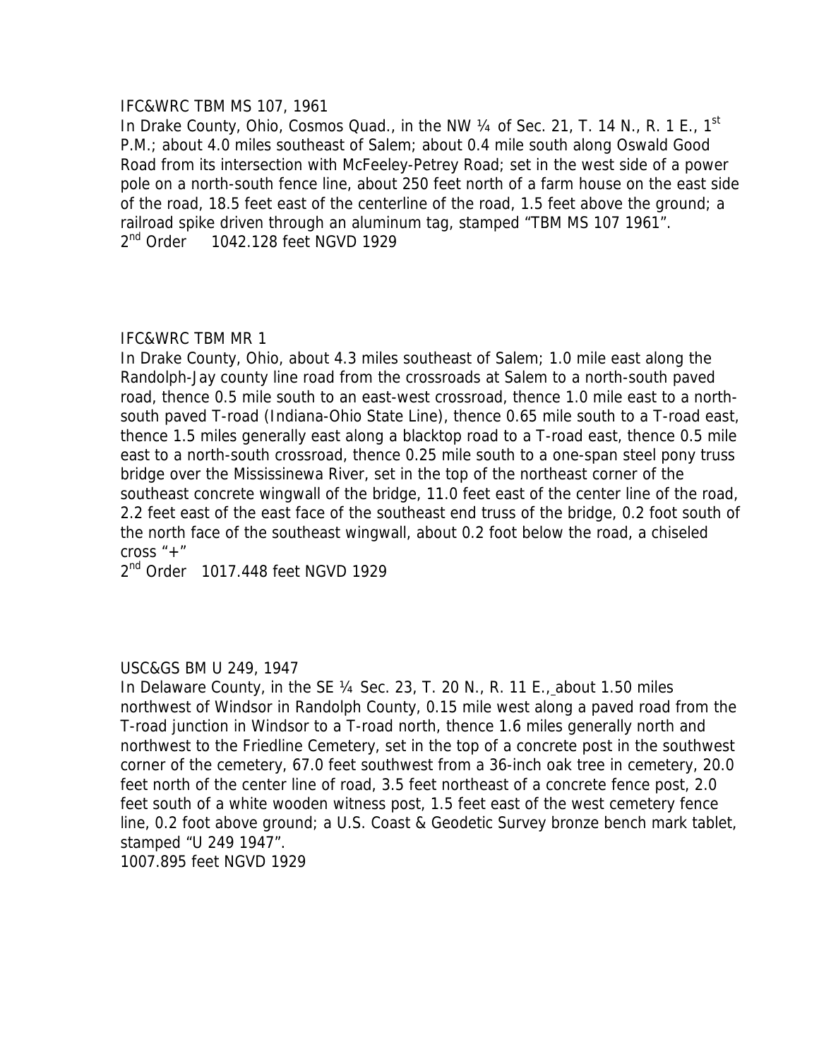IFC&WRC TBM MS 107, 1961

In Drake County, Ohio, Cosmos Quad., in the NW ¼ of Sec. 21, T. 14 N., R. 1 E., 1st P.M.; about 4.0 miles southeast of Salem; about 0.4 mile south along Oswald Good Road from its intersection with McFeeley-Petrey Road; set in the west side of a power pole on a north-south fence line, about 250 feet north of a farm house on the east side of the road, 18.5 feet east of the centerline of the road, 1.5 feet above the ground; a railroad spike driven through an aluminum tag, stamped "TBM MS 107 1961".

2nd Order 1042.128 feet NGVD 1929

IFC&WRC TBM MR 1

In Drake County, Ohio, about 4.3 miles southeast of Salem; 1.0 mile east along the Randolph-Jay county line road from the crossroads at Salem to a north-south paved road, thence 0.5 mile south to an east-west crossroad, thence 1.0 mile east to a north-south paved T-road (Indiana-Ohio State Line), thence 0.65 mile south to a T-road east, thence 1.5 miles generally east along a blacktop road to a T-road east, thence 0.5 mile east to a north-south crossroad, thence 0.25 mile south to a one-span steel pony truss bridge over the Mississinewa River, set in the top of the northeast corner of the southeast concrete wingwall of the bridge, 11.0 feet east of the center line of the road, 2.2 feet east of the east face of the southeast end truss of the bridge, 0.2 foot south of the north face of the southeast wingwall, about 0.2 foot below the road, a chiseled cross "+"

2nd Order 1017.448 feet NGVD 1929

USC&GS BM U 249, 1947

In Delaware County, in the SE ¼ Sec. 23, T. 20 N., R. 11 E., about 1.50 miles northwest of Windsor in Randolph County, 0.15 mile west along a paved road from the T-road junction in Windsor to a T-road north, thence 1.6 miles generally north and northwest to the Friedline Cemetery, set in the top of a concrete post in the southwest corner of the cemetery, 67.0 feet southwest from a 36-inch oak tree in cemetery, 20.0 feet north of the center line of road, 3.5 feet northeast of a concrete fence post, 2.0 feet south of a white wooden witness post, 1.5 feet east of the west cemetery fence line, 0.2 foot above ground; a U.S. Coast & Geodetic Survey bronze bench mark tablet, stamped "U 249 1947".

1007.895 feet NGVD 1929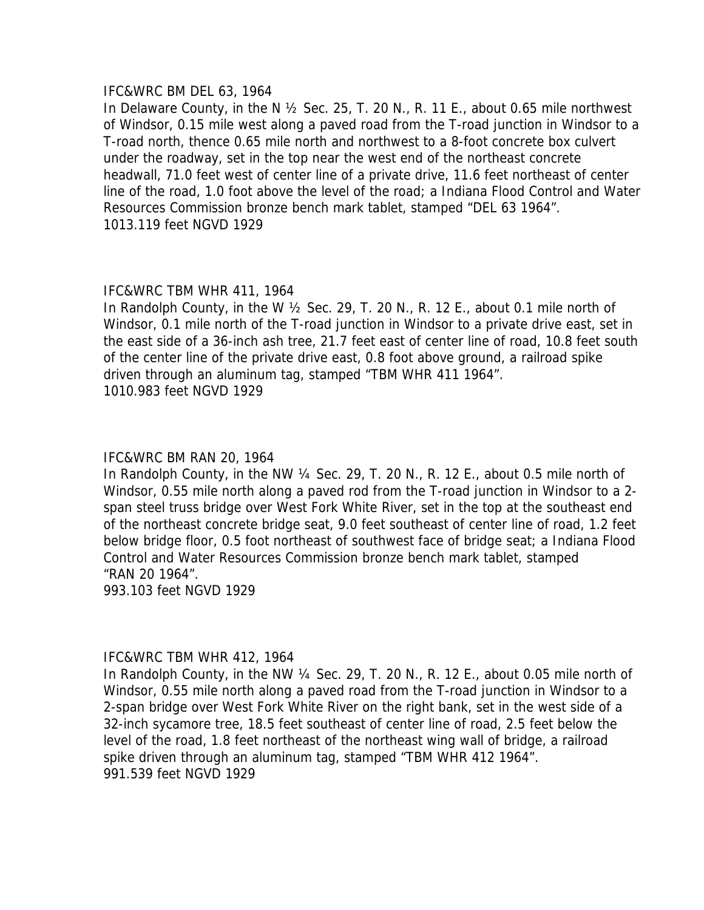IFC&WRC BM DEL 63, 1964
In Delaware County, in the N ½ Sec. 25, T. 20 N., R. 11 E., about 0.65 mile northwest of Windsor, 0.15 mile west along a paved road from the T-road junction in Windsor to a T-road north, thence 0.65 mile north and northwest to a 8-foot concrete box culvert under the roadway, set in the top near the west end of the northeast concrete headwall, 71.0 feet west of center line of a private drive, 11.6 feet northeast of center line of the road, 1.0 foot above the level of the road; a Indiana Flood Control and Water Resources Commission bronze bench mark tablet, stamped "DEL 63 1964".
1013.119 feet NGVD 1929

IFC&WRC TBM WHR 411, 1964
In Randolph County, in the W ½ Sec. 29, T. 20 N., R. 12 E., about 0.1 mile north of Windsor, 0.1 mile north of the T-road junction in Windsor to a private drive east, set in the east side of a 36-inch ash tree, 21.7 feet east of center line of road, 10.8 feet south of the center line of the private drive east, 0.8 foot above ground, a railroad spike driven through an aluminum tag, stamped "TBM WHR 411 1964".
1010.983 feet NGVD 1929

IFC&WRC BM RAN 20, 1964
In Randolph County, in the NW ¼ Sec. 29, T. 20 N., R. 12 E., about 0.5 mile north of Windsor, 0.55 mile north along a paved rod from the T-road junction in Windsor to a 2-span steel truss bridge over West Fork White River, set in the top at the southeast end of the northeast concrete bridge seat, 9.0 feet southeast of center line of road, 1.2 feet below bridge floor, 0.5 foot northeast of southwest face of bridge seat; a Indiana Flood Control and Water Resources Commission bronze bench mark tablet, stamped "RAN 20 1964".
993.103 feet NGVD 1929

IFC&WRC TBM WHR 412, 1964
In Randolph County, in the NW ¼ Sec. 29, T. 20 N., R. 12 E., about 0.05 mile north of Windsor, 0.55 mile north along a paved road from the T-road junction in Windsor to a 2-span bridge over West Fork White River on the right bank, set in the west side of a 32-inch sycamore tree, 18.5 feet southeast of center line of road, 2.5 feet below the level of the road, 1.8 feet northeast of the northeast wing wall of bridge, a railroad spike driven through an aluminum tag, stamped "TBM WHR 412 1964".
991.539 feet NGVD 1929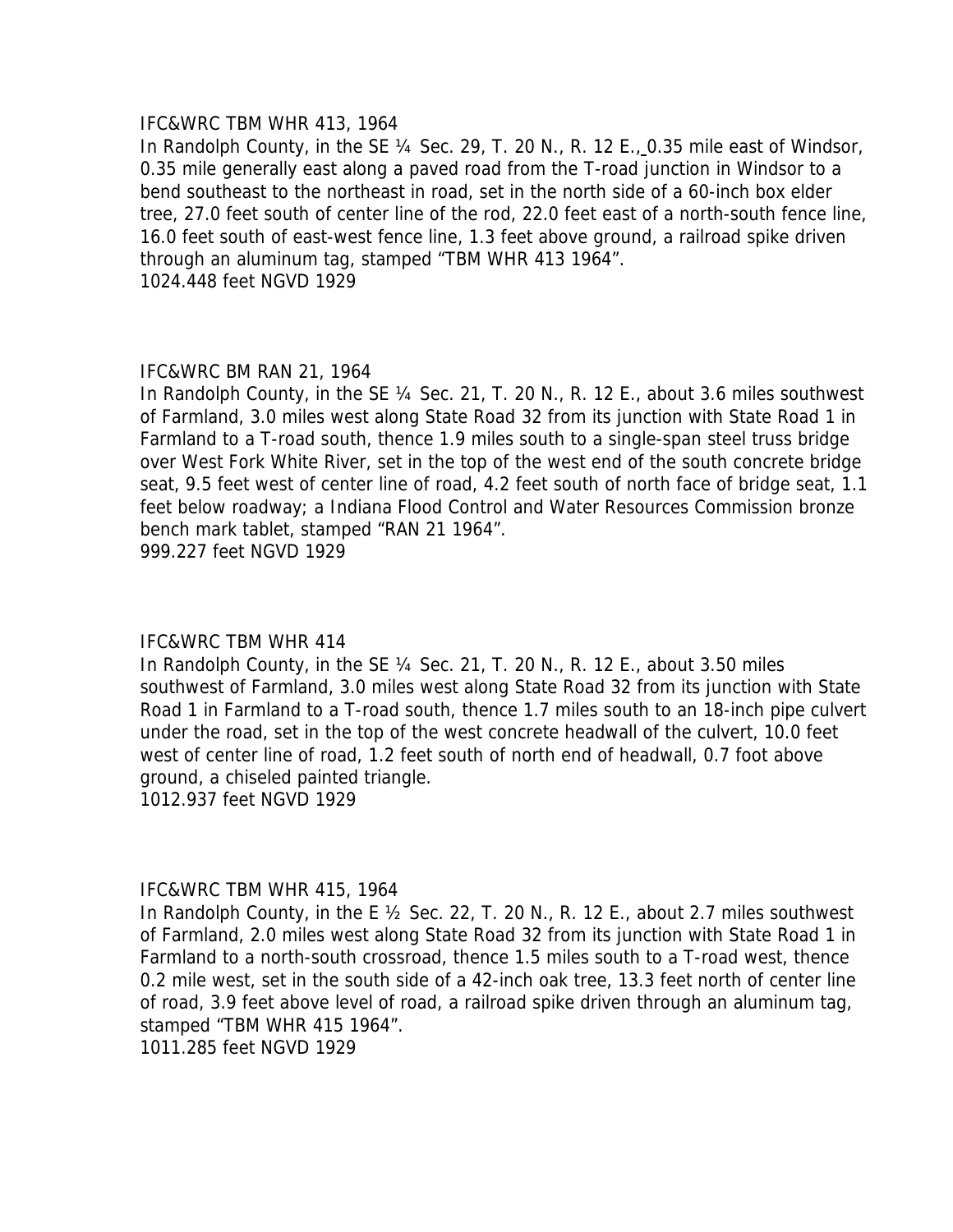IFC&WRC TBM WHR 413, 1964

In Randolph County, in the SE ¼ Sec. 29, T. 20 N., R. 12 E., 0.35 mile east of Windsor, 0.35 mile generally east along a paved road from the T-road junction in Windsor to a bend southeast to the northeast in road, set in the north side of a 60-inch box elder tree, 27.0 feet south of center line of the rod, 22.0 feet east of a north-south fence line, 16.0 feet south of east-west fence line, 1.3 feet above ground, a railroad spike driven through an aluminum tag, stamped "TBM WHR 413 1964".

1024.448 feet NGVD 1929

IFC&WRC BM RAN 21, 1964

In Randolph County, in the SE ¼ Sec. 21, T. 20 N., R. 12 E., about 3.6 miles southwest of Farmland, 3.0 miles west along State Road 32 from its junction with State Road 1 in Farmland to a T-road south, thence 1.9 miles south to a single-span steel truss bridge over West Fork White River, set in the top of the west end of the south concrete bridge seat, 9.5 feet west of center line of road, 4.2 feet south of north face of bridge seat, 1.1 feet below roadway; a Indiana Flood Control and Water Resources Commission bronze bench mark tablet, stamped "RAN 21 1964".

999.227 feet NGVD 1929

IFC&WRC TBM WHR 414

In Randolph County, in the SE ¼ Sec. 21, T. 20 N., R. 12 E., about 3.50 miles southwest of Farmland, 3.0 miles west along State Road 32 from its junction with State Road 1 in Farmland to a T-road south, thence 1.7 miles south to an 18-inch pipe culvert under the road, set in the top of the west concrete headwall of the culvert, 10.0 feet west of center line of road, 1.2 feet south of north end of headwall, 0.7 foot above ground, a chiseled painted triangle.

1012.937 feet NGVD 1929

IFC&WRC TBM WHR 415, 1964

In Randolph County, in the E ½ Sec. 22, T. 20 N., R. 12 E., about 2.7 miles southwest of Farmland, 2.0 miles west along State Road 32 from its junction with State Road 1 in Farmland to a north-south crossroad, thence 1.5 miles south to a T-road west, thence 0.2 mile west, set in the south side of a 42-inch oak tree, 13.3 feet north of center line of road, 3.9 feet above level of road, a railroad spike driven through an aluminum tag, stamped "TBM WHR 415 1964".

1011.285 feet NGVD 1929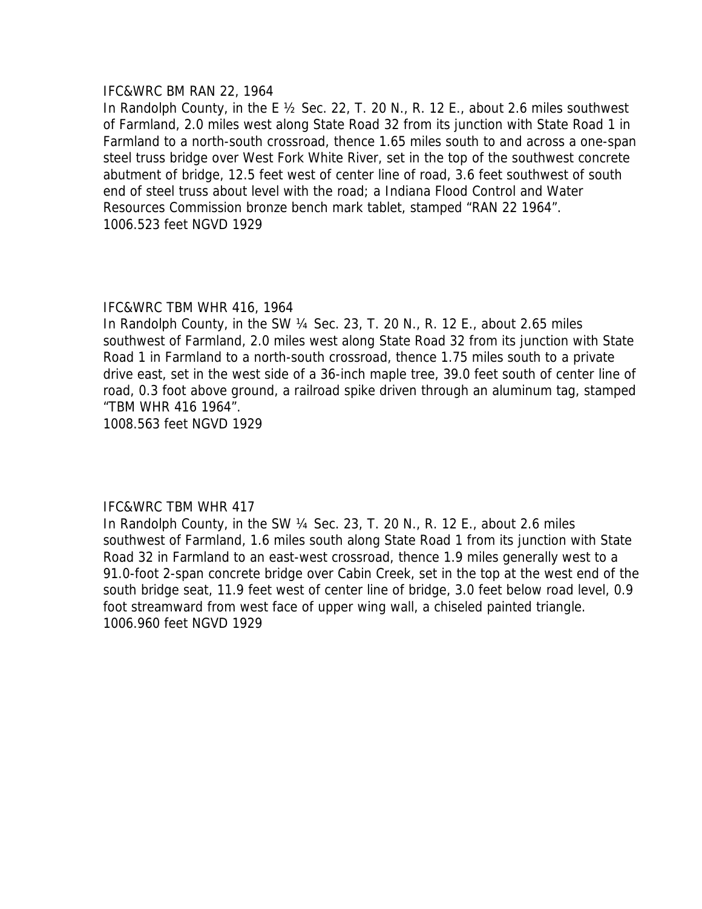IFC&WRC BM RAN 22, 1964

In Randolph County, in the E ½ Sec. 22, T. 20 N., R. 12 E., about 2.6 miles southwest of Farmland, 2.0 miles west along State Road 32 from its junction with State Road 1 in Farmland to a north-south crossroad, thence 1.65 miles south to and across a one-span steel truss bridge over West Fork White River, set in the top of the southwest concrete abutment of bridge, 12.5 feet west of center line of road, 3.6 feet southwest of south end of steel truss about level with the road; a Indiana Flood Control and Water Resources Commission bronze bench mark tablet, stamped "RAN 22 1964".

1006.523 feet NGVD 1929

IFC&WRC TBM WHR 416, 1964

In Randolph County, in the SW ¼ Sec. 23, T. 20 N., R. 12 E., about 2.65 miles southwest of Farmland, 2.0 miles west along State Road 32 from its junction with State Road 1 in Farmland to a north-south crossroad, thence 1.75 miles south to a private drive east, set in the west side of a 36-inch maple tree, 39.0 feet south of center line of road, 0.3 foot above ground, a railroad spike driven through an aluminum tag, stamped "TBM WHR 416 1964".

1008.563 feet NGVD 1929

IFC&WRC TBM WHR 417

In Randolph County, in the SW ¼ Sec. 23, T. 20 N., R. 12 E., about 2.6 miles southwest of Farmland, 1.6 miles south along State Road 1 from its junction with State Road 32 in Farmland to an east-west crossroad, thence 1.9 miles generally west to a 91.0-foot 2-span concrete bridge over Cabin Creek, set in the top at the west end of the south bridge seat, 11.9 feet west of center line of bridge, 3.0 feet below road level, 0.9 foot streamward from west face of upper wing wall, a chiseled painted triangle.

1006.960 feet NGVD 1929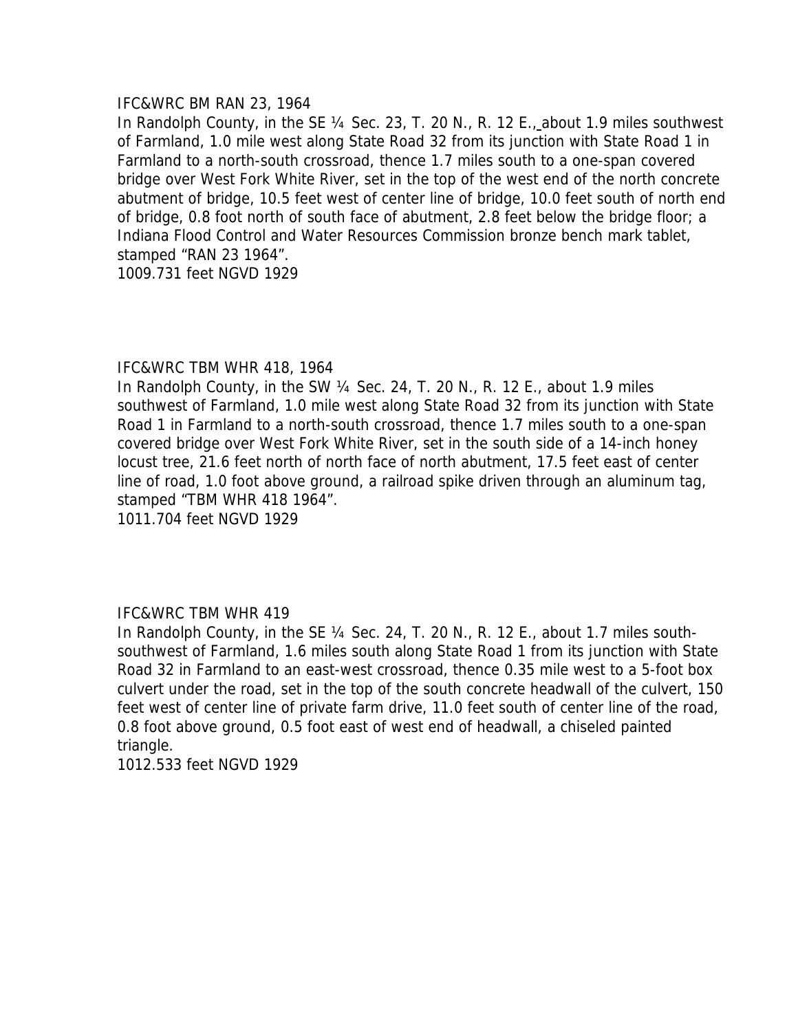IFC&WRC BM RAN 23, 1964

In Randolph County, in the SE ¼ Sec. 23, T. 20 N., R. 12 E., about 1.9 miles southwest of Farmland, 1.0 mile west along State Road 32 from its junction with State Road 1 in Farmland to a north-south crossroad, thence 1.7 miles south to a one-span covered bridge over West Fork White River, set in the top of the west end of the north concrete abutment of bridge, 10.5 feet west of center line of bridge, 10.0 feet south of north end of bridge, 0.8 foot north of south face of abutment, 2.8 feet below the bridge floor; a Indiana Flood Control and Water Resources Commission bronze bench mark tablet, stamped "RAN 23 1964".

1009.731 feet NGVD 1929

IFC&WRC TBM WHR 418, 1964

In Randolph County, in the SW ¼ Sec. 24, T. 20 N., R. 12 E., about 1.9 miles southwest of Farmland, 1.0 mile west along State Road 32 from its junction with State Road 1 in Farmland to a north-south crossroad, thence 1.7 miles south to a one-span covered bridge over West Fork White River, set in the south side of a 14-inch honey locust tree, 21.6 feet north of north face of north abutment, 17.5 feet east of center line of road, 1.0 foot above ground, a railroad spike driven through an aluminum tag, stamped "TBM WHR 418 1964".

1011.704 feet NGVD 1929

IFC&WRC TBM WHR 419

In Randolph County, in the SE ¼ Sec. 24, T. 20 N., R. 12 E., about 1.7 miles south-southwest of Farmland, 1.6 miles south along State Road 1 from its junction with State Road 32 in Farmland to an east-west crossroad, thence 0.35 mile west to a 5-foot box culvert under the road, set in the top of the south concrete headwall of the culvert, 150 feet west of center line of private farm drive, 11.0 feet south of center line of the road, 0.8 foot above ground, 0.5 foot east of west end of headwall, a chiseled painted triangle.

1012.533 feet NGVD 1929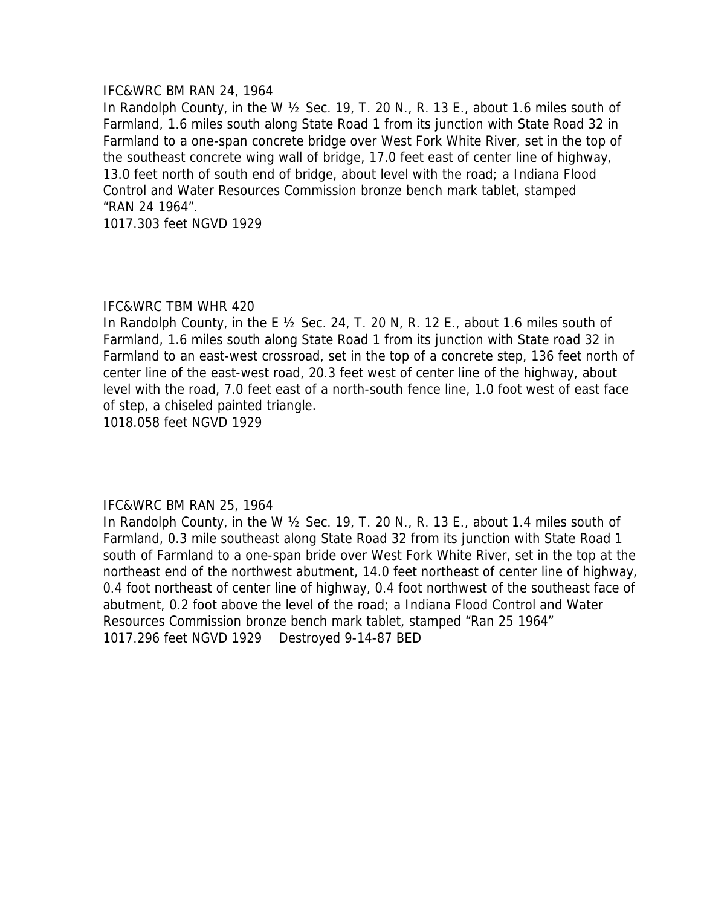IFC&WRC BM RAN 24, 1964

In Randolph County, in the W ½ Sec. 19, T. 20 N., R. 13 E., about 1.6 miles south of Farmland, 1.6 miles south along State Road 1 from its junction with State Road 32 in Farmland to a one-span concrete bridge over West Fork White River, set in the top of the southeast concrete wing wall of bridge, 17.0 feet east of center line of highway, 13.0 feet north of south end of bridge, about level with the road; a Indiana Flood Control and Water Resources Commission bronze bench mark tablet, stamped "RAN 24 1964".

1017.303 feet NGVD 1929

IFC&WRC TBM WHR 420

In Randolph County, in the E ½ Sec. 24, T. 20 N, R. 12 E., about 1.6 miles south of Farmland, 1.6 miles south along State Road 1 from its junction with State road 32 in Farmland to an east-west crossroad, set in the top of a concrete step, 136 feet north of center line of the east-west road, 20.3 feet west of center line of the highway, about level with the road, 7.0 feet east of a north-south fence line, 1.0 foot west of east face of step, a chiseled painted triangle.

1018.058 feet NGVD 1929

IFC&WRC BM RAN 25, 1964

In Randolph County, in the W ½ Sec. 19, T. 20 N., R. 13 E., about 1.4 miles south of Farmland, 0.3 mile southeast along State Road 32 from its junction with State Road 1 south of Farmland to a one-span bride over West Fork White River, set in the top at the northeast end of the northwest abutment, 14.0 feet northeast of center line of highway, 0.4 foot northeast of center line of highway, 0.4 foot northwest of the southeast face of abutment, 0.2 foot above the level of the road; a Indiana Flood Control and Water Resources Commission bronze bench mark tablet, stamped "Ran 25 1964"

1017.296 feet NGVD 1929 Destroyed 9-14-87 BED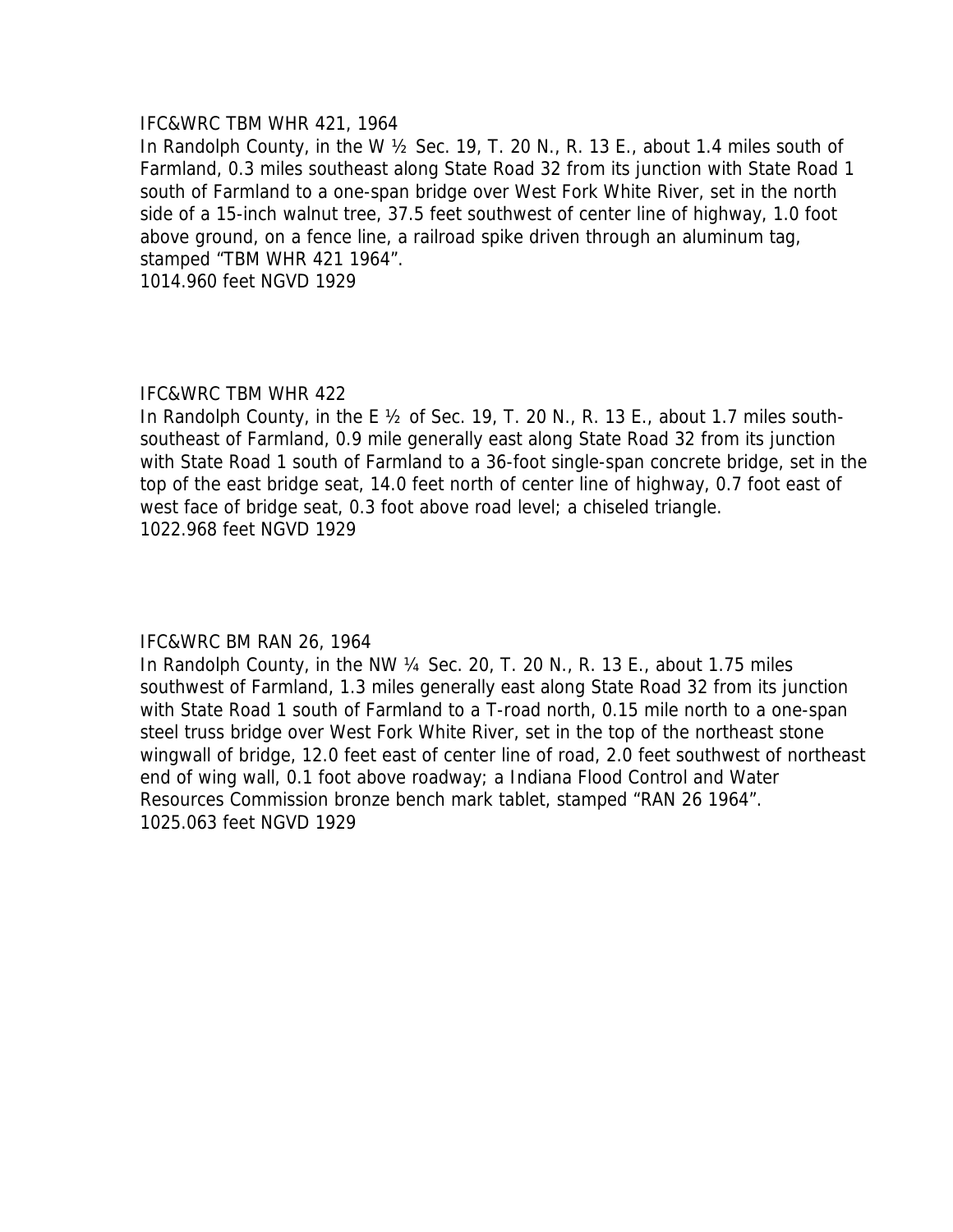IFC&WRC TBM WHR 421, 1964

In Randolph County, in the W ½ Sec. 19, T. 20 N., R. 13 E., about 1.4 miles south of Farmland, 0.3 miles southeast along State Road 32 from its junction with State Road 1 south of Farmland to a one-span bridge over West Fork White River, set in the north side of a 15-inch walnut tree, 37.5 feet southwest of center line of highway, 1.0 foot above ground, on a fence line, a railroad spike driven through an aluminum tag, stamped "TBM WHR 421 1964".

1014.960 feet NGVD 1929

IFC&WRC TBM WHR 422

In Randolph County, in the E ½ of Sec. 19, T. 20 N., R. 13 E., about 1.7 miles south-southeast of Farmland, 0.9 mile generally east along State Road 32 from its junction with State Road 1 south of Farmland to a 36-foot single-span concrete bridge, set in the top of the east bridge seat, 14.0 feet north of center line of highway, 0.7 foot east of west face of bridge seat, 0.3 foot above road level; a chiseled triangle.

1022.968 feet NGVD 1929

IFC&WRC BM RAN 26, 1964

In Randolph County, in the NW ¼ Sec. 20, T. 20 N., R. 13 E., about 1.75 miles southwest of Farmland, 1.3 miles generally east along State Road 32 from its junction with State Road 1 south of Farmland to a T-road north, 0.15 mile north to a one-span steel truss bridge over West Fork White River, set in the top of the northeast stone wingwall of bridge, 12.0 feet east of center line of road, 2.0 feet southwest of northeast end of wing wall, 0.1 foot above roadway; a Indiana Flood Control and Water Resources Commission bronze bench mark tablet, stamped "RAN 26 1964".

1025.063 feet NGVD 1929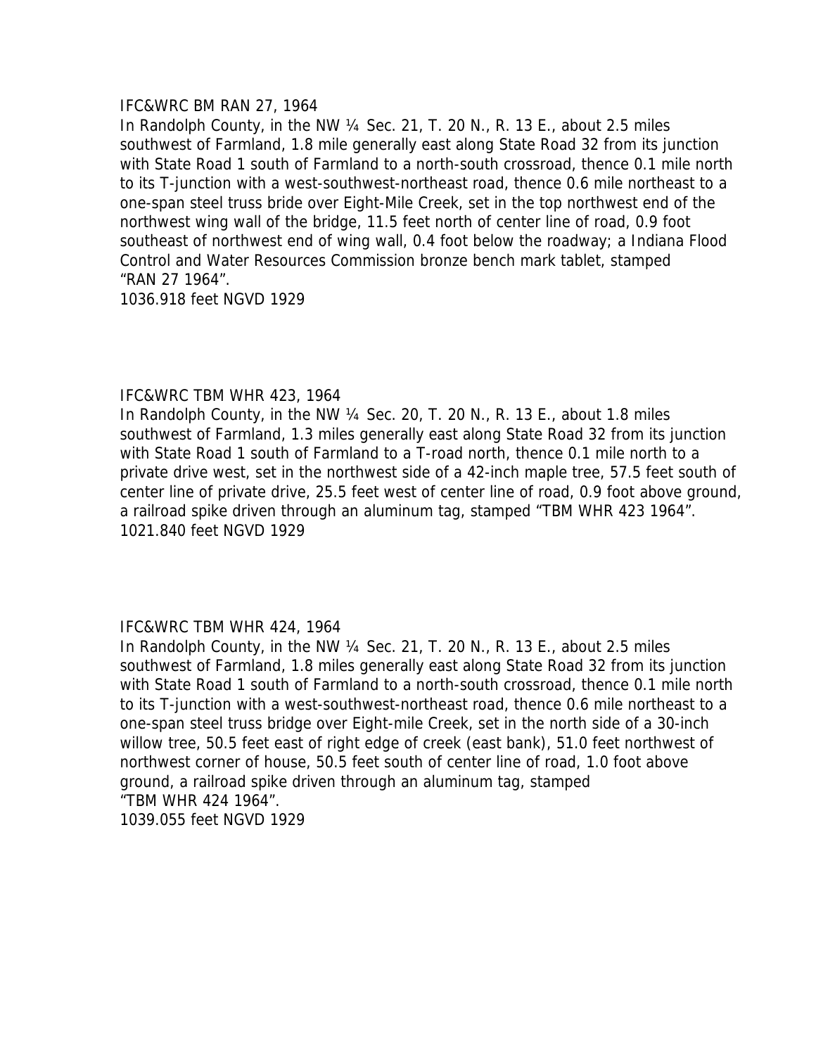IFC&WRC BM RAN 27, 1964

In Randolph County, in the NW ¼ Sec. 21, T. 20 N., R. 13 E., about 2.5 miles southwest of Farmland, 1.8 mile generally east along State Road 32 from its junction with State Road 1 south of Farmland to a north-south crossroad, thence 0.1 mile north to its T-junction with a west-southwest-northeast road, thence 0.6 mile northeast to a one-span steel truss bride over Eight-Mile Creek, set in the top northwest end of the northwest wing wall of the bridge, 11.5 feet north of center line of road, 0.9 foot southeast of northwest end of wing wall, 0.4 foot below the roadway; a Indiana Flood Control and Water Resources Commission bronze bench mark tablet, stamped "RAN 27 1964".

1036.918 feet NGVD 1929

IFC&WRC TBM WHR 423, 1964

In Randolph County, in the NW ¼ Sec. 20, T. 20 N., R. 13 E., about 1.8 miles southwest of Farmland, 1.3 miles generally east along State Road 32 from its junction with State Road 1 south of Farmland to a T-road north, thence 0.1 mile north to a private drive west, set in the northwest side of a 42-inch maple tree, 57.5 feet south of center line of private drive, 25.5 feet west of center line of road, 0.9 foot above ground, a railroad spike driven through an aluminum tag, stamped "TBM WHR 423 1964".

1021.840 feet NGVD 1929

IFC&WRC TBM WHR 424, 1964

In Randolph County, in the NW ¼ Sec. 21, T. 20 N., R. 13 E., about 2.5 miles southwest of Farmland, 1.8 miles generally east along State Road 32 from its junction with State Road 1 south of Farmland to a north-south crossroad, thence 0.1 mile north to its T-junction with a west-southwest-northeast road, thence 0.6 mile northeast to a one-span steel truss bridge over Eight-mile Creek, set in the north side of a 30-inch willow tree, 50.5 feet east of right edge of creek (east bank), 51.0 feet northwest of northwest corner of house, 50.5 feet south of center line of road, 1.0 foot above ground, a railroad spike driven through an aluminum tag, stamped "TBM WHR 424 1964".

1039.055 feet NGVD 1929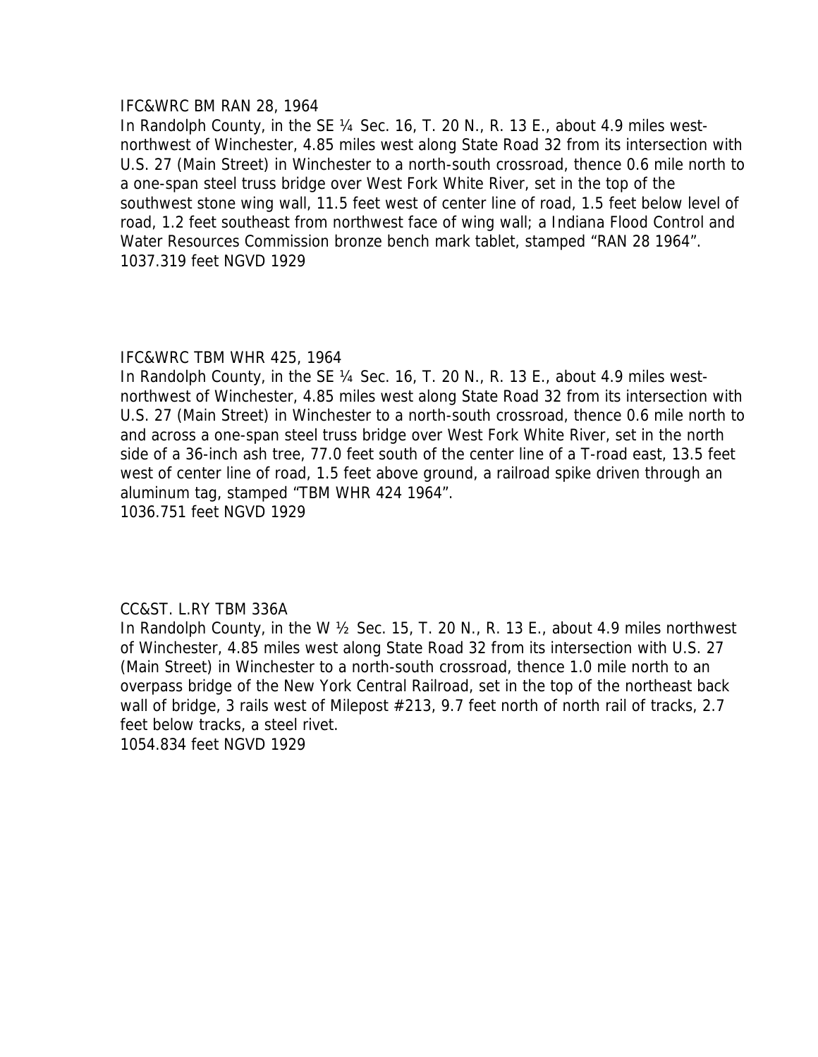IFC&WRC BM RAN 28, 1964

In Randolph County, in the SE ¼ Sec. 16, T. 20 N., R. 13 E., about 4.9 miles west-northwest of Winchester, 4.85 miles west along State Road 32 from its intersection with U.S. 27 (Main Street) in Winchester to a north-south crossroad, thence 0.6 mile north to a one-span steel truss bridge over West Fork White River, set in the top of the southwest stone wing wall, 11.5 feet west of center line of road, 1.5 feet below level of road, 1.2 feet southeast from northwest face of wing wall; a Indiana Flood Control and Water Resources Commission bronze bench mark tablet, stamped "RAN 28 1964".

1037.319 feet NGVD 1929

IFC&WRC TBM WHR 425, 1964

In Randolph County, in the SE ¼ Sec. 16, T. 20 N., R. 13 E., about 4.9 miles west-northwest of Winchester, 4.85 miles west along State Road 32 from its intersection with U.S. 27 (Main Street) in Winchester to a north-south crossroad, thence 0.6 mile north to and across a one-span steel truss bridge over West Fork White River, set in the north side of a 36-inch ash tree, 77.0 feet south of the center line of a T-road east, 13.5 feet west of center line of road, 1.5 feet above ground, a railroad spike driven through an aluminum tag, stamped "TBM WHR 424 1964".

1036.751 feet NGVD 1929

CC&ST. L.RY TBM 336A

In Randolph County, in the W ½ Sec. 15, T. 20 N., R. 13 E., about 4.9 miles northwest of Winchester, 4.85 miles west along State Road 32 from its intersection with U.S. 27 (Main Street) in Winchester to a north-south crossroad, thence 1.0 mile north to an overpass bridge of the New York Central Railroad, set in the top of the northeast back wall of bridge, 3 rails west of Milepost #213, 9.7 feet north of north rail of tracks, 2.7 feet below tracks, a steel rivet.

1054.834 feet NGVD 1929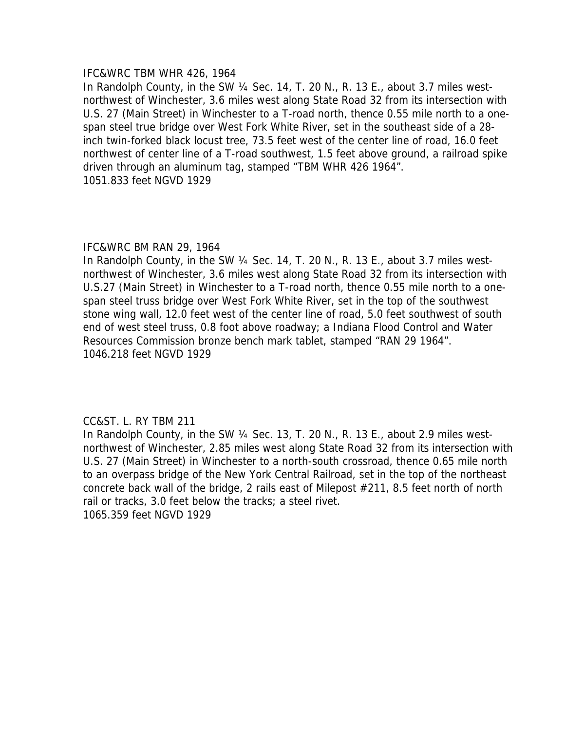IFC&WRC TBM WHR 426, 1964

In Randolph County, in the SW ¼ Sec. 14, T. 20 N., R. 13 E., about 3.7 miles west-northwest of Winchester, 3.6 miles west along State Road 32 from its intersection with U.S. 27 (Main Street) in Winchester to a T-road north, thence 0.55 mile north to a one-span steel true bridge over West Fork White River, set in the southeast side of a 28-inch twin-forked black locust tree, 73.5 feet west of the center line of road, 16.0 feet northwest of center line of a T-road southwest, 1.5 feet above ground, a railroad spike driven through an aluminum tag, stamped “TBM WHR 426 1964”.
1051.833 feet NGVD 1929

IFC&WRC BM RAN 29, 1964

In Randolph County, in the SW ¼ Sec. 14, T. 20 N., R. 13 E., about 3.7 miles west-northwest of Winchester, 3.6 miles west along State Road 32 from its intersection with U.S.27 (Main Street) in Winchester to a T-road north, thence 0.55 mile north to a one-span steel truss bridge over West Fork White River, set in the top of the southwest stone wing wall, 12.0 feet west of the center line of road, 5.0 feet southwest of south end of west steel truss, 0.8 foot above roadway; a Indiana Flood Control and Water Resources Commission bronze bench mark tablet, stamped “RAN 29 1964”.
1046.218 feet NGVD 1929

CC&ST. L. RY TBM 211

In Randolph County, in the SW ¼ Sec. 13, T. 20 N., R. 13 E., about 2.9 miles west-northwest of Winchester, 2.85 miles west along State Road 32 from its intersection with U.S. 27 (Main Street) in Winchester to a north-south crossroad, thence 0.65 mile north to an overpass bridge of the New York Central Railroad, set in the top of the northeast concrete back wall of the bridge, 2 rails east of Milepost #211, 8.5 feet north of north rail or tracks, 3.0 feet below the tracks; a steel rivet.
1065.359 feet NGVD 1929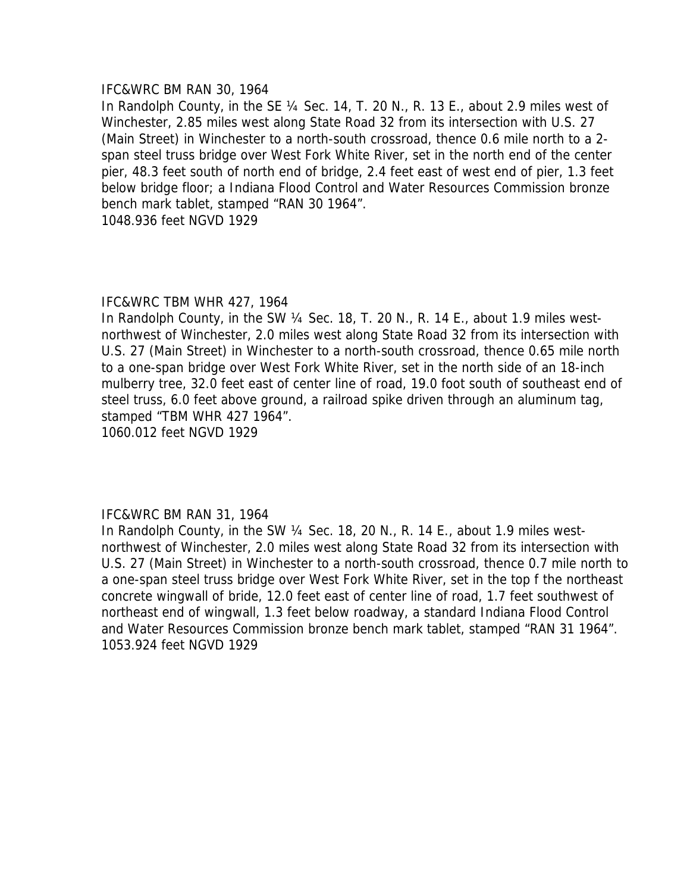IFC&WRC BM RAN 30, 1964

In Randolph County, in the SE ¼ Sec. 14, T. 20 N., R. 13 E., about 2.9 miles west of Winchester, 2.85 miles west along State Road 32 from its intersection with U.S. 27 (Main Street) in Winchester to a north-south crossroad, thence 0.6 mile north to a 2-span steel truss bridge over West Fork White River, set in the north end of the center pier, 48.3 feet south of north end of bridge, 2.4 feet east of west end of pier, 1.3 feet below bridge floor; a Indiana Flood Control and Water Resources Commission bronze bench mark tablet, stamped "RAN 30 1964".

1048.936 feet NGVD 1929

IFC&WRC TBM WHR 427, 1964

In Randolph County, in the SW ¼ Sec. 18, T. 20 N., R. 14 E., about 1.9 miles west-northwest of Winchester, 2.0 miles west along State Road 32 from its intersection with U.S. 27 (Main Street) in Winchester to a north-south crossroad, thence 0.65 mile north to a one-span bridge over West Fork White River, set in the north side of an 18-inch mulberry tree, 32.0 feet east of center line of road, 19.0 foot south of southeast end of steel truss, 6.0 feet above ground, a railroad spike driven through an aluminum tag, stamped "TBM WHR 427 1964".

1060.012 feet NGVD 1929

IFC&WRC BM RAN 31, 1964

In Randolph County, in the SW ¼ Sec. 18, 20 N., R. 14 E., about 1.9 miles west-northwest of Winchester, 2.0 miles west along State Road 32 from its intersection with U.S. 27 (Main Street) in Winchester to a north-south crossroad, thence 0.7 mile north to a one-span steel truss bridge over West Fork White River, set in the top f the northeast concrete wingwall of bride, 12.0 feet east of center line of road, 1.7 feet southwest of northeast end of wingwall, 1.3 feet below roadway, a standard Indiana Flood Control and Water Resources Commission bronze bench mark tablet, stamped "RAN 31 1964".

1053.924 feet NGVD 1929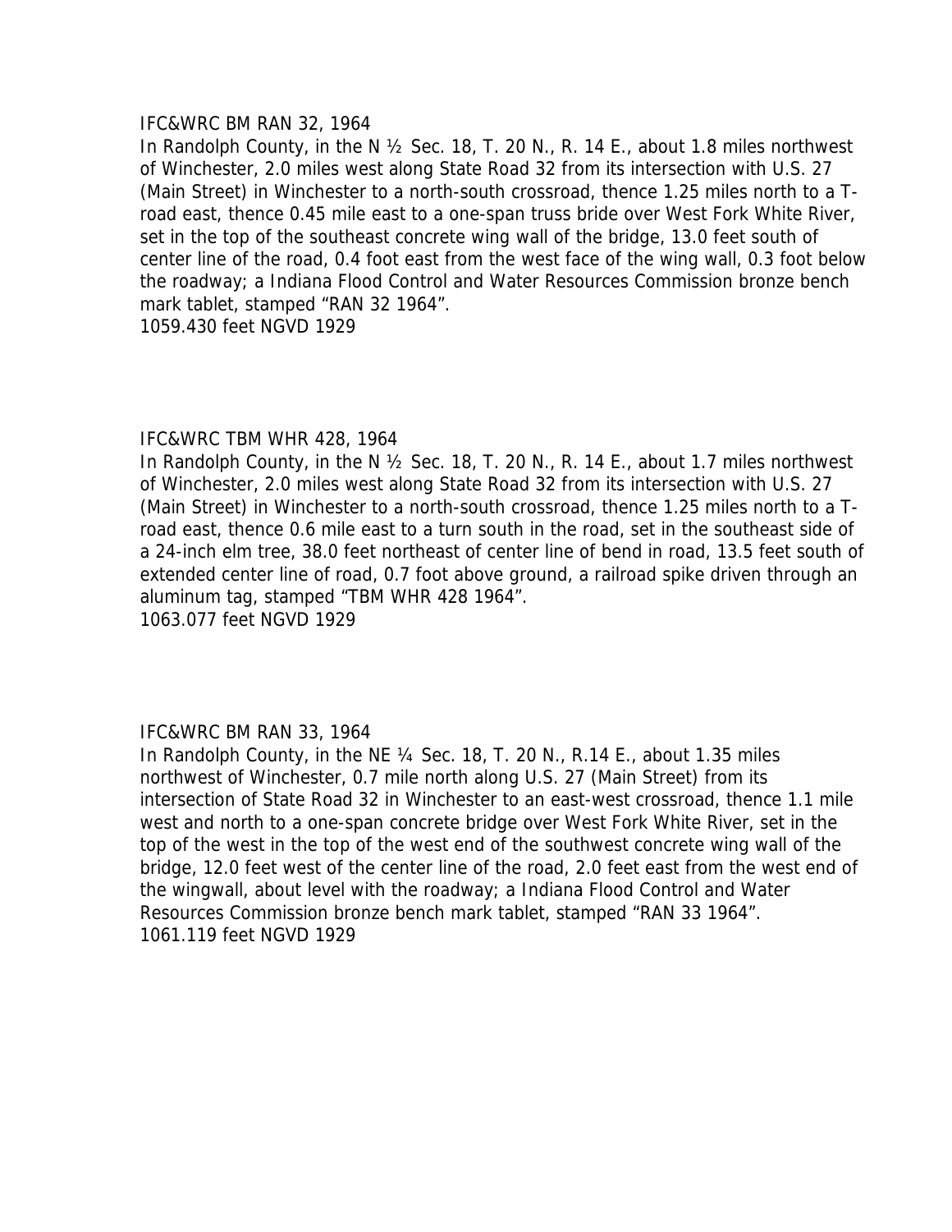IFC&WRC BM RAN 32, 1964

In Randolph County, in the N ½ Sec. 18, T. 20 N., R. 14 E., about 1.8 miles northwest of Winchester, 2.0 miles west along State Road 32 from its intersection with U.S. 27 (Main Street) in Winchester to a north-south crossroad, thence 1.25 miles north to a T-road east, thence 0.45 mile east to a one-span truss bride over West Fork White River, set in the top of the southeast concrete wing wall of the bridge, 13.0 feet south of center line of the road, 0.4 foot east from the west face of the wing wall, 0.3 foot below the roadway; a Indiana Flood Control and Water Resources Commission bronze bench mark tablet, stamped "RAN 32 1964".

1059.430 feet NGVD 1929

IFC&WRC TBM WHR 428, 1964

In Randolph County, in the N ½ Sec. 18, T. 20 N., R. 14 E., about 1.7 miles northwest of Winchester, 2.0 miles west along State Road 32 from its intersection with U.S. 27 (Main Street) in Winchester to a north-south crossroad, thence 1.25 miles north to a T-road east, thence 0.6 mile east to a turn south in the road, set in the southeast side of a 24-inch elm tree, 38.0 feet northeast of center line of bend in road, 13.5 feet south of extended center line of road, 0.7 foot above ground, a railroad spike driven through an aluminum tag, stamped "TBM WHR 428 1964".

1063.077 feet NGVD 1929

IFC&WRC BM RAN 33, 1964

In Randolph County, in the NE ¼ Sec. 18, T. 20 N., R.14 E., about 1.35 miles northwest of Winchester, 0.7 mile north along U.S. 27 (Main Street) from its intersection of State Road 32 in Winchester to an east-west crossroad, thence 1.1 mile west and north to a one-span concrete bridge over West Fork White River, set in the top of the west in the top of the west end of the southwest concrete wing wall of the bridge, 12.0 feet west of the center line of the road, 2.0 feet east from the west end of the wingwall, about level with the roadway; a Indiana Flood Control and Water Resources Commission bronze bench mark tablet, stamped "RAN 33 1964".

1061.119 feet NGVD 1929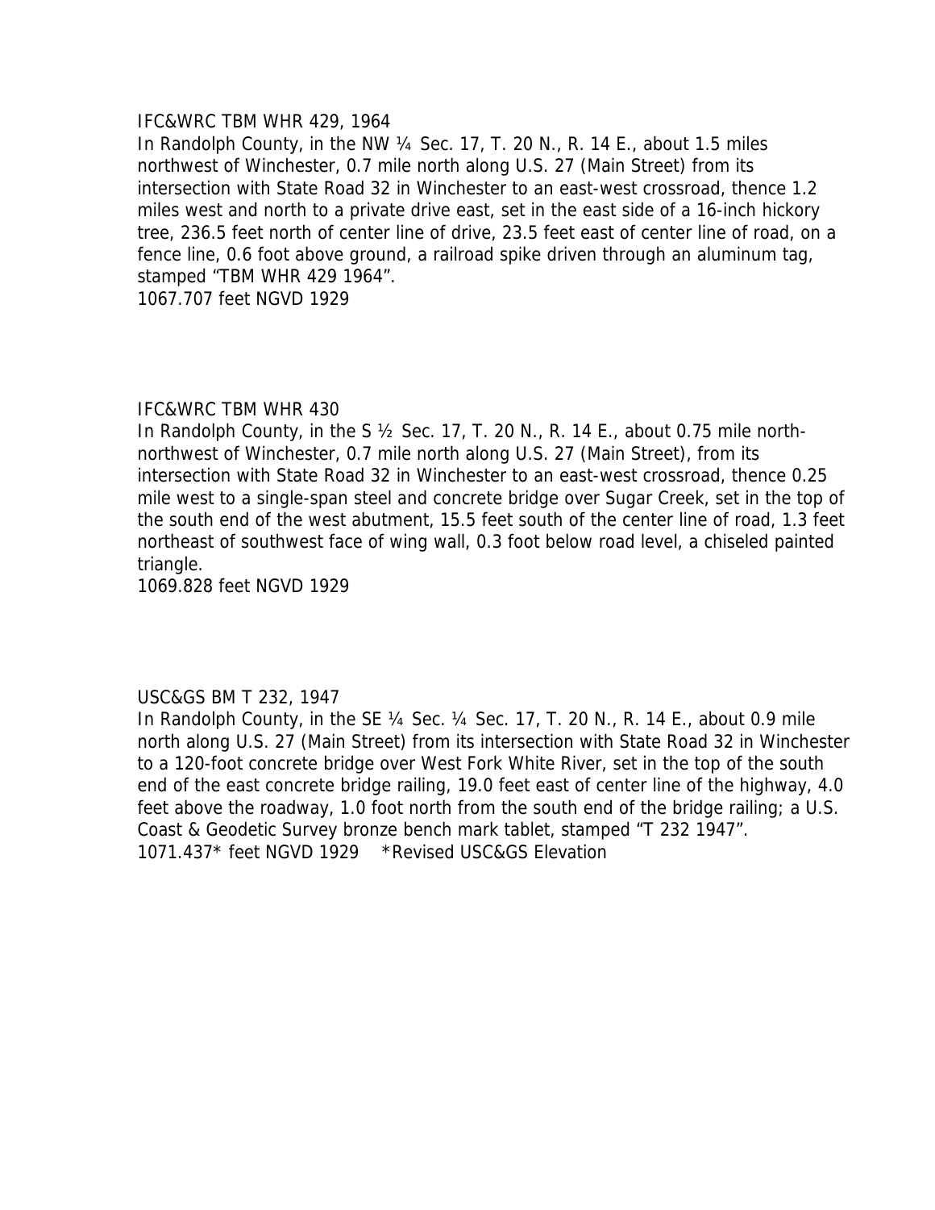IFC&WRC TBM WHR 429, 1964

In Randolph County, in the NW ¼ Sec. 17, T. 20 N., R. 14 E., about 1.5 miles northwest of Winchester, 0.7 mile north along U.S. 27 (Main Street) from its intersection with State Road 32 in Winchester to an east-west crossroad, thence 1.2 miles west and north to a private drive east, set in the east side of a 16-inch hickory tree, 236.5 feet north of center line of drive, 23.5 feet east of center line of road, on a fence line, 0.6 foot above ground, a railroad spike driven through an aluminum tag, stamped "TBM WHR 429 1964".

1067.707 feet NGVD 1929

IFC&WRC TBM WHR 430

In Randolph County, in the S ½ Sec. 17, T. 20 N., R. 14 E., about 0.75 mile north-northwest of Winchester, 0.7 mile north along U.S. 27 (Main Street), from its intersection with State Road 32 in Winchester to an east-west crossroad, thence 0.25 mile west to a single-span steel and concrete bridge over Sugar Creek, set in the top of the south end of the west abutment, 15.5 feet south of the center line of road, 1.3 feet northeast of southwest face of wing wall, 0.3 foot below road level, a chiseled painted triangle.

1069.828 feet NGVD 1929

USC&GS BM T 232, 1947

In Randolph County, in the SE ¼ Sec. ¼ Sec. 17, T. 20 N., R. 14 E., about 0.9 mile north along U.S. 27 (Main Street) from its intersection with State Road 32 in Winchester to a 120-foot concrete bridge over West Fork White River, set in the top of the south end of the east concrete bridge railing, 19.0 feet east of center line of the highway, 4.0 feet above the roadway, 1.0 foot north from the south end of the bridge railing; a U.S. Coast & Geodetic Survey bronze bench mark tablet, stamped "T 232 1947".

1071.437* feet NGVD 1929 *Revised USC&GS Elevation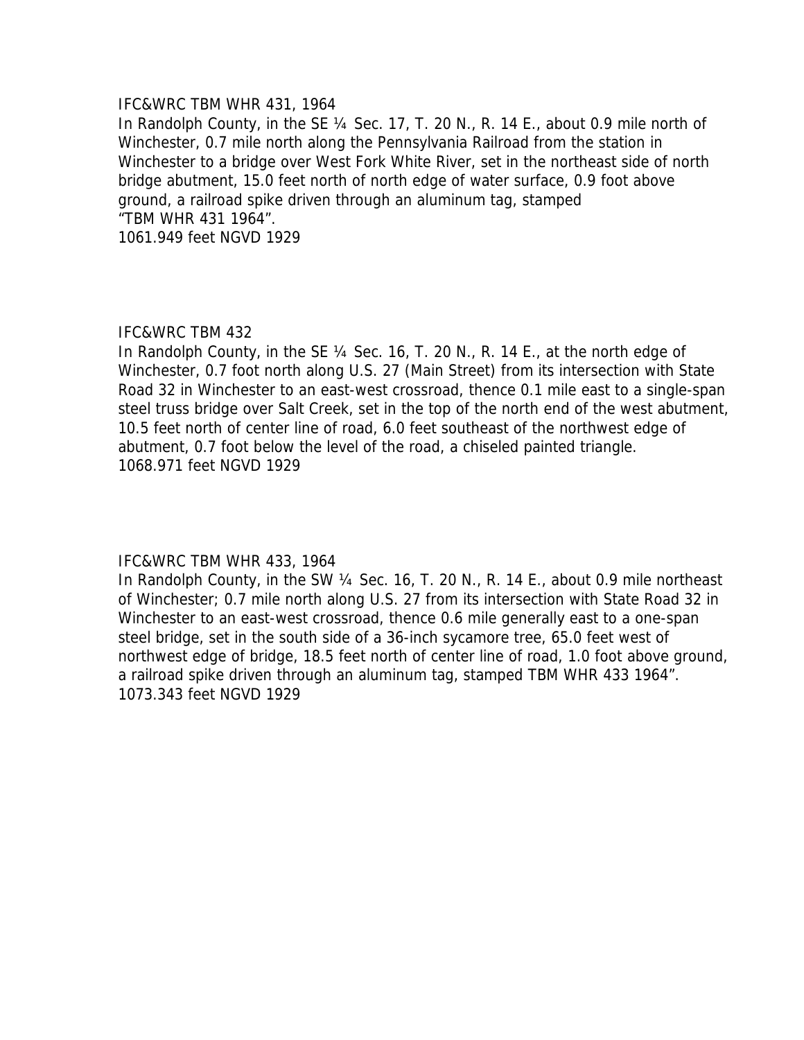IFC&WRC TBM WHR 431, 1964

In Randolph County, in the SE ¼ Sec. 17, T. 20 N., R. 14 E., about 0.9 mile north of Winchester, 0.7 mile north along the Pennsylvania Railroad from the station in Winchester to a bridge over West Fork White River, set in the northeast side of north bridge abutment, 15.0 feet north of north edge of water surface, 0.9 foot above ground, a railroad spike driven through an aluminum tag, stamped "TBM WHR 431 1964".

1061.949 feet NGVD 1929

IFC&WRC TBM 432

In Randolph County, in the SE ¼ Sec. 16, T. 20 N., R. 14 E., at the north edge of Winchester, 0.7 foot north along U.S. 27 (Main Street) from its intersection with State Road 32 in Winchester to an east-west crossroad, thence 0.1 mile east to a single-span steel truss bridge over Salt Creek, set in the top of the north end of the west abutment, 10.5 feet north of center line of road, 6.0 feet southeast of the northwest edge of abutment, 0.7 foot below the level of the road, a chiseled painted triangle.

1068.971 feet NGVD 1929

IFC&WRC TBM WHR 433, 1964

In Randolph County, in the SW ¼ Sec. 16, T. 20 N., R. 14 E., about 0.9 mile northeast of Winchester; 0.7 mile north along U.S. 27 from its intersection with State Road 32 in Winchester to an east-west crossroad, thence 0.6 mile generally east to a one-span steel bridge, set in the south side of a 36-inch sycamore tree, 65.0 feet west of northwest edge of bridge, 18.5 feet north of center line of road, 1.0 foot above ground, a railroad spike driven through an aluminum tag, stamped TBM WHR 433 1964".

1073.343 feet NGVD 1929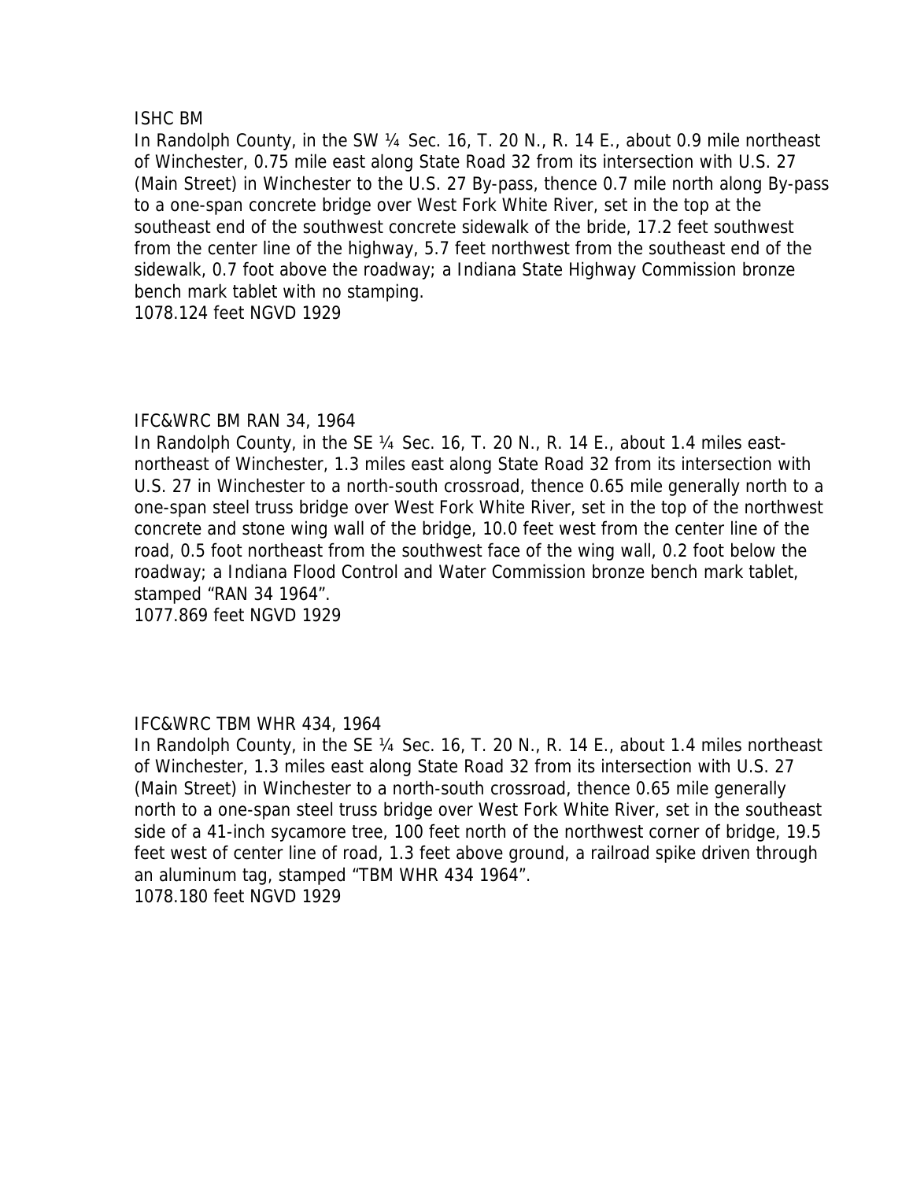ISHC BM

In Randolph County, in the SW ¼ Sec. 16, T. 20 N., R. 14 E., about 0.9 mile northeast of Winchester, 0.75 mile east along State Road 32 from its intersection with U.S. 27 (Main Street) in Winchester to the U.S. 27 By-pass, thence 0.7 mile north along By-pass to a one-span concrete bridge over West Fork White River, set in the top at the southeast end of the southwest concrete sidewalk of the bride, 17.2 feet southwest from the center line of the highway, 5.7 feet northwest from the southeast end of the sidewalk, 0.7 foot above the roadway; a Indiana State Highway Commission bronze bench mark tablet with no stamping.

1078.124 feet NGVD 1929

IFC&WRC BM RAN 34, 1964

In Randolph County, in the SE ¼ Sec. 16, T. 20 N., R. 14 E., about 1.4 miles east-northeast of Winchester, 1.3 miles east along State Road 32 from its intersection with U.S. 27 in Winchester to a north-south crossroad, thence 0.65 mile generally north to a one-span steel truss bridge over West Fork White River, set in the top of the northwest concrete and stone wing wall of the bridge, 10.0 feet west from the center line of the road, 0.5 foot northeast from the southwest face of the wing wall, 0.2 foot below the roadway; a Indiana Flood Control and Water Commission bronze bench mark tablet, stamped "RAN 34 1964".

1077.869 feet NGVD 1929

IFC&WRC TBM WHR 434, 1964

In Randolph County, in the SE ¼ Sec. 16, T. 20 N., R. 14 E., about 1.4 miles northeast of Winchester, 1.3 miles east along State Road 32 from its intersection with U.S. 27 (Main Street) in Winchester to a north-south crossroad, thence 0.65 mile generally north to a one-span steel truss bridge over West Fork White River, set in the southeast side of a 41-inch sycamore tree, 100 feet north of the northwest corner of bridge, 19.5 feet west of center line of road, 1.3 feet above ground, a railroad spike driven through an aluminum tag, stamped "TBM WHR 434 1964".

1078.180 feet NGVD 1929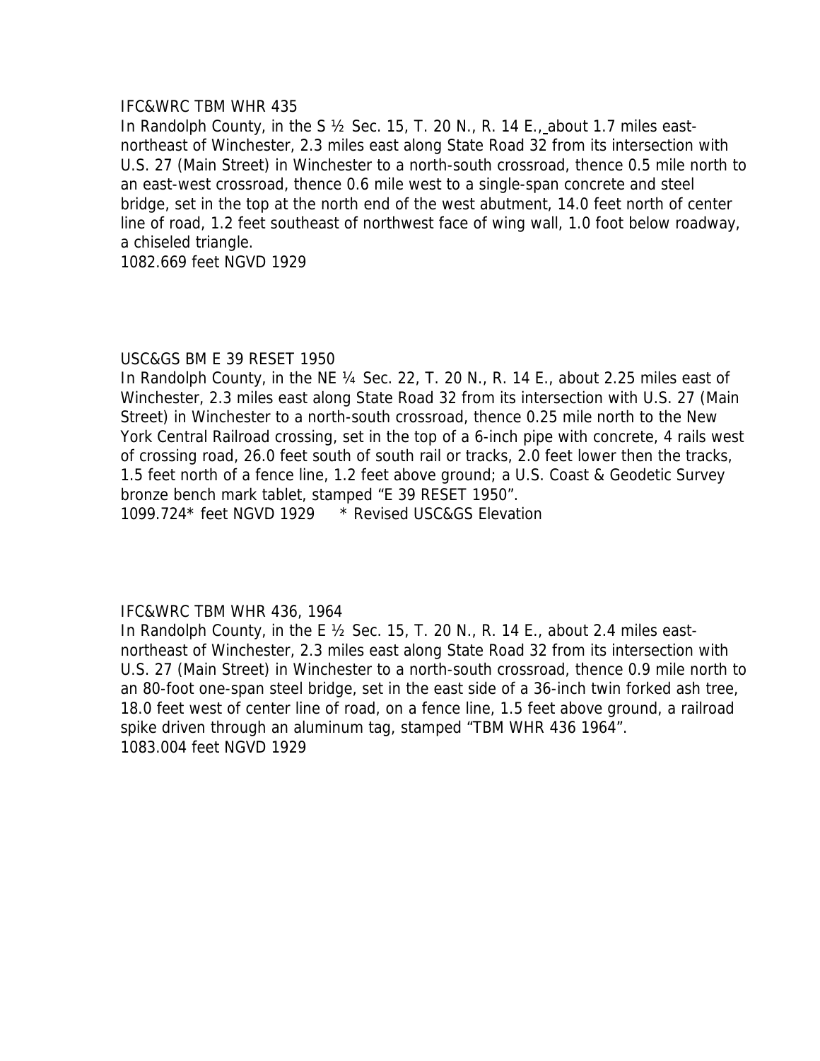IFC&WRC TBM WHR 435

In Randolph County, in the S ½ Sec. 15, T. 20 N., R. 14 E., about 1.7 miles east-northeast of Winchester, 2.3 miles east along State Road 32 from its intersection with U.S. 27 (Main Street) in Winchester to a north-south crossroad, thence 0.5 mile north to an east-west crossroad, thence 0.6 mile west to a single-span concrete and steel bridge, set in the top at the north end of the west abutment, 14.0 feet north of center line of road, 1.2 feet southeast of northwest face of wing wall, 1.0 foot below roadway, a chiseled triangle.

1082.669 feet NGVD 1929

USC&GS BM E 39 RESET 1950

In Randolph County, in the NE ¼ Sec. 22, T. 20 N., R. 14 E., about 2.25 miles east of Winchester, 2.3 miles east along State Road 32 from its intersection with U.S. 27 (Main Street) in Winchester to a north-south crossroad, thence 0.25 mile north to the New York Central Railroad crossing, set in the top of a 6-inch pipe with concrete, 4 rails west of crossing road, 26.0 feet south of south rail or tracks, 2.0 feet lower then the tracks, 1.5 feet north of a fence line, 1.2 feet above ground; a U.S. Coast & Geodetic Survey bronze bench mark tablet, stamped "E 39 RESET 1950".

1099.724* feet NGVD 1929     * Revised USC&GS Elevation

IFC&WRC TBM WHR 436, 1964

In Randolph County, in the E ½ Sec. 15, T. 20 N., R. 14 E., about 2.4 miles east-northeast of Winchester, 2.3 miles east along State Road 32 from its intersection with U.S. 27 (Main Street) in Winchester to a north-south crossroad, thence 0.9 mile north to an 80-foot one-span steel bridge, set in the east side of a 36-inch twin forked ash tree, 18.0 feet west of center line of road, on a fence line, 1.5 feet above ground, a railroad spike driven through an aluminum tag, stamped "TBM WHR 436 1964".

1083.004 feet NGVD 1929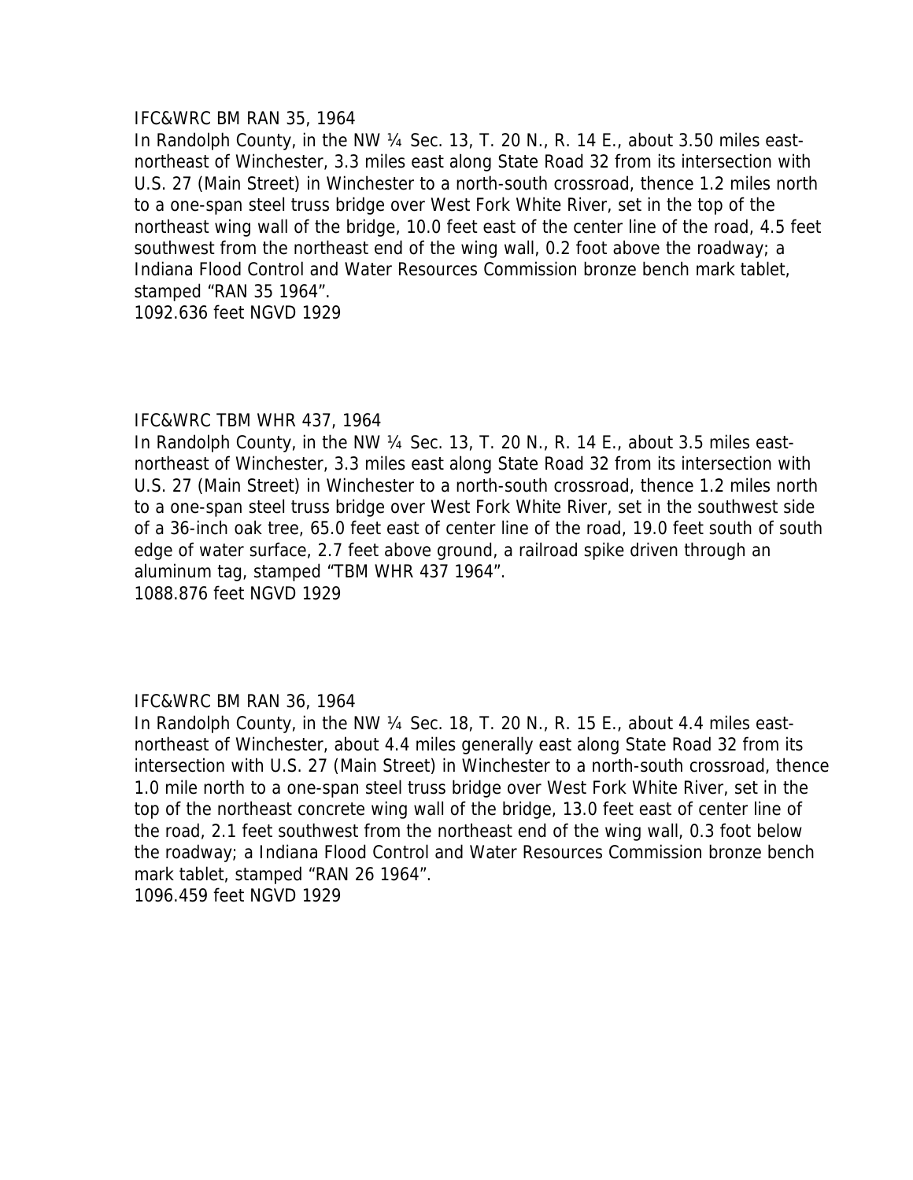IFC&WRC BM RAN 35, 1964

In Randolph County, in the NW ¼ Sec. 13, T. 20 N., R. 14 E., about 3.50 miles east-northeast of Winchester, 3.3 miles east along State Road 32 from its intersection with U.S. 27 (Main Street) in Winchester to a north-south crossroad, thence 1.2 miles north to a one-span steel truss bridge over West Fork White River, set in the top of the northeast wing wall of the bridge, 10.0 feet east of the center line of the road, 4.5 feet southwest from the northeast end of the wing wall, 0.2 foot above the roadway; a Indiana Flood Control and Water Resources Commission bronze bench mark tablet, stamped "RAN 35 1964".

1092.636 feet NGVD 1929

IFC&WRC TBM WHR 437, 1964

In Randolph County, in the NW ¼ Sec. 13, T. 20 N., R. 14 E., about 3.5 miles east-northeast of Winchester, 3.3 miles east along State Road 32 from its intersection with U.S. 27 (Main Street) in Winchester to a north-south crossroad, thence 1.2 miles north to a one-span steel truss bridge over West Fork White River, set in the southwest side of a 36-inch oak tree, 65.0 feet east of center line of the road, 19.0 feet south of south edge of water surface, 2.7 feet above ground, a railroad spike driven through an aluminum tag, stamped "TBM WHR 437 1964".

1088.876 feet NGVD 1929

IFC&WRC BM RAN 36, 1964

In Randolph County, in the NW ¼ Sec. 18, T. 20 N., R. 15 E., about 4.4 miles east-northeast of Winchester, about 4.4 miles generally east along State Road 32 from its intersection with U.S. 27 (Main Street) in Winchester to a north-south crossroad, thence 1.0 mile north to a one-span steel truss bridge over West Fork White River, set in the top of the northeast concrete wing wall of the bridge, 13.0 feet east of center line of the road, 2.1 feet southwest from the northeast end of the wing wall, 0.3 foot below the roadway; a Indiana Flood Control and Water Resources Commission bronze bench mark tablet, stamped "RAN 26 1964".

1096.459 feet NGVD 1929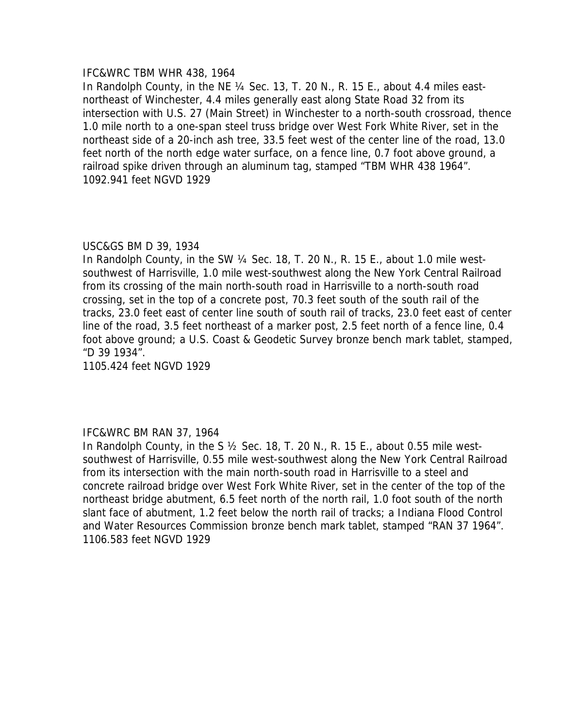IFC&WRC TBM WHR 438, 1964

In Randolph County, in the NE ¼ Sec. 13, T. 20 N., R. 15 E., about 4.4 miles east-northeast of Winchester, 4.4 miles generally east along State Road 32 from its intersection with U.S. 27 (Main Street) in Winchester to a north-south crossroad, thence 1.0 mile north to a one-span steel truss bridge over West Fork White River, set in the northeast side of a 20-inch ash tree, 33.5 feet west of the center line of the road, 13.0 feet north of the north edge water surface, on a fence line, 0.7 foot above ground, a railroad spike driven through an aluminum tag, stamped "TBM WHR 438 1964".

1092.941 feet NGVD 1929

USC&GS BM D 39, 1934

In Randolph County, in the SW ¼ Sec. 18, T. 20 N., R. 15 E., about 1.0 mile west-southwest of Harrisville, 1.0 mile west-southwest along the New York Central Railroad from its crossing of the main north-south road in Harrisville to a north-south road crossing, set in the top of a concrete post, 70.3 feet south of the south rail of the tracks, 23.0 feet east of center line south of south rail of tracks, 23.0 feet east of center line of the road, 3.5 feet northeast of a marker post, 2.5 feet north of a fence line, 0.4 foot above ground; a U.S. Coast & Geodetic Survey bronze bench mark tablet, stamped, "D 39 1934".

1105.424 feet NGVD 1929

IFC&WRC BM RAN 37, 1964

In Randolph County, in the S ½ Sec. 18, T. 20 N., R. 15 E., about 0.55 mile west-southwest of Harrisville, 0.55 mile west-southwest along the New York Central Railroad from its intersection with the main north-south road in Harrisville to a steel and concrete railroad bridge over West Fork White River, set in the center of the top of the northeast bridge abutment, 6.5 feet north of the north rail, 1.0 foot south of the north slant face of abutment, 1.2 feet below the north rail of tracks; a Indiana Flood Control and Water Resources Commission bronze bench mark tablet, stamped "RAN 37 1964".

1106.583 feet NGVD 1929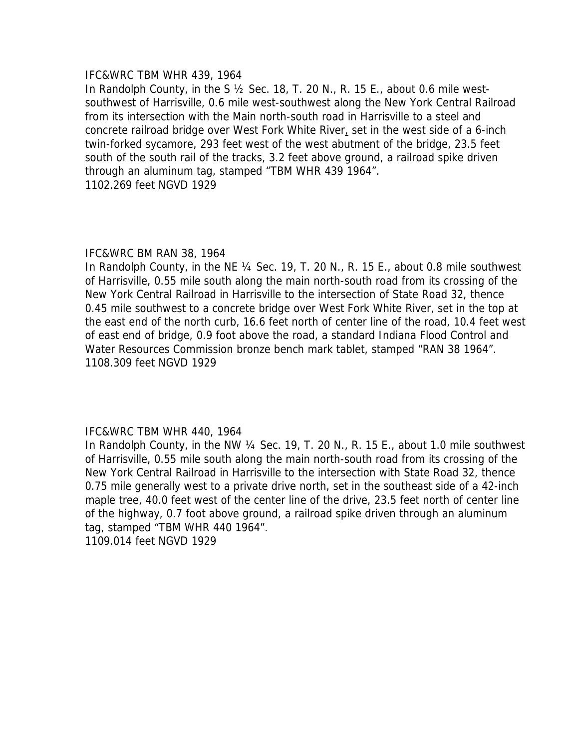IFC&WRC TBM WHR 439, 1964

In Randolph County, in the S ½ Sec. 18, T. 20 N., R. 15 E., about 0.6 mile west-southwest of Harrisville, 0.6 mile west-southwest along the New York Central Railroad from its intersection with the Main north-south road in Harrisville to a steel and concrete railroad bridge over West Fork White River, set in the west side of a 6-inch twin-forked sycamore, 293 feet west of the west abutment of the bridge, 23.5 feet south of the south rail of the tracks, 3.2 feet above ground, a railroad spike driven through an aluminum tag, stamped "TBM WHR 439 1964".

1102.269 feet NGVD 1929

IFC&WRC BM RAN 38, 1964

In Randolph County, in the NE ¼ Sec. 19, T. 20 N., R. 15 E., about 0.8 mile southwest of Harrisville, 0.55 mile south along the main north-south road from its crossing of the New York Central Railroad in Harrisville to the intersection of State Road 32, thence 0.45 mile southwest to a concrete bridge over West Fork White River, set in the top at the east end of the north curb, 16.6 feet north of center line of the road, 10.4 feet west of east end of bridge, 0.9 foot above the road, a standard Indiana Flood Control and Water Resources Commission bronze bench mark tablet, stamped "RAN 38 1964".

1108.309 feet NGVD 1929

IFC&WRC TBM WHR 440, 1964

In Randolph County, in the NW ¼ Sec. 19, T. 20 N., R. 15 E., about 1.0 mile southwest of Harrisville, 0.55 mile south along the main north-south road from its crossing of the New York Central Railroad in Harrisville to the intersection with State Road 32, thence 0.75 mile generally west to a private drive north, set in the southeast side of a 42-inch maple tree, 40.0 feet west of the center line of the drive, 23.5 feet north of center line of the highway, 0.7 foot above ground, a railroad spike driven through an aluminum tag, stamped "TBM WHR 440 1964".

1109.014 feet NGVD 1929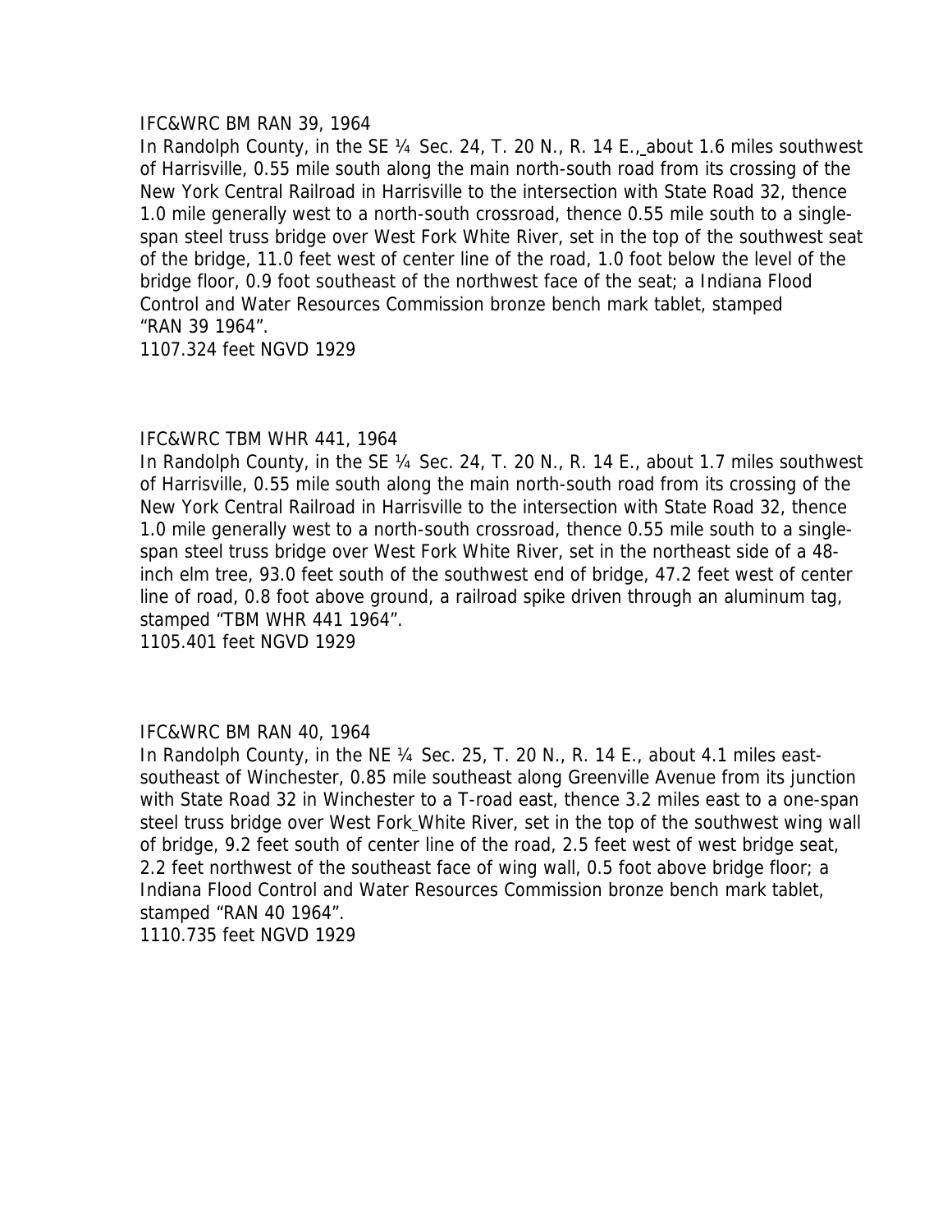IFC&WRC BM RAN 39, 1964

In Randolph County, in the SE ¼ Sec. 24, T. 20 N., R. 14 E., about 1.6 miles southwest of Harrisville, 0.55 mile south along the main north-south road from its crossing of the New York Central Railroad in Harrisville to the intersection with State Road 32, thence 1.0 mile generally west to a north-south crossroad, thence 0.55 mile south to a single-span steel truss bridge over West Fork White River, set in the top of the southwest seat of the bridge, 11.0 feet west of center line of the road, 1.0 foot below the level of the bridge floor, 0.9 foot southeast of the northwest face of the seat; a Indiana Flood Control and Water Resources Commission bronze bench mark tablet, stamped "RAN 39 1964".

1107.324 feet NGVD 1929

IFC&WRC TBM WHR 441, 1964

In Randolph County, in the SE ¼ Sec. 24, T. 20 N., R. 14 E., about 1.7 miles southwest of Harrisville, 0.55 mile south along the main north-south road from its crossing of the New York Central Railroad in Harrisville to the intersection with State Road 32, thence 1.0 mile generally west to a north-south crossroad, thence 0.55 mile south to a single-span steel truss bridge over West Fork White River, set in the northeast side of a 48-inch elm tree, 93.0 feet south of the southwest end of bridge, 47.2 feet west of center line of road, 0.8 foot above ground, a railroad spike driven through an aluminum tag, stamped "TBM WHR 441 1964".

1105.401 feet NGVD 1929

IFC&WRC BM RAN 40, 1964

In Randolph County, in the NE ¼ Sec. 25, T. 20 N., R. 14 E., about 4.1 miles east-southeast of Winchester, 0.85 mile southeast along Greenville Avenue from its junction with State Road 32 in Winchester to a T-road east, thence 3.2 miles east to a one-span steel truss bridge over West Fork White River, set in the top of the southwest wing wall of bridge, 9.2 feet south of center line of the road, 2.5 feet west of west bridge seat, 2.2 feet northwest of the southeast face of wing wall, 0.5 foot above bridge floor; a Indiana Flood Control and Water Resources Commission bronze bench mark tablet, stamped "RAN 40 1964".

1110.735 feet NGVD 1929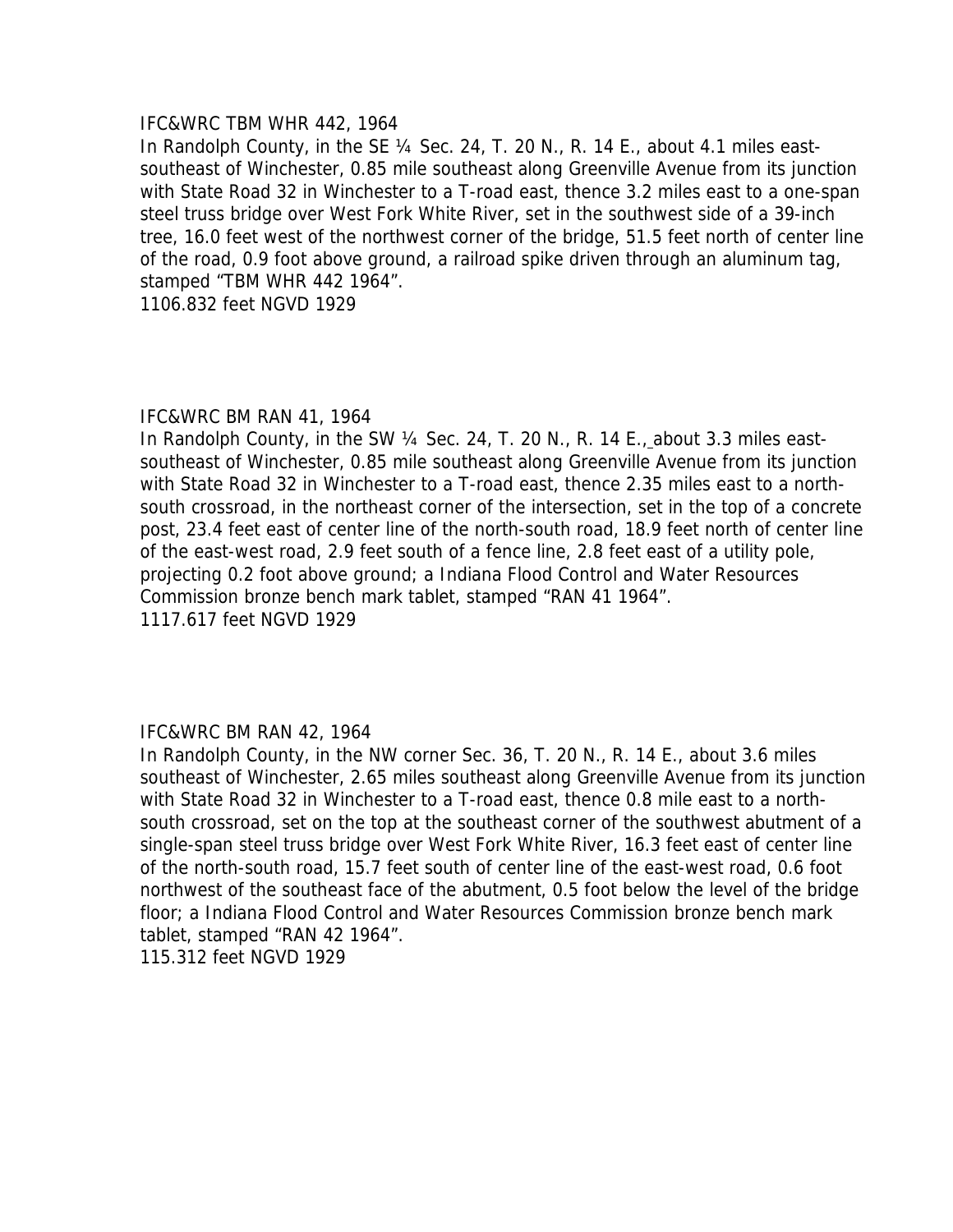IFC&WRC TBM WHR 442, 1964

In Randolph County, in the SE ¼ Sec. 24, T. 20 N., R. 14 E., about 4.1 miles east-southeast of Winchester, 0.85 mile southeast along Greenville Avenue from its junction with State Road 32 in Winchester to a T-road east, thence 3.2 miles east to a one-span steel truss bridge over West Fork White River, set in the southwest side of a 39-inch tree, 16.0 feet west of the northwest corner of the bridge, 51.5 feet north of center line of the road, 0.9 foot above ground, a railroad spike driven through an aluminum tag, stamped "TBM WHR 442 1964".

1106.832 feet NGVD 1929

IFC&WRC BM RAN 41, 1964

In Randolph County, in the SW ¼ Sec. 24, T. 20 N., R. 14 E., about 3.3 miles east-southeast of Winchester, 0.85 mile southeast along Greenville Avenue from its junction with State Road 32 in Winchester to a T-road east, thence 2.35 miles east to a north-south crossroad, in the northeast corner of the intersection, set in the top of a concrete post, 23.4 feet east of center line of the north-south road, 18.9 feet north of center line of the east-west road, 2.9 feet south of a fence line, 2.8 feet east of a utility pole, projecting 0.2 foot above ground; a Indiana Flood Control and Water Resources Commission bronze bench mark tablet, stamped "RAN 41 1964".

1117.617 feet NGVD 1929

IFC&WRC BM RAN 42, 1964

In Randolph County, in the NW corner Sec. 36, T. 20 N., R. 14 E., about 3.6 miles southeast of Winchester, 2.65 miles southeast along Greenville Avenue from its junction with State Road 32 in Winchester to a T-road east, thence 0.8 mile east to a north-south crossroad, set on the top at the southeast corner of the southwest abutment of a single-span steel truss bridge over West Fork White River, 16.3 feet east of center line of the north-south road, 15.7 feet south of center line of the east-west road, 0.6 foot northwest of the southeast face of the abutment, 0.5 foot below the level of the bridge floor; a Indiana Flood Control and Water Resources Commission bronze bench mark tablet, stamped "RAN 42 1964".

115.312 feet NGVD 1929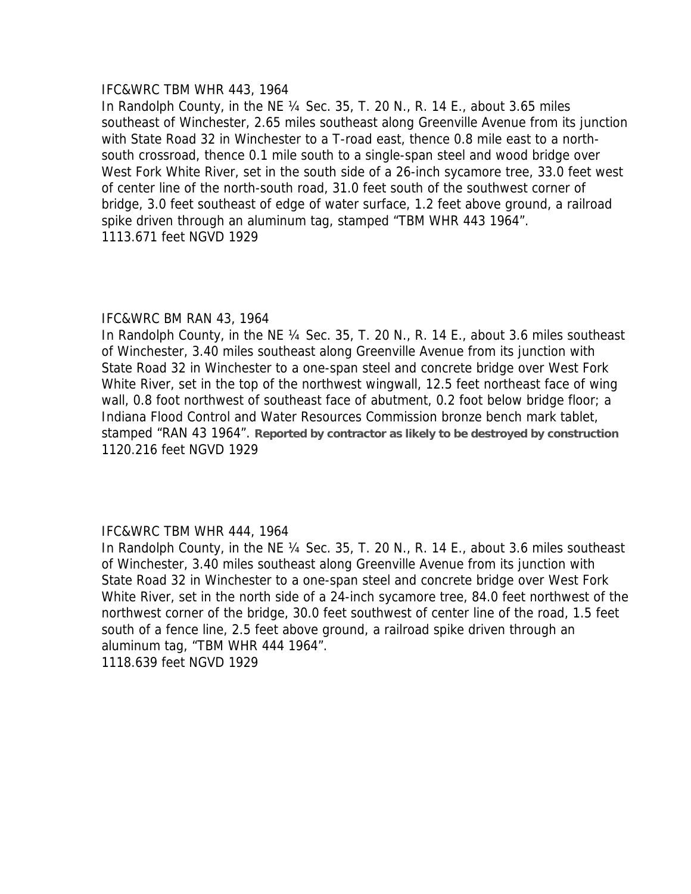IFC&WRC TBM WHR 443, 1964

In Randolph County, in the NE ¼ Sec. 35, T. 20 N., R. 14 E., about 3.65 miles southeast of Winchester, 2.65 miles southeast along Greenville Avenue from its junction with State Road 32 in Winchester to a T-road east, thence 0.8 mile east to a north-south crossroad, thence 0.1 mile south to a single-span steel and wood bridge over West Fork White River, set in the south side of a 26-inch sycamore tree, 33.0 feet west of center line of the north-south road, 31.0 feet south of the southwest corner of bridge, 3.0 feet southeast of edge of water surface, 1.2 feet above ground, a railroad spike driven through an aluminum tag, stamped "TBM WHR 443 1964".

1113.671 feet NGVD 1929

IFC&WRC BM RAN 43, 1964

In Randolph County, in the NE ¼ Sec. 35, T. 20 N., R. 14 E., about 3.6 miles southeast of Winchester, 3.40 miles southeast along Greenville Avenue from its junction with State Road 32 in Winchester to a one-span steel and concrete bridge over West Fork White River, set in the top of the northwest wingwall, 12.5 feet northeast face of wing wall, 0.8 foot northwest of southeast face of abutment, 0.2 foot below bridge floor; a Indiana Flood Control and Water Resources Commission bronze bench mark tablet, stamped "RAN 43 1964". **Reported by contractor as likely to be destroyed by construction**

1120.216 feet NGVD 1929

IFC&WRC TBM WHR 444, 1964

In Randolph County, in the NE ¼ Sec. 35, T. 20 N., R. 14 E., about 3.6 miles southeast of Winchester, 3.40 miles southeast along Greenville Avenue from its junction with State Road 32 in Winchester to a one-span steel and concrete bridge over West Fork White River, set in the north side of a 24-inch sycamore tree, 84.0 feet northwest of the northwest corner of the bridge, 30.0 feet southwest of center line of the road, 1.5 feet south of a fence line, 2.5 feet above ground, a railroad spike driven through an aluminum tag, "TBM WHR 444 1964".

1118.639 feet NGVD 1929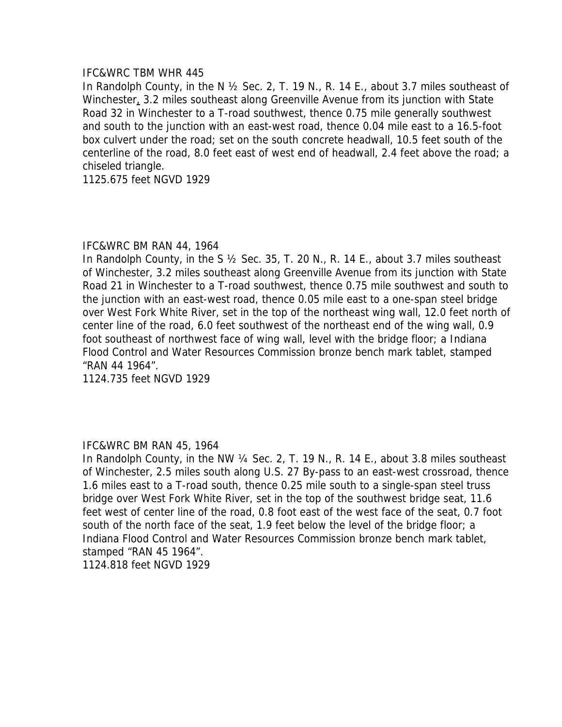IFC&WRC TBM WHR 445

In Randolph County, in the N ½ Sec. 2, T. 19 N., R. 14 E., about 3.7 miles southeast of Winchester, 3.2 miles southeast along Greenville Avenue from its junction with State Road 32 in Winchester to a T-road southwest, thence 0.75 mile generally southwest and south to the junction with an east-west road, thence 0.04 mile east to a 16.5-foot box culvert under the road; set on the south concrete headwall, 10.5 feet south of the centerline of the road, 8.0 feet east of west end of headwall, 2.4 feet above the road; a chiseled triangle.

1125.675 feet NGVD 1929

IFC&WRC BM RAN 44, 1964

In Randolph County, in the S ½ Sec. 35, T. 20 N., R. 14 E., about 3.7 miles southeast of Winchester, 3.2 miles southeast along Greenville Avenue from its junction with State Road 21 in Winchester to a T-road southwest, thence 0.75 mile southwest and south to the junction with an east-west road, thence 0.05 mile east to a one-span steel bridge over West Fork White River, set in the top of the northeast wing wall, 12.0 feet north of center line of the road, 6.0 feet southwest of the northeast end of the wing wall, 0.9 foot southeast of northwest face of wing wall, level with the bridge floor; a Indiana Flood Control and Water Resources Commission bronze bench mark tablet, stamped "RAN 44 1964".

1124.735 feet NGVD 1929

IFC&WRC BM RAN 45, 1964

In Randolph County, in the NW ¼ Sec. 2, T. 19 N., R. 14 E., about 3.8 miles southeast of Winchester, 2.5 miles south along U.S. 27 By-pass to an east-west crossroad, thence 1.6 miles east to a T-road south, thence 0.25 mile south to a single-span steel truss bridge over West Fork White River, set in the top of the southwest bridge seat, 11.6 feet west of center line of the road, 0.8 foot east of the west face of the seat, 0.7 foot south of the north face of the seat, 1.9 feet below the level of the bridge floor; a Indiana Flood Control and Water Resources Commission bronze bench mark tablet, stamped "RAN 45 1964".

1124.818 feet NGVD 1929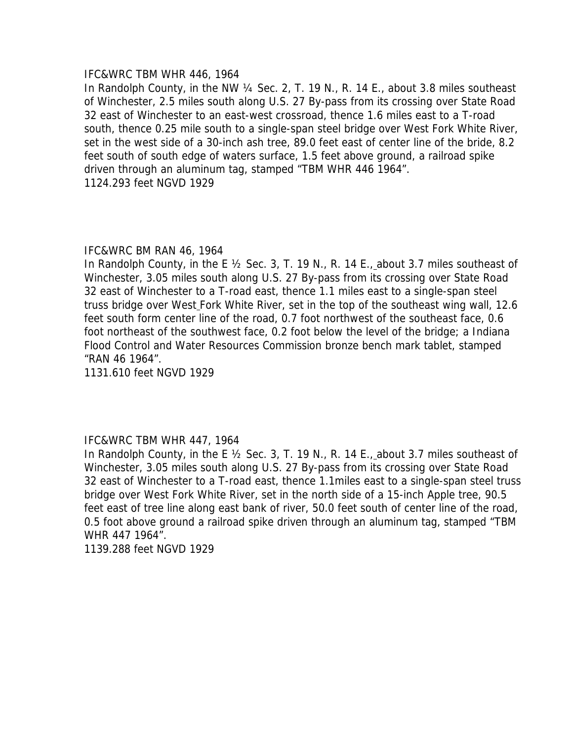IFC&WRC TBM WHR 446, 1964

In Randolph County, in the NW ¼ Sec. 2, T. 19 N., R. 14 E., about 3.8 miles southeast of Winchester, 2.5 miles south along U.S. 27 By-pass from its crossing over State Road 32 east of Winchester to an east-west crossroad, thence 1.6 miles east to a T-road south, thence 0.25 mile south to a single-span steel bridge over West Fork White River, set in the west side of a 30-inch ash tree, 89.0 feet east of center line of the bride, 8.2 feet south of south edge of waters surface, 1.5 feet above ground, a railroad spike driven through an aluminum tag, stamped "TBM WHR 446 1964".

1124.293 feet NGVD 1929

IFC&WRC BM RAN 46, 1964

In Randolph County, in the E ½ Sec. 3, T. 19 N., R. 14 E., about 3.7 miles southeast of Winchester, 3.05 miles south along U.S. 27 By-pass from its crossing over State Road 32 east of Winchester to a T-road east, thence 1.1 miles east to a single-span steel truss bridge over West Fork White River, set in the top of the southeast wing wall, 12.6 feet south form center line of the road, 0.7 foot northwest of the southeast face, 0.6 foot northeast of the southwest face, 0.2 foot below the level of the bridge; a Indiana Flood Control and Water Resources Commission bronze bench mark tablet, stamped "RAN 46 1964".

1131.610 feet NGVD 1929

IFC&WRC TBM WHR 447, 1964

In Randolph County, in the E ½ Sec. 3, T. 19 N., R. 14 E., about 3.7 miles southeast of Winchester, 3.05 miles south along U.S. 27 By-pass from its crossing over State Road 32 east of Winchester to a T-road east, thence 1.1miles east to a single-span steel truss bridge over West Fork White River, set in the north side of a 15-inch Apple tree, 90.5 feet east of tree line along east bank of river, 50.0 feet south of center line of the road, 0.5 foot above ground a railroad spike driven through an aluminum tag, stamped "TBM WHR 447 1964".

1139.288 feet NGVD 1929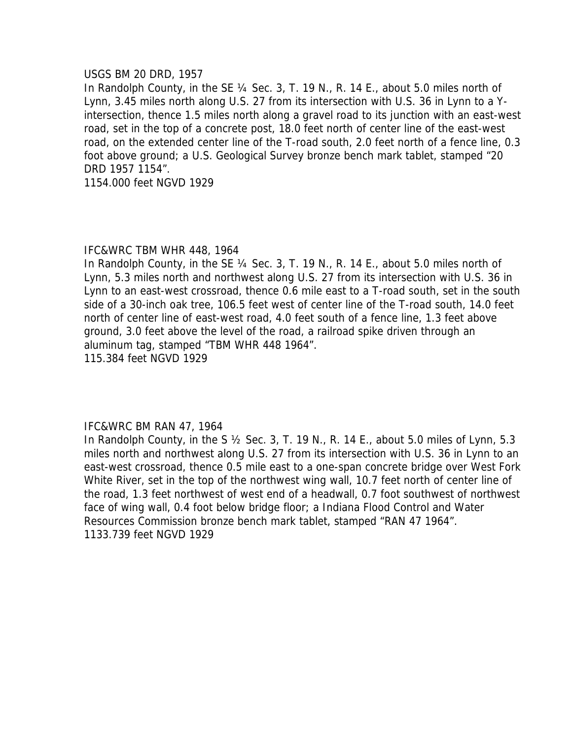USGS BM 20 DRD, 1957

In Randolph County, in the SE ¼ Sec. 3, T. 19 N., R. 14 E., about 5.0 miles north of Lynn, 3.45 miles north along U.S. 27 from its intersection with U.S. 36 in Lynn to a Y-intersection, thence 1.5 miles north along a gravel road to its junction with an east-west road, set in the top of a concrete post, 18.0 feet north of center line of the east-west road, on the extended center line of the T-road south, 2.0 feet north of a fence line, 0.3 foot above ground; a U.S. Geological Survey bronze bench mark tablet, stamped "20 DRD 1957 1154".

1154.000 feet NGVD 1929

IFC&WRC TBM WHR 448, 1964

In Randolph County, in the SE ¼ Sec. 3, T. 19 N., R. 14 E., about 5.0 miles north of Lynn, 5.3 miles north and northwest along U.S. 27 from its intersection with U.S. 36 in Lynn to an east-west crossroad, thence 0.6 mile east to a T-road south, set in the south side of a 30-inch oak tree, 106.5 feet west of center line of the T-road south, 14.0 feet north of center line of east-west road, 4.0 feet south of a fence line, 1.3 feet above ground, 3.0 feet above the level of the road, a railroad spike driven through an aluminum tag, stamped "TBM WHR 448 1964".

115.384 feet NGVD 1929

IFC&WRC BM RAN 47, 1964

In Randolph County, in the S ½ Sec. 3, T. 19 N., R. 14 E., about 5.0 miles of Lynn, 5.3 miles north and northwest along U.S. 27 from its intersection with U.S. 36 in Lynn to an east-west crossroad, thence 0.5 mile east to a one-span concrete bridge over West Fork White River, set in the top of the northwest wing wall, 10.7 feet north of center line of the road, 1.3 feet northwest of west end of a headwall, 0.7 foot southwest of northwest face of wing wall, 0.4 foot below bridge floor; a Indiana Flood Control and Water Resources Commission bronze bench mark tablet, stamped "RAN 47 1964".

1133.739 feet NGVD 1929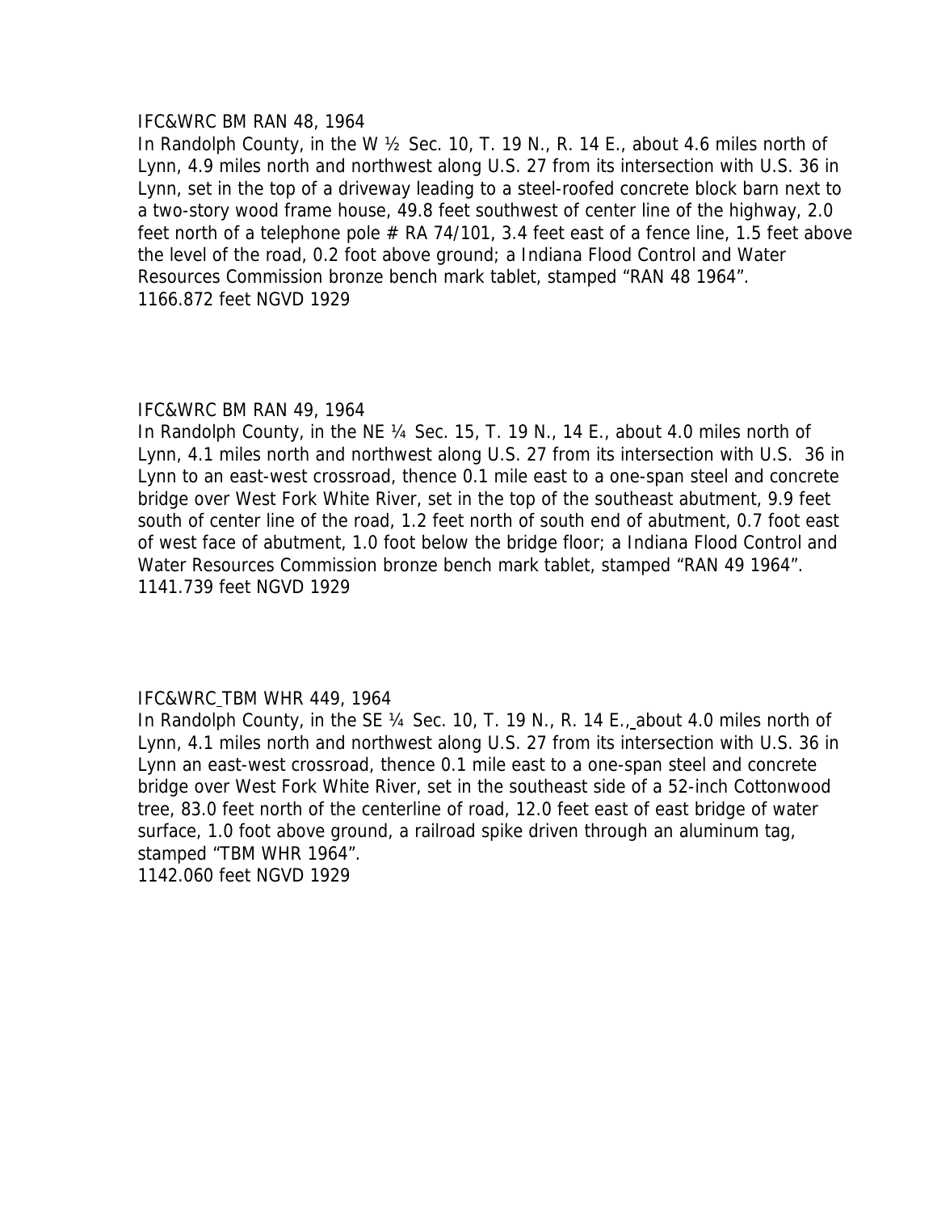IFC&WRC BM RAN 48, 1964

In Randolph County, in the W ½ Sec. 10, T. 19 N., R. 14 E., about 4.6 miles north of Lynn, 4.9 miles north and northwest along U.S. 27 from its intersection with U.S. 36 in Lynn, set in the top of a driveway leading to a steel-roofed concrete block barn next to a two-story wood frame house, 49.8 feet southwest of center line of the highway, 2.0 feet north of a telephone pole # RA 74/101, 3.4 feet east of a fence line, 1.5 feet above the level of the road, 0.2 foot above ground; a Indiana Flood Control and Water Resources Commission bronze bench mark tablet, stamped "RAN 48 1964".
1166.872 feet NGVD 1929

IFC&WRC BM RAN 49, 1964

In Randolph County, in the NE ¼ Sec. 15, T. 19 N., 14 E., about 4.0 miles north of Lynn, 4.1 miles north and northwest along U.S. 27 from its intersection with U.S. 36 in Lynn to an east-west crossroad, thence 0.1 mile east to a one-span steel and concrete bridge over West Fork White River, set in the top of the southeast abutment, 9.9 feet south of center line of the road, 1.2 feet north of south end of abutment, 0.7 foot east of west face of abutment, 1.0 foot below the bridge floor; a Indiana Flood Control and Water Resources Commission bronze bench mark tablet, stamped "RAN 49 1964".
1141.739 feet NGVD 1929

IFC&WRC TBM WHR 449, 1964

In Randolph County, in the SE ¼ Sec. 10, T. 19 N., R. 14 E., about 4.0 miles north of Lynn, 4.1 miles north and northwest along U.S. 27 from its intersection with U.S. 36 in Lynn an east-west crossroad, thence 0.1 mile east to a one-span steel and concrete bridge over West Fork White River, set in the southeast side of a 52-inch Cottonwood tree, 83.0 feet north of the centerline of road, 12.0 feet east of east bridge of water surface, 1.0 foot above ground, a railroad spike driven through an aluminum tag, stamped "TBM WHR 1964".
1142.060 feet NGVD 1929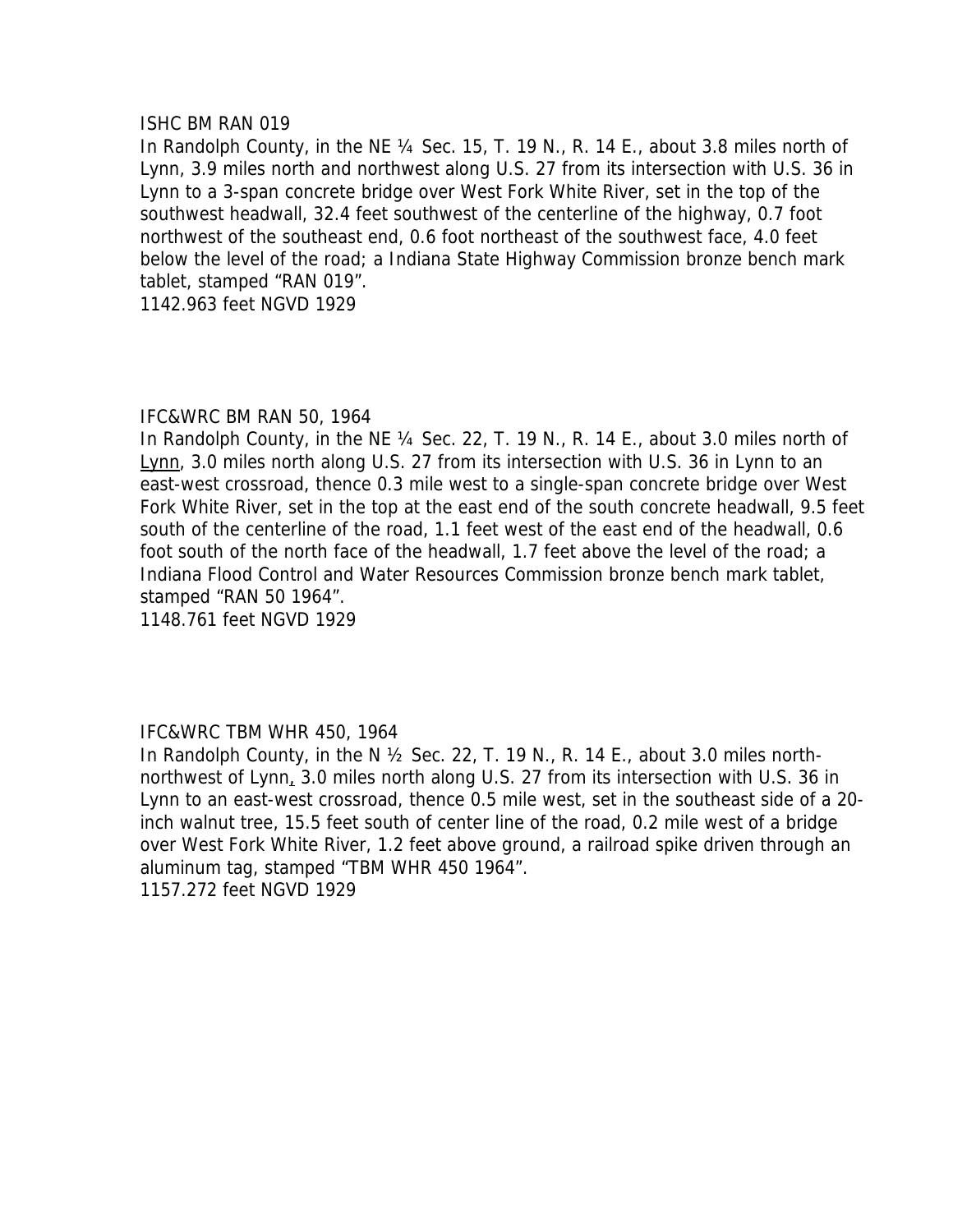ISHC BM RAN 019

In Randolph County, in the NE ¼ Sec. 15, T. 19 N., R. 14 E., about 3.8 miles north of Lynn, 3.9 miles north and northwest along U.S. 27 from its intersection with U.S. 36 in Lynn to a 3-span concrete bridge over West Fork White River, set in the top of the southwest headwall, 32.4 feet southwest of the centerline of the highway, 0.7 foot northwest of the southeast end, 0.6 foot northeast of the southwest face, 4.0 feet below the level of the road; a Indiana State Highway Commission bronze bench mark tablet, stamped "RAN 019".

1142.963 feet NGVD 1929

IFC&WRC BM RAN 50, 1964

In Randolph County, in the NE ¼ Sec. 22, T. 19 N., R. 14 E., about 3.0 miles north of Lynn, 3.0 miles north along U.S. 27 from its intersection with U.S. 36 in Lynn to an east-west crossroad, thence 0.3 mile west to a single-span concrete bridge over West Fork White River, set in the top at the east end of the south concrete headwall, 9.5 feet south of the centerline of the road, 1.1 feet west of the east end of the headwall, 0.6 foot south of the north face of the headwall, 1.7 feet above the level of the road; a Indiana Flood Control and Water Resources Commission bronze bench mark tablet, stamped "RAN 50 1964".

1148.761 feet NGVD 1929

IFC&WRC TBM WHR 450, 1964

In Randolph County, in the N ½ Sec. 22, T. 19 N., R. 14 E., about 3.0 miles north-northwest of Lynn, 3.0 miles north along U.S. 27 from its intersection with U.S. 36 in Lynn to an east-west crossroad, thence 0.5 mile west, set in the southeast side of a 20-inch walnut tree, 15.5 feet south of center line of the road, 0.2 mile west of a bridge over West Fork White River, 1.2 feet above ground, a railroad spike driven through an aluminum tag, stamped "TBM WHR 450 1964".

1157.272 feet NGVD 1929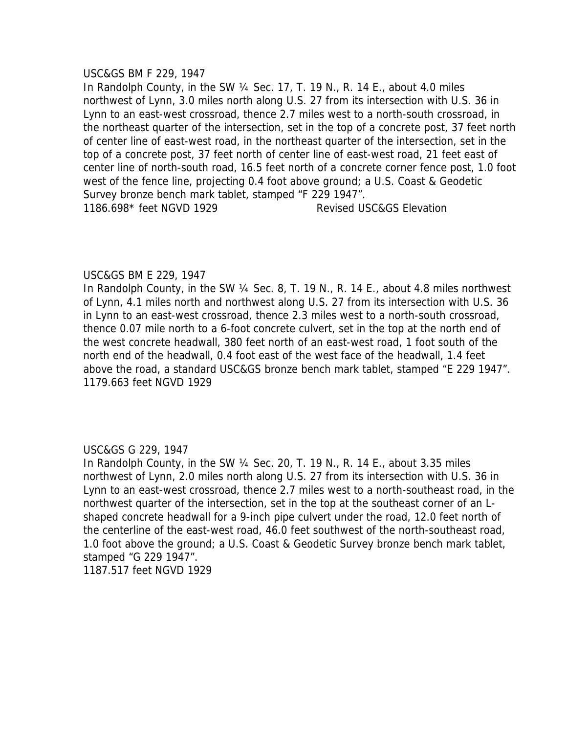USC&GS BM F 229, 1947
In Randolph County, in the SW ¼ Sec. 17, T. 19 N., R. 14 E., about 4.0 miles northwest of Lynn, 3.0 miles north along U.S. 27 from its intersection with U.S. 36 in Lynn to an east-west crossroad, thence 2.7 miles west to a north-south crossroad, in the northeast quarter of the intersection, set in the top of a concrete post, 37 feet north of center line of east-west road, in the northeast quarter of the intersection, set in the top of a concrete post, 37 feet north of center line of east-west road, 21 feet east of center line of north-south road, 16.5 feet north of a concrete corner fence post, 1.0 foot west of the fence line, projecting 0.4 foot above ground; a U.S. Coast & Geodetic Survey bronze bench mark tablet, stamped "F 229 1947".
1186.698* feet NGVD 1929 Revised USC&GS Elevation

USC&GS BM E 229, 1947
In Randolph County, in the SW ¼ Sec. 8, T. 19 N., R. 14 E., about 4.8 miles northwest of Lynn, 4.1 miles north and northwest along U.S. 27 from its intersection with U.S. 36 in Lynn to an east-west crossroad, thence 2.3 miles west to a north-south crossroad, thence 0.07 mile north to a 6-foot concrete culvert, set in the top at the north end of the west concrete headwall, 380 feet north of an east-west road, 1 foot south of the north end of the headwall, 0.4 foot east of the west face of the headwall, 1.4 feet above the road, a standard USC&GS bronze bench mark tablet, stamped "E 229 1947".
1179.663 feet NGVD 1929

USC&GS G 229, 1947
In Randolph County, in the SW ¼ Sec. 20, T. 19 N., R. 14 E., about 3.35 miles northwest of Lynn, 2.0 miles north along U.S. 27 from its intersection with U.S. 36 in Lynn to an east-west crossroad, thence 2.7 miles west to a north-southeast road, in the northwest quarter of the intersection, set in the top at the southeast corner of an L-shaped concrete headwall for a 9-inch pipe culvert under the road, 12.0 feet north of the centerline of the east-west road, 46.0 feet southwest of the north-southeast road, 1.0 foot above the ground; a U.S. Coast & Geodetic Survey bronze bench mark tablet, stamped "G 229 1947".
1187.517 feet NGVD 1929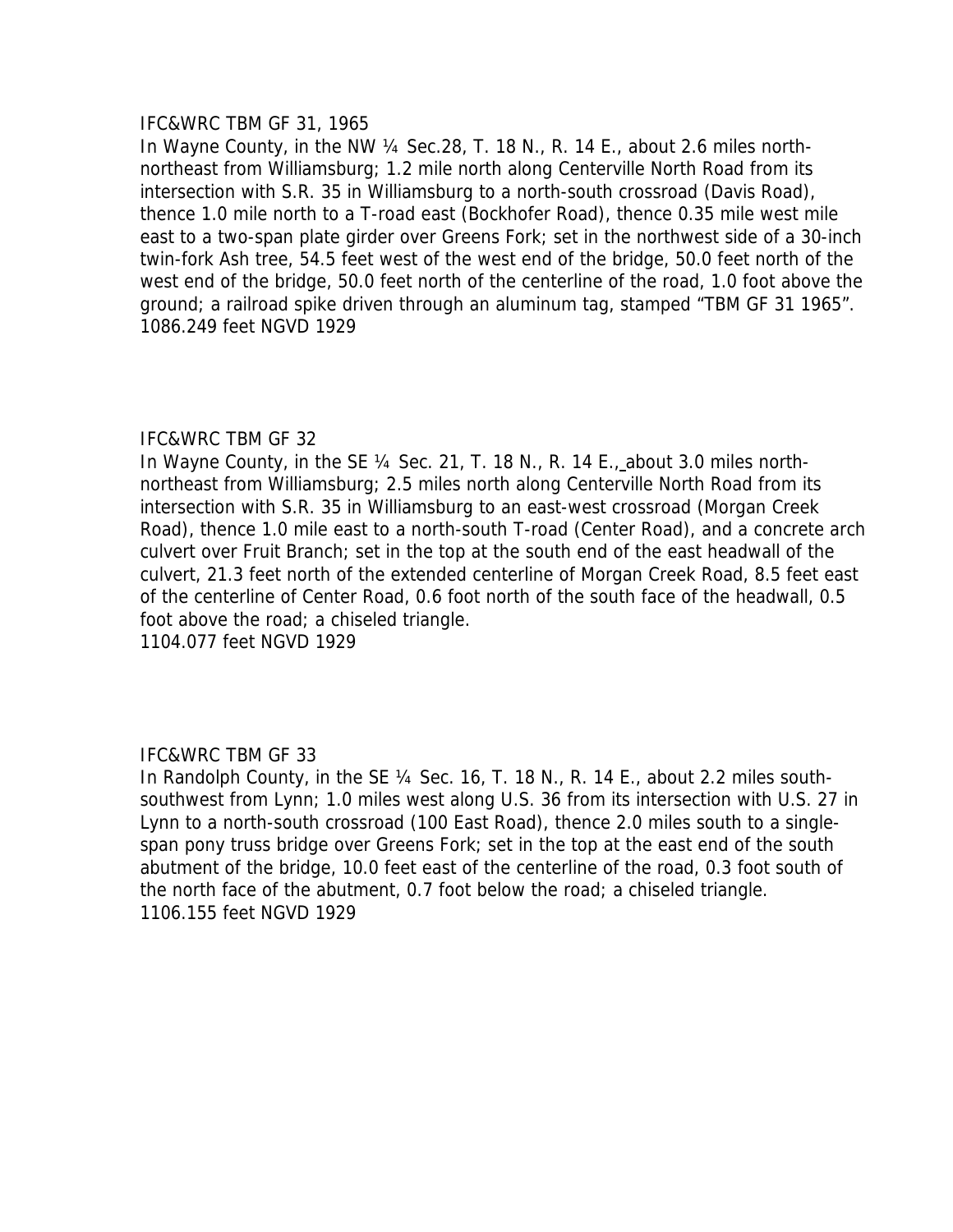IFC&WRC TBM GF 31, 1965

In Wayne County, in the NW ¼ Sec.28, T. 18 N., R. 14 E., about 2.6 miles north-northeast from Williamsburg; 1.2 mile north along Centerville North Road from its intersection with S.R. 35 in Williamsburg to a north-south crossroad (Davis Road), thence 1.0 mile north to a T-road east (Bockhofer Road), thence 0.35 mile west mile east to a two-span plate girder over Greens Fork; set in the northwest side of a 30-inch twin-fork Ash tree, 54.5 feet west of the west end of the bridge, 50.0 feet north of the west end of the bridge, 50.0 feet north of the centerline of the road, 1.0 foot above the ground; a railroad spike driven through an aluminum tag, stamped "TBM GF 31 1965".
1086.249 feet NGVD 1929

IFC&WRC TBM GF 32

In Wayne County, in the SE ¼ Sec. 21, T. 18 N., R. 14 E., about 3.0 miles north-northeast from Williamsburg; 2.5 miles north along Centerville North Road from its intersection with S.R. 35 in Williamsburg to an east-west crossroad (Morgan Creek Road), thence 1.0 mile east to a north-south T-road (Center Road), and a concrete arch culvert over Fruit Branch; set in the top at the south end of the east headwall of the culvert, 21.3 feet north of the extended centerline of Morgan Creek Road, 8.5 feet east of the centerline of Center Road, 0.6 foot north of the south face of the headwall, 0.5 foot above the road; a chiseled triangle.
1104.077 feet NGVD 1929

IFC&WRC TBM GF 33

In Randolph County, in the SE ¼ Sec. 16, T. 18 N., R. 14 E., about 2.2 miles south-southwest from Lynn; 1.0 miles west along U.S. 36 from its intersection with U.S. 27 in Lynn to a north-south crossroad (100 East Road), thence 2.0 miles south to a single-span pony truss bridge over Greens Fork; set in the top at the east end of the south abutment of the bridge, 10.0 feet east of the centerline of the road, 0.3 foot south of the north face of the abutment, 0.7 foot below the road; a chiseled triangle.
1106.155 feet NGVD 1929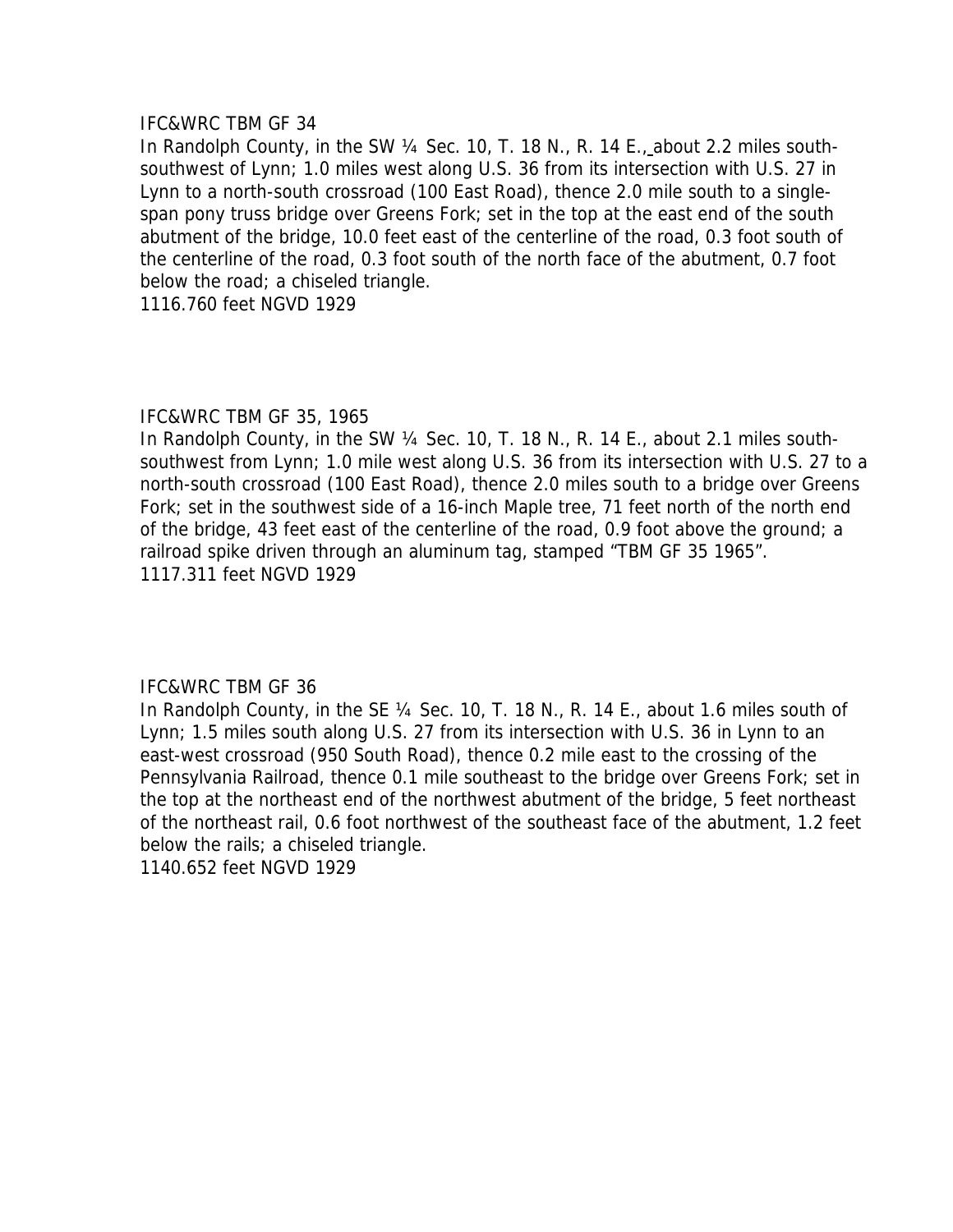IFC&WRC TBM GF 34

In Randolph County, in the SW ¼ Sec. 10, T. 18 N., R. 14 E., about 2.2 miles south-southwest of Lynn; 1.0 miles west along U.S. 36 from its intersection with U.S. 27 in Lynn to a north-south crossroad (100 East Road), thence 2.0 mile south to a single-span pony truss bridge over Greens Fork; set in the top at the east end of the south abutment of the bridge, 10.0 feet east of the centerline of the road, 0.3 foot south of the centerline of the road, 0.3 foot south of the north face of the abutment, 0.7 foot below the road; a chiseled triangle.

1116.760 feet NGVD 1929

IFC&WRC TBM GF 35, 1965

In Randolph County, in the SW ¼ Sec. 10, T. 18 N., R. 14 E., about 2.1 miles south-southwest from Lynn; 1.0 mile west along U.S. 36 from its intersection with U.S. 27 to a north-south crossroad (100 East Road), thence 2.0 miles south to a bridge over Greens Fork; set in the southwest side of a 16-inch Maple tree, 71 feet north of the north end of the bridge, 43 feet east of the centerline of the road, 0.9 foot above the ground; a railroad spike driven through an aluminum tag, stamped "TBM GF 35 1965".

1117.311 feet NGVD 1929

IFC&WRC TBM GF 36

In Randolph County, in the SE ¼ Sec. 10, T. 18 N., R. 14 E., about 1.6 miles south of Lynn; 1.5 miles south along U.S. 27 from its intersection with U.S. 36 in Lynn to an east-west crossroad (950 South Road), thence 0.2 mile east to the crossing of the Pennsylvania Railroad, thence 0.1 mile southeast to the bridge over Greens Fork; set in the top at the northeast end of the northwest abutment of the bridge, 5 feet northeast of the northeast rail, 0.6 foot northwest of the southeast face of the abutment, 1.2 feet below the rails; a chiseled triangle.

1140.652 feet NGVD 1929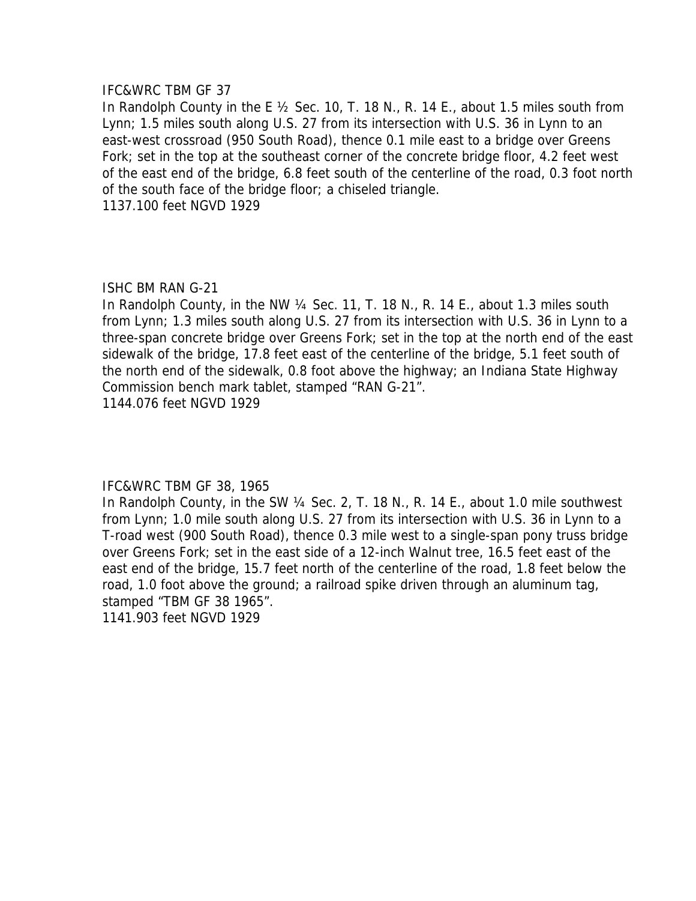IFC&WRC TBM GF 37

In Randolph County in the E ½ Sec. 10, T. 18 N., R. 14 E., about 1.5 miles south from Lynn; 1.5 miles south along U.S. 27 from its intersection with U.S. 36 in Lynn to an east-west crossroad (950 South Road), thence 0.1 mile east to a bridge over Greens Fork; set in the top at the southeast corner of the concrete bridge floor, 4.2 feet west of the east end of the bridge, 6.8 feet south of the centerline of the road, 0.3 foot north of the south face of the bridge floor; a chiseled triangle.

1137.100 feet NGVD 1929

ISHC BM RAN G-21

In Randolph County, in the NW ¼ Sec. 11, T. 18 N., R. 14 E., about 1.3 miles south from Lynn; 1.3 miles south along U.S. 27 from its intersection with U.S. 36 in Lynn to a three-span concrete bridge over Greens Fork; set in the top at the north end of the east sidewalk of the bridge, 17.8 feet east of the centerline of the bridge, 5.1 feet south of the north end of the sidewalk, 0.8 foot above the highway; an Indiana State Highway Commission bench mark tablet, stamped "RAN G-21".

1144.076 feet NGVD 1929

IFC&WRC TBM GF 38, 1965

In Randolph County, in the SW ¼ Sec. 2, T. 18 N., R. 14 E., about 1.0 mile southwest from Lynn; 1.0 mile south along U.S. 27 from its intersection with U.S. 36 in Lynn to a T-road west (900 South Road), thence 0.3 mile west to a single-span pony truss bridge over Greens Fork; set in the east side of a 12-inch Walnut tree, 16.5 feet east of the east end of the bridge, 15.7 feet north of the centerline of the road, 1.8 feet below the road, 1.0 foot above the ground; a railroad spike driven through an aluminum tag, stamped "TBM GF 38 1965".

1141.903 feet NGVD 1929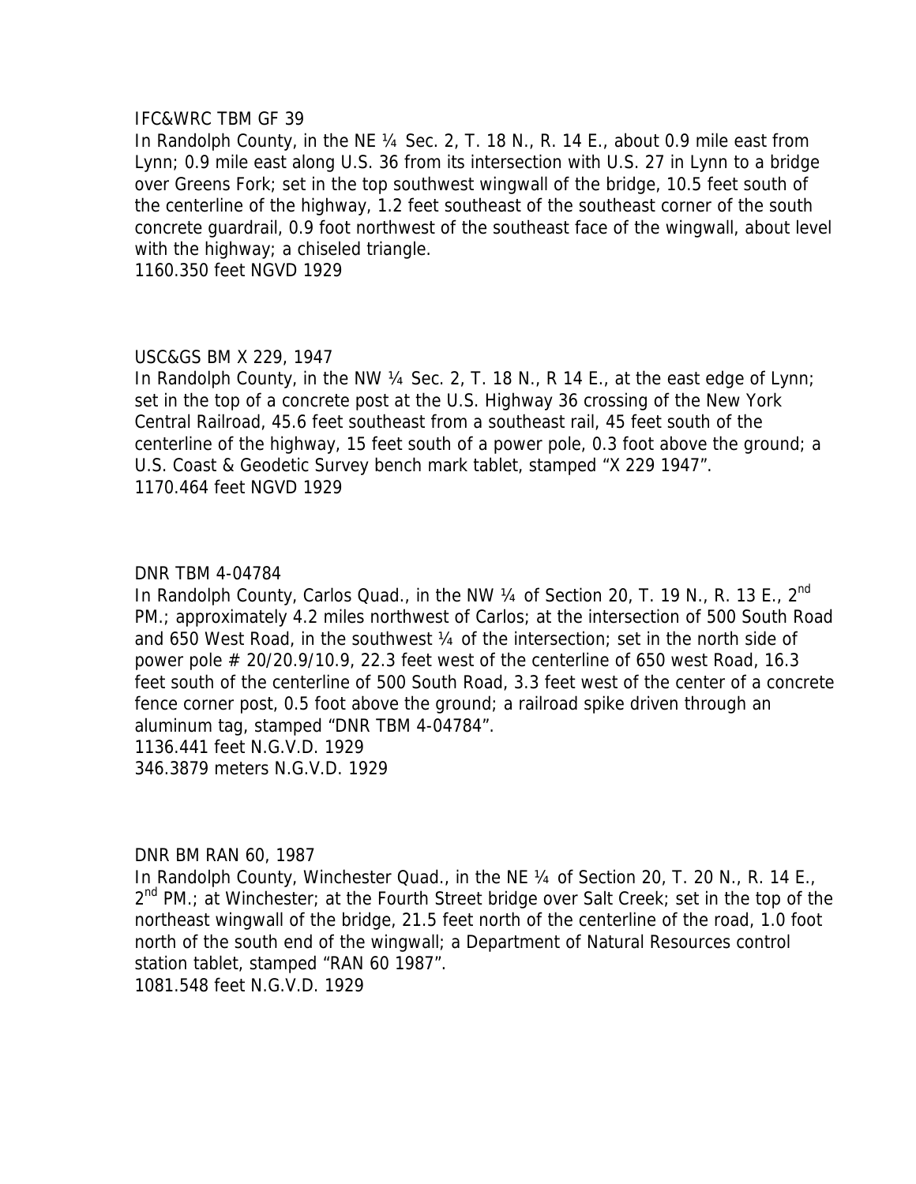IFC&WRC TBM GF 39

In Randolph County, in the NE ¼ Sec. 2, T. 18 N., R. 14 E., about 0.9 mile east from Lynn; 0.9 mile east along U.S. 36 from its intersection with U.S. 27 in Lynn to a bridge over Greens Fork; set in the top southwest wingwall of the bridge, 10.5 feet south of the centerline of the highway, 1.2 feet southeast of the southeast corner of the south concrete guardrail, 0.9 foot northwest of the southeast face of the wingwall, about level with the highway; a chiseled triangle.
1160.350 feet NGVD 1929

USC&GS BM X 229, 1947

In Randolph County, in the NW ¼ Sec. 2, T. 18 N., R 14 E., at the east edge of Lynn; set in the top of a concrete post at the U.S. Highway 36 crossing of the New York Central Railroad, 45.6 feet southeast from a southeast rail, 45 feet south of the centerline of the highway, 15 feet south of a power pole, 0.3 foot above the ground; a U.S. Coast & Geodetic Survey bench mark tablet, stamped "X 229 1947".
1170.464 feet NGVD 1929

DNR TBM 4-04784

In Randolph County, Carlos Quad., in the NW ¼ of Section 20, T. 19 N., R. 13 E., 2nd PM.; approximately 4.2 miles northwest of Carlos; at the intersection of 500 South Road and 650 West Road, in the southwest ¼ of the intersection; set in the north side of power pole # 20/20.9/10.9, 22.3 feet west of the centerline of 650 west Road, 16.3 feet south of the centerline of 500 South Road, 3.3 feet west of the center of a concrete fence corner post, 0.5 foot above the ground; a railroad spike driven through an aluminum tag, stamped "DNR TBM 4-04784".
1136.441 feet N.G.V.D. 1929
346.3879 meters N.G.V.D. 1929

DNR BM RAN 60, 1987

In Randolph County, Winchester Quad., in the NE ¼ of Section 20, T. 20 N., R. 14 E., 2nd PM.; at Winchester; at the Fourth Street bridge over Salt Creek; set in the top of the northeast wingwall of the bridge, 21.5 feet north of the centerline of the road, 1.0 foot north of the south end of the wingwall; a Department of Natural Resources control station tablet, stamped "RAN 60 1987".
1081.548 feet N.G.V.D. 1929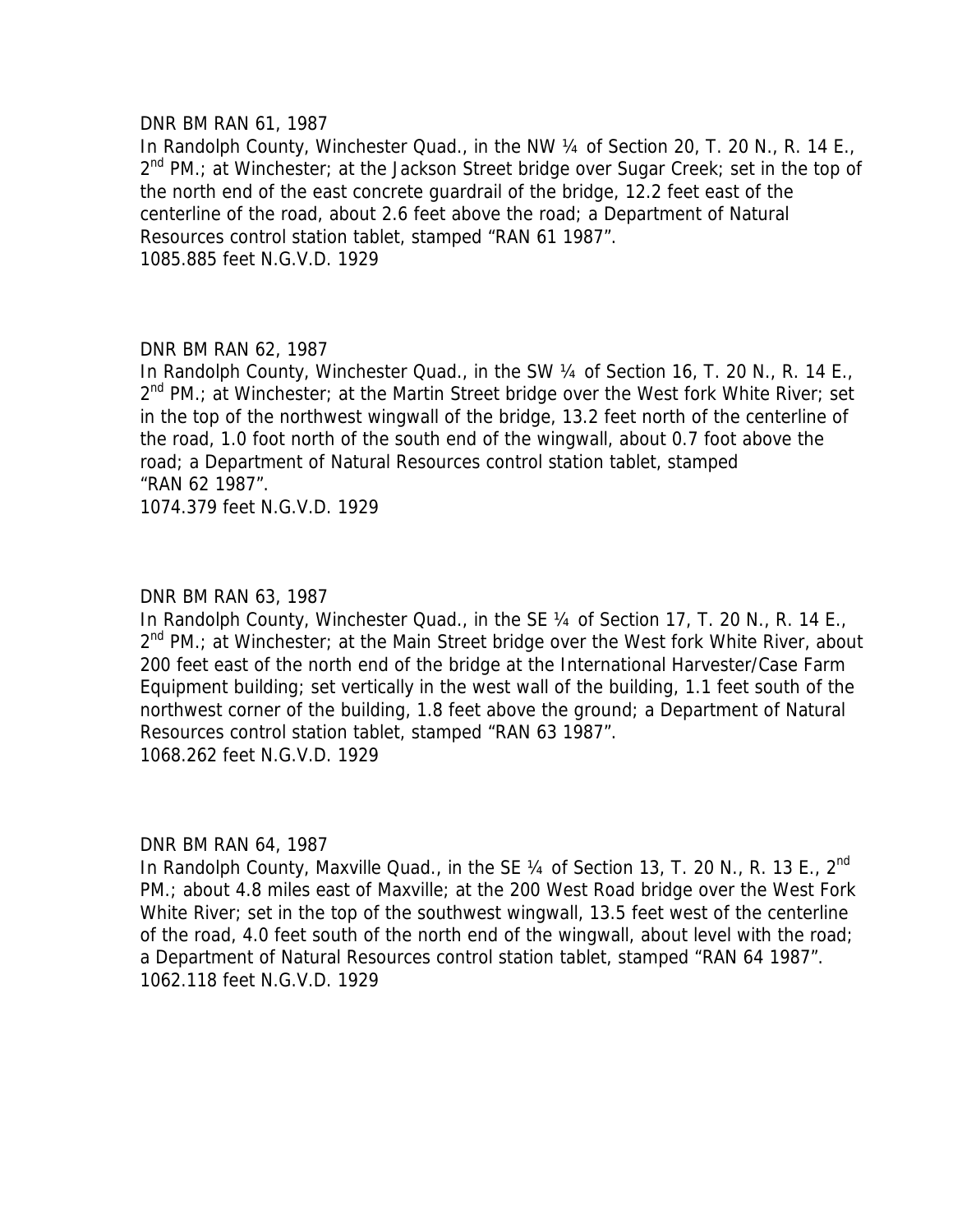DNR BM RAN 61, 1987

In Randolph County, Winchester Quad., in the NW ¼ of Section 20, T. 20 N., R. 14 E., 2nd PM.; at Winchester; at the Jackson Street bridge over Sugar Creek; set in the top of the north end of the east concrete guardrail of the bridge, 12.2 feet east of the centerline of the road, about 2.6 feet above the road; a Department of Natural Resources control station tablet, stamped "RAN 61 1987".
1085.885 feet N.G.V.D. 1929

DNR BM RAN 62, 1987

In Randolph County, Winchester Quad., in the SW ¼ of Section 16, T. 20 N., R. 14 E., 2nd PM.; at Winchester; at the Martin Street bridge over the West fork White River; set in the top of the northwest wingwall of the bridge, 13.2 feet north of the centerline of the road, 1.0 foot north of the south end of the wingwall, about 0.7 foot above the road; a Department of Natural Resources control station tablet, stamped "RAN 62 1987".
1074.379 feet N.G.V.D. 1929

DNR BM RAN 63, 1987

In Randolph County, Winchester Quad., in the SE ¼ of Section 17, T. 20 N., R. 14 E., 2nd PM.; at Winchester; at the Main Street bridge over the West fork White River, about 200 feet east of the north end of the bridge at the International Harvester/Case Farm Equipment building; set vertically in the west wall of the building, 1.1 feet south of the northwest corner of the building, 1.8 feet above the ground; a Department of Natural Resources control station tablet, stamped "RAN 63 1987".
1068.262 feet N.G.V.D. 1929

DNR BM RAN 64, 1987

In Randolph County, Maxville Quad., in the SE ¼ of Section 13, T. 20 N., R. 13 E., 2nd PM.; about 4.8 miles east of Maxville; at the 200 West Road bridge over the West Fork White River; set in the top of the southwest wingwall, 13.5 feet west of the centerline of the road, 4.0 feet south of the north end of the wingwall, about level with the road; a Department of Natural Resources control station tablet, stamped "RAN 64 1987".
1062.118 feet N.G.V.D. 1929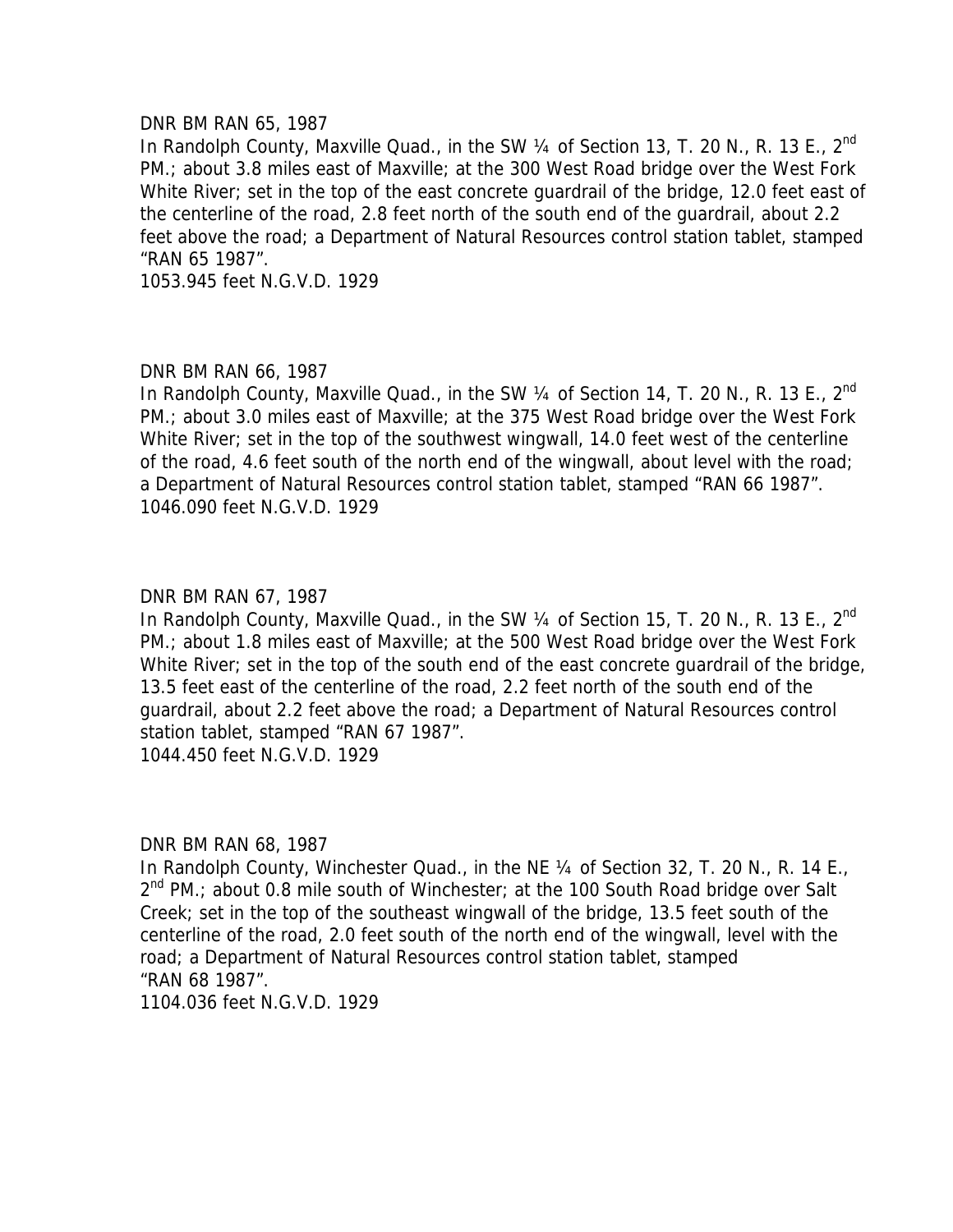DNR BM RAN 65, 1987

In Randolph County, Maxville Quad., in the SW ¼ of Section 13, T. 20 N., R. 13 E., 2nd PM.; about 3.8 miles east of Maxville; at the 300 West Road bridge over the West Fork White River; set in the top of the east concrete guardrail of the bridge, 12.0 feet east of the centerline of the road, 2.8 feet north of the south end of the guardrail, about 2.2 feet above the road; a Department of Natural Resources control station tablet, stamped "RAN 65 1987".

1053.945 feet N.G.V.D. 1929

DNR BM RAN 66, 1987

In Randolph County, Maxville Quad., in the SW ¼ of Section 14, T. 20 N., R. 13 E., 2nd PM.; about 3.0 miles east of Maxville; at the 375 West Road bridge over the West Fork White River; set in the top of the southwest wingwall, 14.0 feet west of the centerline of the road, 4.6 feet south of the north end of the wingwall, about level with the road; a Department of Natural Resources control station tablet, stamped "RAN 66 1987".

1046.090 feet N.G.V.D. 1929

DNR BM RAN 67, 1987

In Randolph County, Maxville Quad., in the SW ¼ of Section 15, T. 20 N., R. 13 E., 2nd PM.; about 1.8 miles east of Maxville; at the 500 West Road bridge over the West Fork White River; set in the top of the south end of the east concrete guardrail of the bridge, 13.5 feet east of the centerline of the road, 2.2 feet north of the south end of the guardrail, about 2.2 feet above the road; a Department of Natural Resources control station tablet, stamped "RAN 67 1987".

1044.450 feet N.G.V.D. 1929

DNR BM RAN 68, 1987

In Randolph County, Winchester Quad., in the NE ¼ of Section 32, T. 20 N., R. 14 E., 2nd PM.; about 0.8 mile south of Winchester; at the 100 South Road bridge over Salt Creek; set in the top of the southeast wingwall of the bridge, 13.5 feet south of the centerline of the road, 2.0 feet south of the north end of the wingwall, level with the road; a Department of Natural Resources control station tablet, stamped "RAN 68 1987".

1104.036 feet N.G.V.D. 1929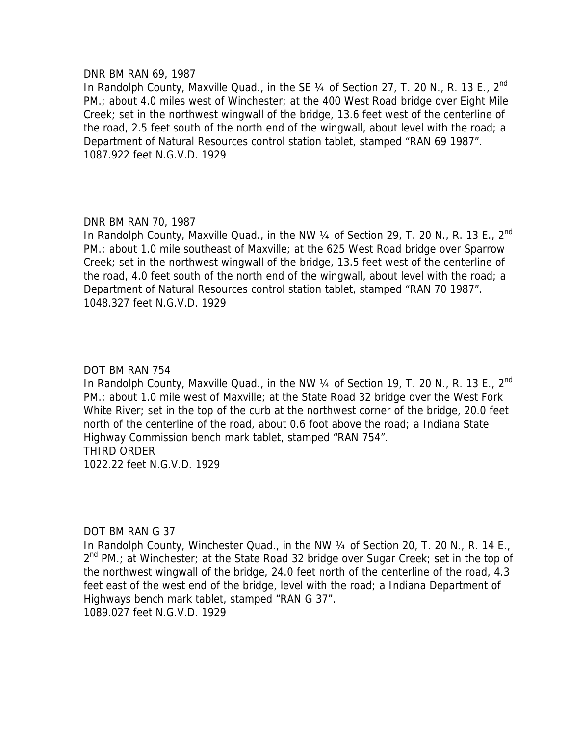DNR BM RAN 69, 1987

In Randolph County, Maxville Quad., in the SE ¼ of Section 27, T. 20 N., R. 13 E., 2nd PM.; about 4.0 miles west of Winchester; at the 400 West Road bridge over Eight Mile Creek; set in the northwest wingwall of the bridge, 13.6 feet west of the centerline of the road, 2.5 feet south of the north end of the wingwall, about level with the road; a Department of Natural Resources control station tablet, stamped "RAN 69 1987".
1087.922 feet N.G.V.D. 1929

DNR BM RAN 70, 1987

In Randolph County, Maxville Quad., in the NW ¼ of Section 29, T. 20 N., R. 13 E., 2nd PM.; about 1.0 mile southeast of Maxville; at the 625 West Road bridge over Sparrow Creek; set in the northwest wingwall of the bridge, 13.5 feet west of the centerline of the road, 4.0 feet south of the north end of the wingwall, about level with the road; a Department of Natural Resources control station tablet, stamped "RAN 70 1987".
1048.327 feet N.G.V.D. 1929

DOT BM RAN 754

In Randolph County, Maxville Quad., in the NW ¼ of Section 19, T. 20 N., R. 13 E., 2nd PM.; about 1.0 mile west of Maxville; at the State Road 32 bridge over the West Fork White River; set in the top of the curb at the northwest corner of the bridge, 20.0 feet north of the centerline of the road, about 0.6 foot above the road; a Indiana State Highway Commission bench mark tablet, stamped "RAN 754".
THIRD ORDER
1022.22 feet N.G.V.D. 1929

DOT BM RAN G 37

In Randolph County, Winchester Quad., in the NW ¼ of Section 20, T. 20 N., R. 14 E., 2nd PM.; at Winchester; at the State Road 32 bridge over Sugar Creek; set in the top of the northwest wingwall of the bridge, 24.0 feet north of the centerline of the road, 4.3 feet east of the west end of the bridge, level with the road; a Indiana Department of Highways bench mark tablet, stamped "RAN G 37".
1089.027 feet N.G.V.D. 1929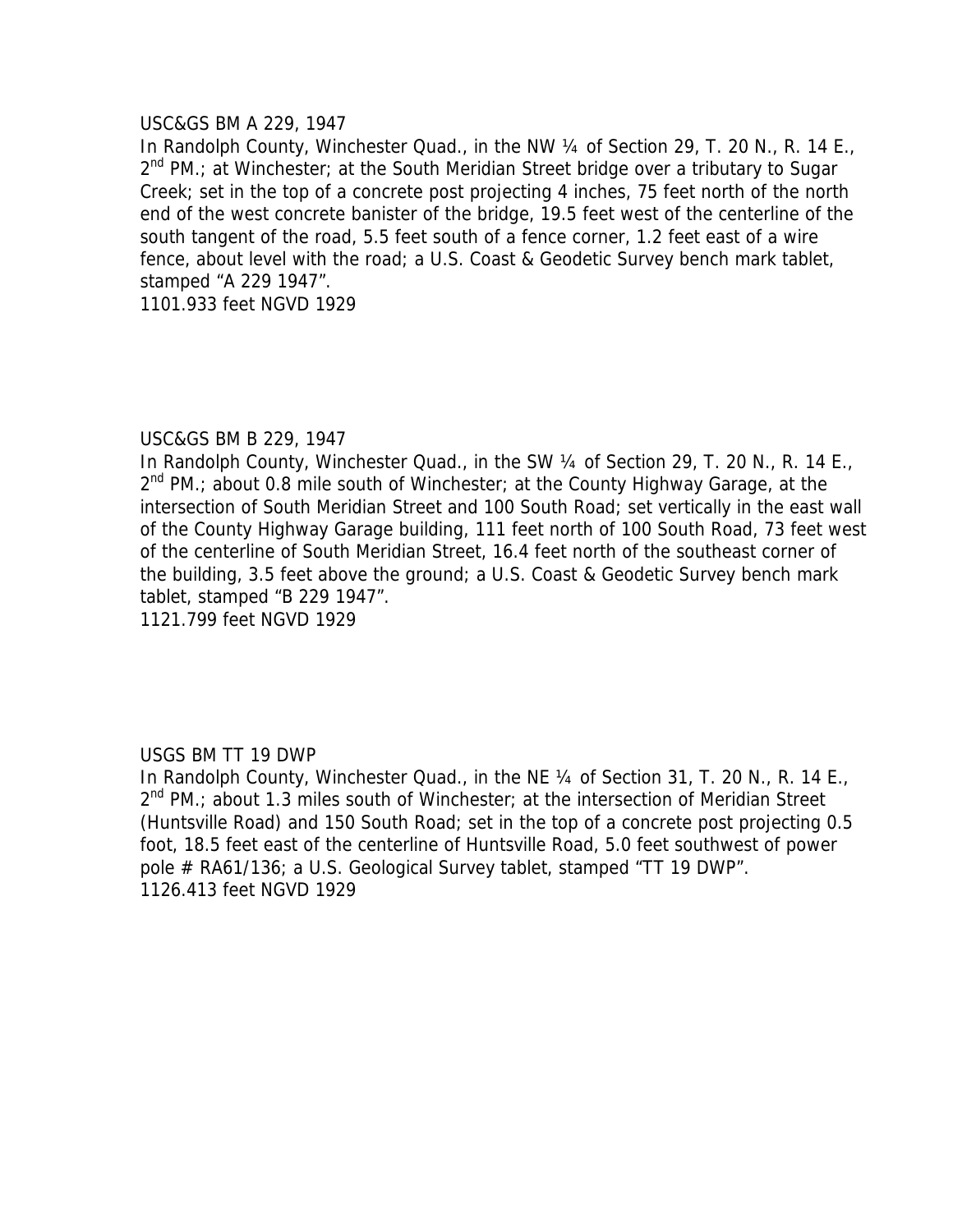USC&GS BM A 229, 1947

In Randolph County, Winchester Quad., in the NW ¼ of Section 29, T. 20 N., R. 14 E., 2nd PM.; at Winchester; at the South Meridian Street bridge over a tributary to Sugar Creek; set in the top of a concrete post projecting 4 inches, 75 feet north of the north end of the west concrete banister of the bridge, 19.5 feet west of the centerline of the south tangent of the road, 5.5 feet south of a fence corner, 1.2 feet east of a wire fence, about level with the road; a U.S. Coast & Geodetic Survey bench mark tablet, stamped "A 229 1947".

1101.933 feet NGVD 1929

USC&GS BM B 229, 1947

In Randolph County, Winchester Quad., in the SW ¼ of Section 29, T. 20 N., R. 14 E., 2nd PM.; about 0.8 mile south of Winchester; at the County Highway Garage, at the intersection of South Meridian Street and 100 South Road; set vertically in the east wall of the County Highway Garage building, 111 feet north of 100 South Road, 73 feet west of the centerline of South Meridian Street, 16.4 feet north of the southeast corner of the building, 3.5 feet above the ground; a U.S. Coast & Geodetic Survey bench mark tablet, stamped "B 229 1947".

1121.799 feet NGVD 1929

USGS BM TT 19 DWP

In Randolph County, Winchester Quad., in the NE ¼ of Section 31, T. 20 N., R. 14 E., 2nd PM.; about 1.3 miles south of Winchester; at the intersection of Meridian Street (Huntsville Road) and 150 South Road; set in the top of a concrete post projecting 0.5 foot, 18.5 feet east of the centerline of Huntsville Road, 5.0 feet southwest of power pole # RA61/136; a U.S. Geological Survey tablet, stamped "TT 19 DWP".

1126.413 feet NGVD 1929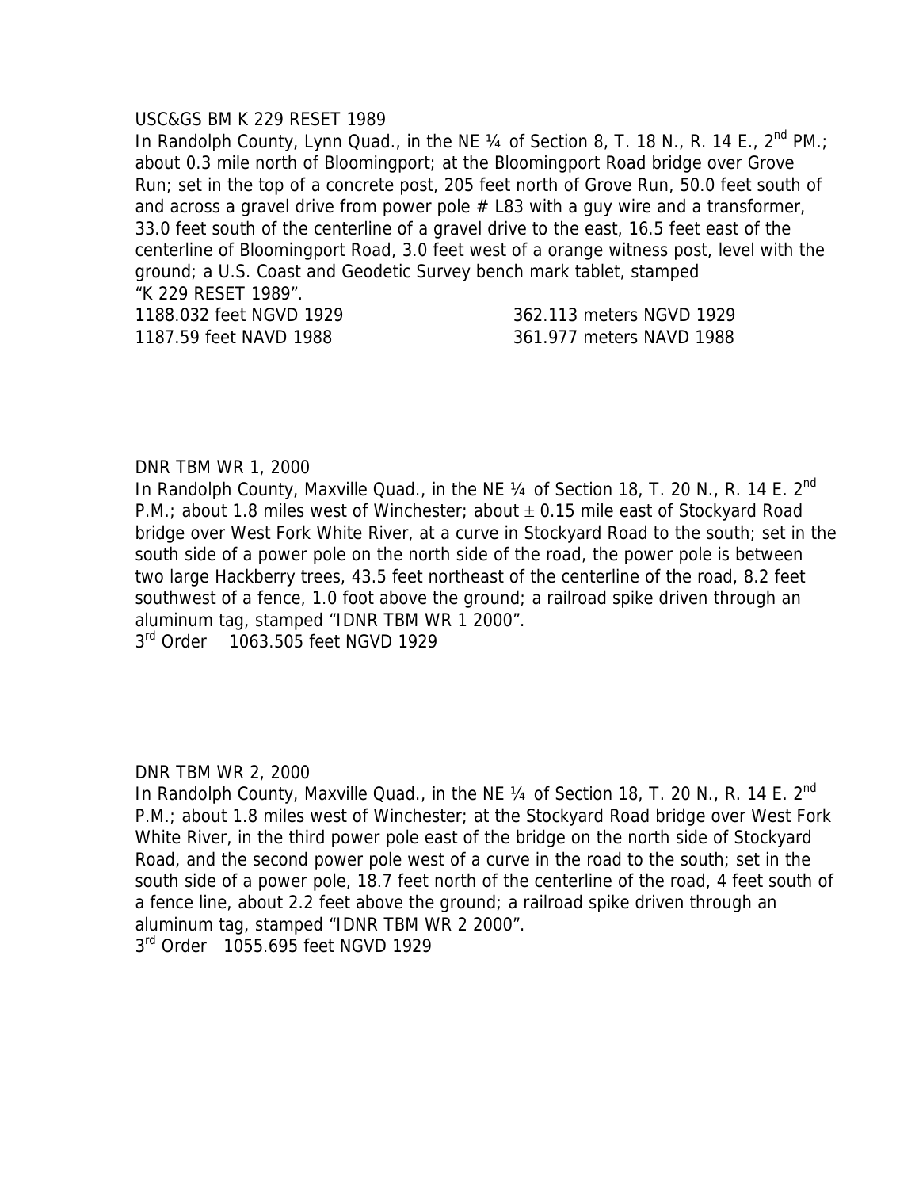USC&GS BM K 229 RESET 1989
In Randolph County, Lynn Quad., in the NE ¼ of Section 8, T. 18 N., R. 14 E., 2nd PM.; about 0.3 mile north of Bloomingport; at the Bloomingport Road bridge over Grove Run; set in the top of a concrete post, 205 feet north of Grove Run, 50.0 feet south of and across a gravel drive from power pole # L83 with a guy wire and a transformer, 33.0 feet south of the centerline of a gravel drive to the east, 16.5 feet east of the centerline of Bloomingport Road, 3.0 feet west of a orange witness post, level with the ground; a U.S. Coast and Geodetic Survey bench mark tablet, stamped "K 229 RESET 1989".

1188.032 feet NGVD 1929 &nbsp;&nbsp;&nbsp;&nbsp; 362.113 meters NGVD 1929
1187.59 feet NAVD 1988 &nbsp;&nbsp;&nbsp;&nbsp; 361.977 meters NAVD 1988

DNR TBM WR 1, 2000
In Randolph County, Maxville Quad., in the NE ¼ of Section 18, T. 20 N., R. 14 E. 2nd P.M.; about 1.8 miles west of Winchester; about ± 0.15 mile east of Stockyard Road bridge over West Fork White River, at a curve in Stockyard Road to the south; set in the south side of a power pole on the north side of the road, the power pole is between two large Hackberry trees, 43.5 feet northeast of the centerline of the road, 8.2 feet southwest of a fence, 1.0 foot above the ground; a railroad spike driven through an aluminum tag, stamped "IDNR TBM WR 1 2000".
3rd Order &nbsp;&nbsp; 1063.505 feet NGVD 1929

DNR TBM WR 2, 2000
In Randolph County, Maxville Quad., in the NE ¼ of Section 18, T. 20 N., R. 14 E. 2nd P.M.; about 1.8 miles west of Winchester; at the Stockyard Road bridge over West Fork White River, in the third power pole east of the bridge on the north side of Stockyard Road, and the second power pole west of a curve in the road to the south; set in the south side of a power pole, 18.7 feet north of the centerline of the road, 4 feet south of a fence line, about 2.2 feet above the ground; a railroad spike driven through an aluminum tag, stamped "IDNR TBM WR 2 2000".
3rd Order &nbsp;&nbsp; 1055.695 feet NGVD 1929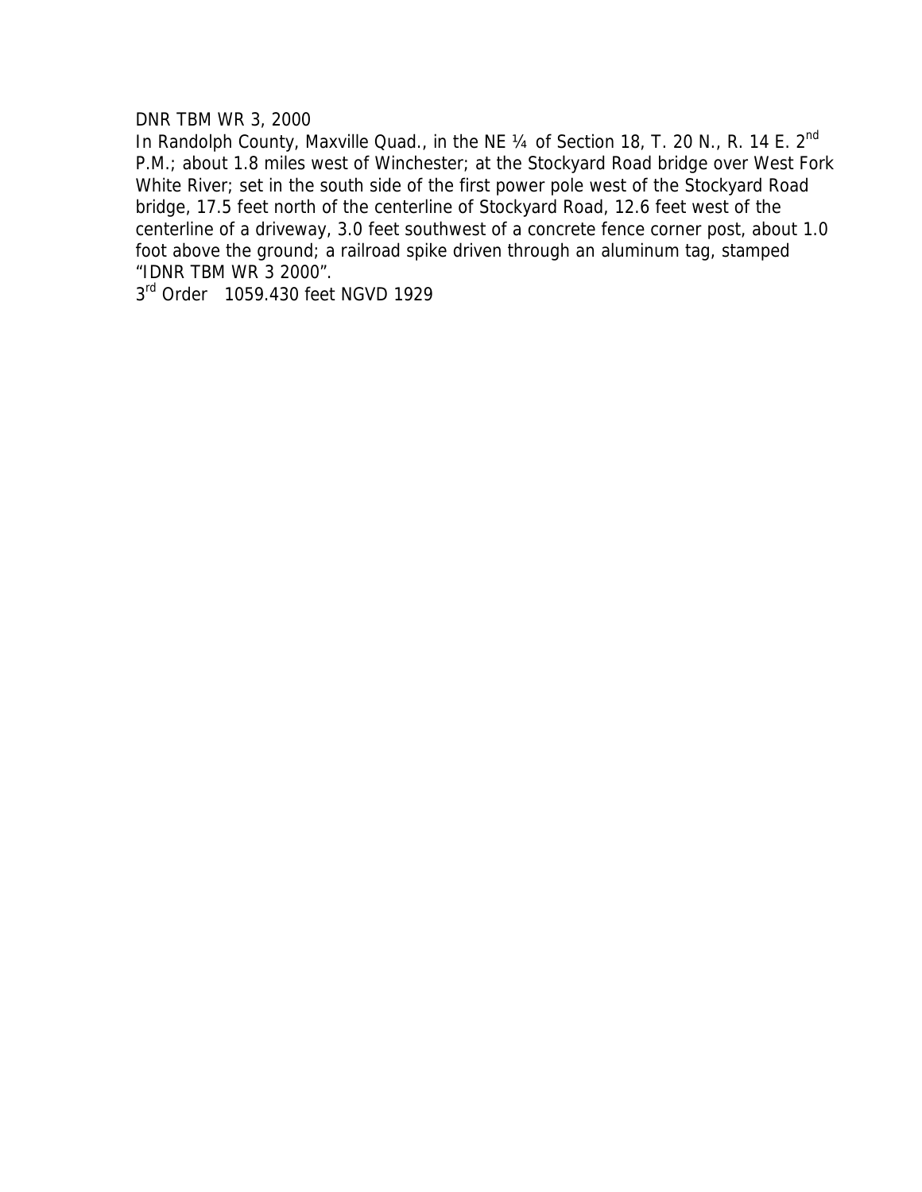DNR TBM WR 3, 2000

In Randolph County, Maxville Quad., in the NE ¼ of Section 18, T. 20 N., R. 14 E. 2nd P.M.; about 1.8 miles west of Winchester; at the Stockyard Road bridge over West Fork White River; set in the south side of the first power pole west of the Stockyard Road bridge, 17.5 feet north of the centerline of Stockyard Road, 12.6 feet west of the centerline of a driveway, 3.0 feet southwest of a concrete fence corner post, about 1.0 foot above the ground; a railroad spike driven through an aluminum tag, stamped "IDNR TBM WR 3 2000".

3rd Order 1059.430 feet NGVD 1929